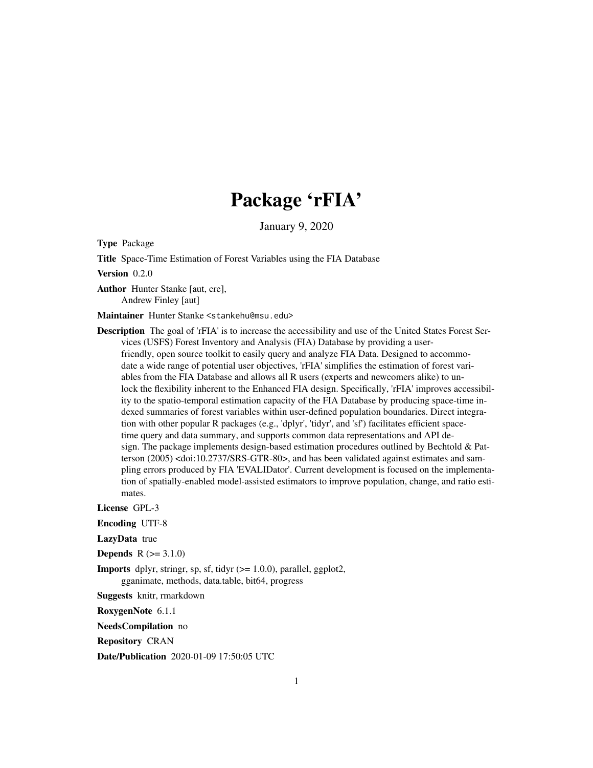# Package 'rFIA'

January 9, 2020

**Type** Package

**Title** Space-Time Estimation of Forest Variables using the FIA Database

**Version** 0.2.0

**Author** Hunter Stanke [aut, cre],
Andrew Finley [aut]

**Maintainer** Hunter Stanke <stankehu@msu.edu>

**Description** The goal of 'rFIA' is to increase the accessibility and use of the United States Forest Services (USFS) Forest Inventory and Analysis (FIA) Database by providing a user-friendly, open source toolkit to easily query and analyze FIA Data. Designed to accommodate a wide range of potential user objectives, 'rFIA' simplifies the estimation of forest variables from the FIA Database and allows all R users (experts and newcomers alike) to unlock the flexibility inherent to the Enhanced FIA design. Specifically, 'rFIA' improves accessibility to the spatio-temporal estimation capacity of the FIA Database by producing space-time indexed summaries of forest variables within user-defined population boundaries. Direct integration with other popular R packages (e.g., 'dplyr', 'tidyr', and 'sf') facilitates efficient space-time query and data summary, and supports common data representations and API design. The package implements design-based estimation procedures outlined by Bechtold & Patterson (2005) <doi:10.2737/SRS-GTR-80>, and has been validated against estimates and sampling errors produced by FIA 'EVALIDator'. Current development is focused on the implementation of spatially-enabled model-assisted estimators to improve population, change, and ratio estimates.

**License** GPL-3

**Encoding** UTF-8

**LazyData** true

**Depends** R (>= 3.1.0)

**Imports** dplyr, stringr, sp, sf, tidyr (>= 1.0.0), parallel, ggplot2, gganimate, methods, data.table, bit64, progress

**Suggests** knitr, rmarkdown

**RoxygenNote** 6.1.1

**NeedsCompilation** no

**Repository** CRAN

**Date/Publication** 2020-01-09 17:50:05 UTC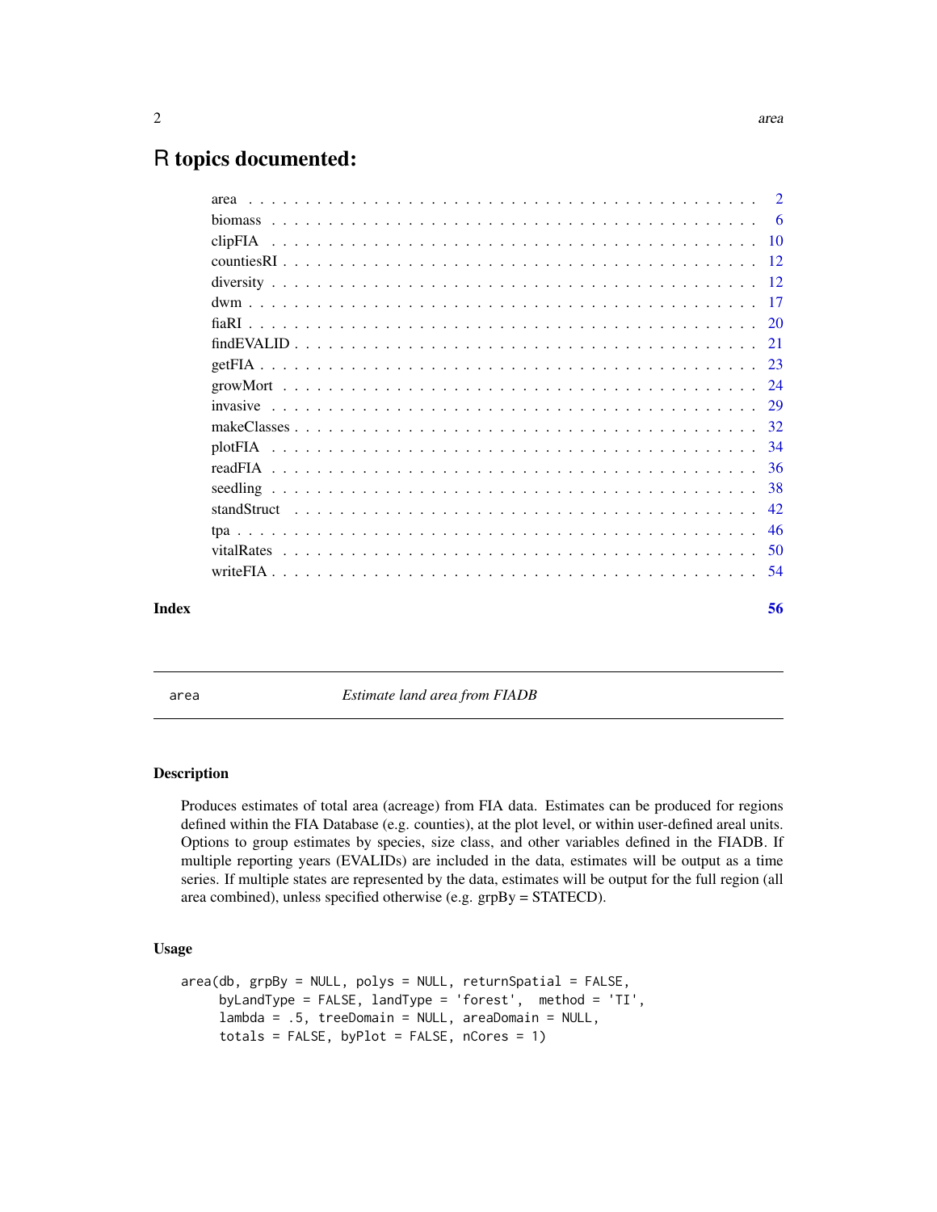# R topics documented:

| | |
|---|---|
| area | 2 |
| biomass | 6 |
| clipFIA | 10 |
| countiesRI | 12 |
| diversity | 12 |
| dwm | 17 |
| fiaRI | 20 |
| findEVALID | 21 |
| getFIA | 23 |
| growMort | 24 |
| invasive | 29 |
| makeClasses | 32 |
| plotFIA | 34 |
| readFIA | 36 |
| seedling | 38 |
| standStruct | 42 |
| tpa | 46 |
| vitalRates | 50 |
| writeFIA | 54 |

**Index** 56

---

## area — *Estimate land area from FIADB*

### Description

Produces estimates of total area (acreage) from FIA data. Estimates can be produced for regions defined within the FIA Database (e.g. counties), at the plot level, or within user-defined areal units. Options to group estimates by species, size class, and other variables defined in the FIADB. If multiple reporting years (EVALIDs) are included in the data, estimates will be output as a time series. If multiple states are represented by the data, estimates will be output for the full region (all area combined), unless specified otherwise (e.g. grpBy = STATECD).

### Usage

```
area(db, grpBy = NULL, polys = NULL, returnSpatial = FALSE,
     byLandType = FALSE, landType = 'forest',  method = 'TI',
     lambda = .5, treeDomain = NULL, areaDomain = NULL,
     totals = FALSE, byPlot = FALSE, nCores = 1)
```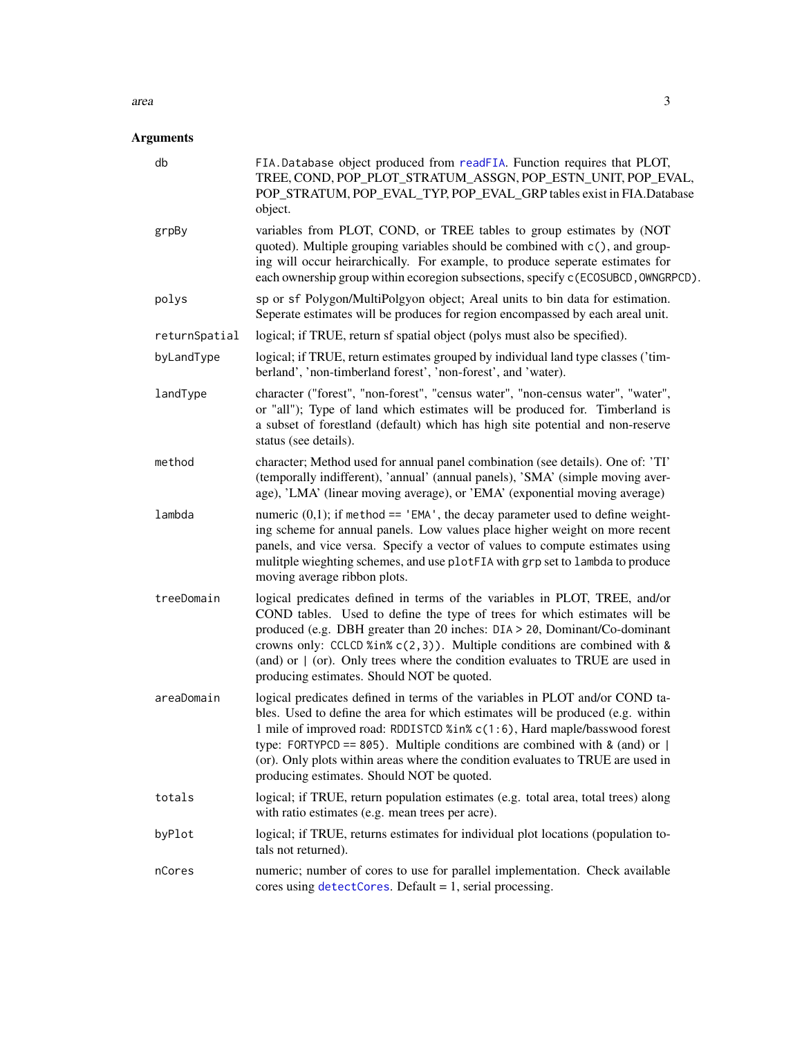## Arguments

| | |
|---|---|
| `db` | `FIA.Database` object produced from `readFIA`. Function requires that PLOT, TREE, COND, POP_PLOT_STRATUM_ASSGN, POP_ESTN_UNIT, POP_EVAL, POP_STRATUM, POP_EVAL_TYP, POP_EVAL_GRP tables exist in FIA.Database object. |
| `grpBy` | variables from PLOT, COND, or TREE tables to group estimates by (NOT quoted). Multiple grouping variables should be combined with `c()`, and grouping will occur heirarchically. For example, to produce seperate estimates for each ownership group within ecoregion subsections, specify `c(ECOSUBCD, OWNGRPCD)`. |
| `polys` | `sp` or `sf` Polygon/MultiPolgyon object; Areal units to bin data for estimation. Seperate estimates will be produces for region encompassed by each areal unit. |
| `returnSpatial` | logical; if TRUE, return sf spatial object (polys must also be specified). |
| `byLandType` | logical; if TRUE, return estimates grouped by individual land type classes ('timberland', 'non-timberland forest', 'non-forest', and 'water). |
| `landType` | character ("forest", "non-forest", "census water", "non-census water", "water", or "all"); Type of land which estimates will be produced for. Timberland is a subset of forestland (default) which has high site potential and non-reserve status (see details). |
| `method` | character; Method used for annual panel combination (see details). One of: 'TI' (temporally indifferent), 'annual' (annual panels), 'SMA' (simple moving average), 'LMA' (linear moving average), or 'EMA' (exponential moving average) |
| `lambda` | numeric (0,1); if `method == 'EMA'`, the decay parameter used to define weighting scheme for annual panels. Low values place higher weight on more recent panels, and vice versa. Specify a vector of values to compute estimates using mulitple wieghting schemes, and use `plotFIA` with `grp` set to `lambda` to produce moving average ribbon plots. |
| `treeDomain` | logical predicates defined in terms of the variables in PLOT, TREE, and/or COND tables. Used to define the type of trees for which estimates will be produced (e.g. DBH greater than 20 inches: `DIA > 20`, Dominant/Co-dominant crowns only: `CCLCD %in% c(2,3))`. Multiple conditions are combined with `&` (and) or `|` (or). Only trees where the condition evaluates to TRUE are used in producing estimates. Should NOT be quoted. |
| `areaDomain` | logical predicates defined in terms of the variables in PLOT and/or COND tables. Used to define the area for which estimates will be produced (e.g. within 1 mile of improved road: `RDDISTCD %in% c(1:6)`, Hard maple/basswood forest type: `FORTYPCD == 805)`. Multiple conditions are combined with `&` (and) or `|` (or). Only plots within areas where the condition evaluates to TRUE are used in producing estimates. Should NOT be quoted. |
| `totals` | logical; if TRUE, return population estimates (e.g. total area, total trees) along with ratio estimates (e.g. mean trees per acre). |
| `byPlot` | logical; if TRUE, returns estimates for individual plot locations (population totals not returned). |
| `nCores` | numeric; number of cores to use for parallel implementation. Check available cores using `detectCores`. Default = 1, serial processing. |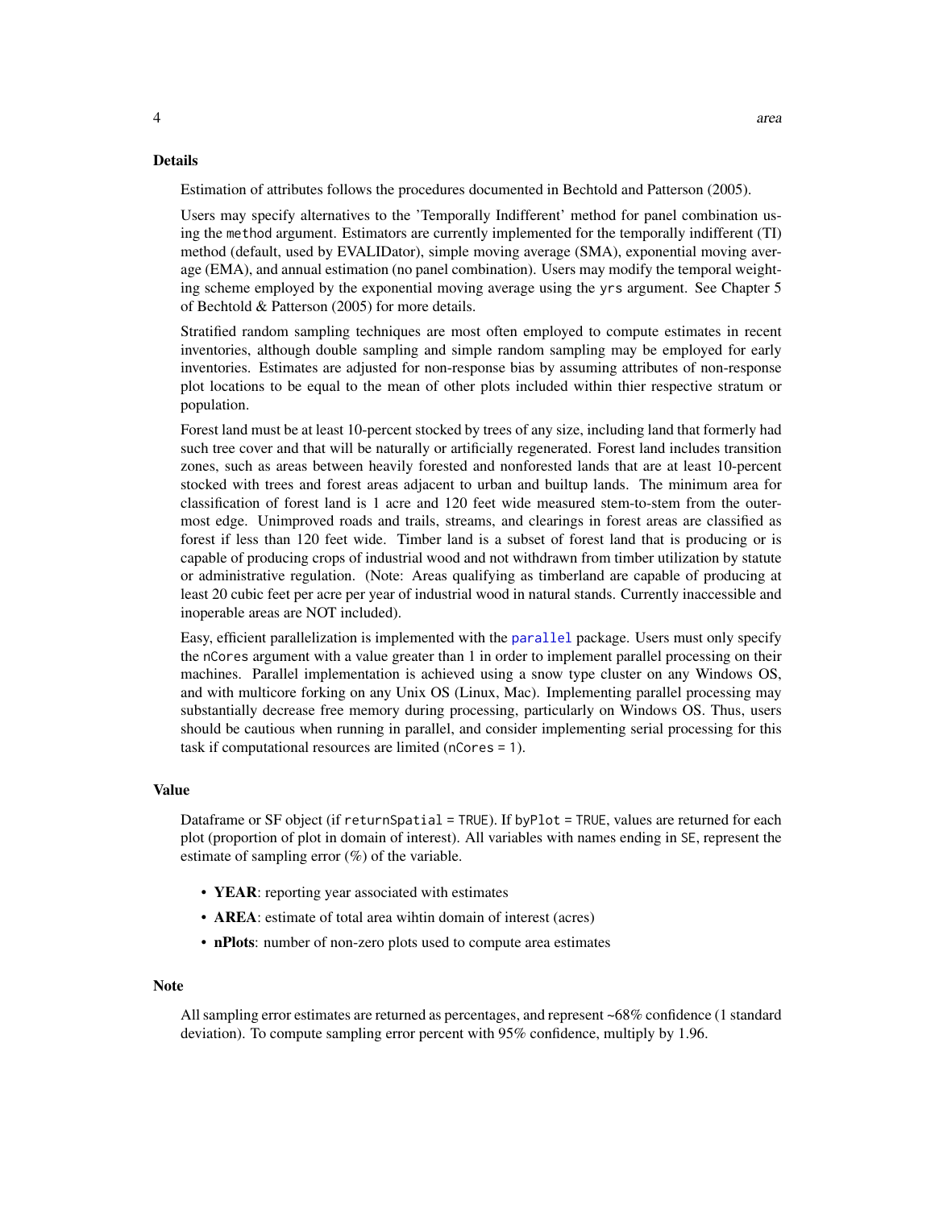### Details

Estimation of attributes follows the procedures documented in Bechtold and Patterson (2005).

Users may specify alternatives to the 'Temporally Indifferent' method for panel combination using the `method` argument. Estimators are currently implemented for the temporally indifferent (TI) method (default, used by EVALIDator), simple moving average (SMA), exponential moving average (EMA), and annual estimation (no panel combination). Users may modify the temporal weighting scheme employed by the exponential moving average using the `yrs` argument. See Chapter 5 of Bechtold & Patterson (2005) for more details.

Stratified random sampling techniques are most often employed to compute estimates in recent inventories, although double sampling and simple random sampling may be employed for early inventories. Estimates are adjusted for non-response bias by assuming attributes of non-response plot locations to be equal to the mean of other plots included within thier respective stratum or population.

Forest land must be at least 10-percent stocked by trees of any size, including land that formerly had such tree cover and that will be naturally or artificially regenerated. Forest land includes transition zones, such as areas between heavily forested and nonforested lands that are at least 10-percent stocked with trees and forest areas adjacent to urban and builtup lands. The minimum area for classification of forest land is 1 acre and 120 feet wide measured stem-to-stem from the outermost edge. Unimproved roads and trails, streams, and clearings in forest areas are classified as forest if less than 120 feet wide. Timber land is a subset of forest land that is producing or is capable of producing crops of industrial wood and not withdrawn from timber utilization by statute or administrative regulation. (Note: Areas qualifying as timberland are capable of producing at least 20 cubic feet per acre per year of industrial wood in natural stands. Currently inaccessible and inoperable areas are NOT included).

Easy, efficient parallelization is implemented with the `parallel` package. Users must only specify the `nCores` argument with a value greater than 1 in order to implement parallel processing on their machines. Parallel implementation is achieved using a snow type cluster on any Windows OS, and with multicore forking on any Unix OS (Linux, Mac). Implementing parallel processing may substantially decrease free memory during processing, particularly on Windows OS. Thus, users should be cautious when running in parallel, and consider implementing serial processing for this task if computational resources are limited (`nCores = 1`).

### Value

Dataframe or SF object (if `returnSpatial = TRUE`). If `byPlot = TRUE`, values are returned for each plot (proportion of plot in domain of interest). All variables with names ending in `SE`, represent the estimate of sampling error (%) of the variable.

- **YEAR**: reporting year associated with estimates
- **AREA**: estimate of total area wihtin domain of interest (acres)
- **nPlots**: number of non-zero plots used to compute area estimates

### Note

All sampling error estimates are returned as percentages, and represent ~68% confidence (1 standard deviation). To compute sampling error percent with 95% confidence, multiply by 1.96.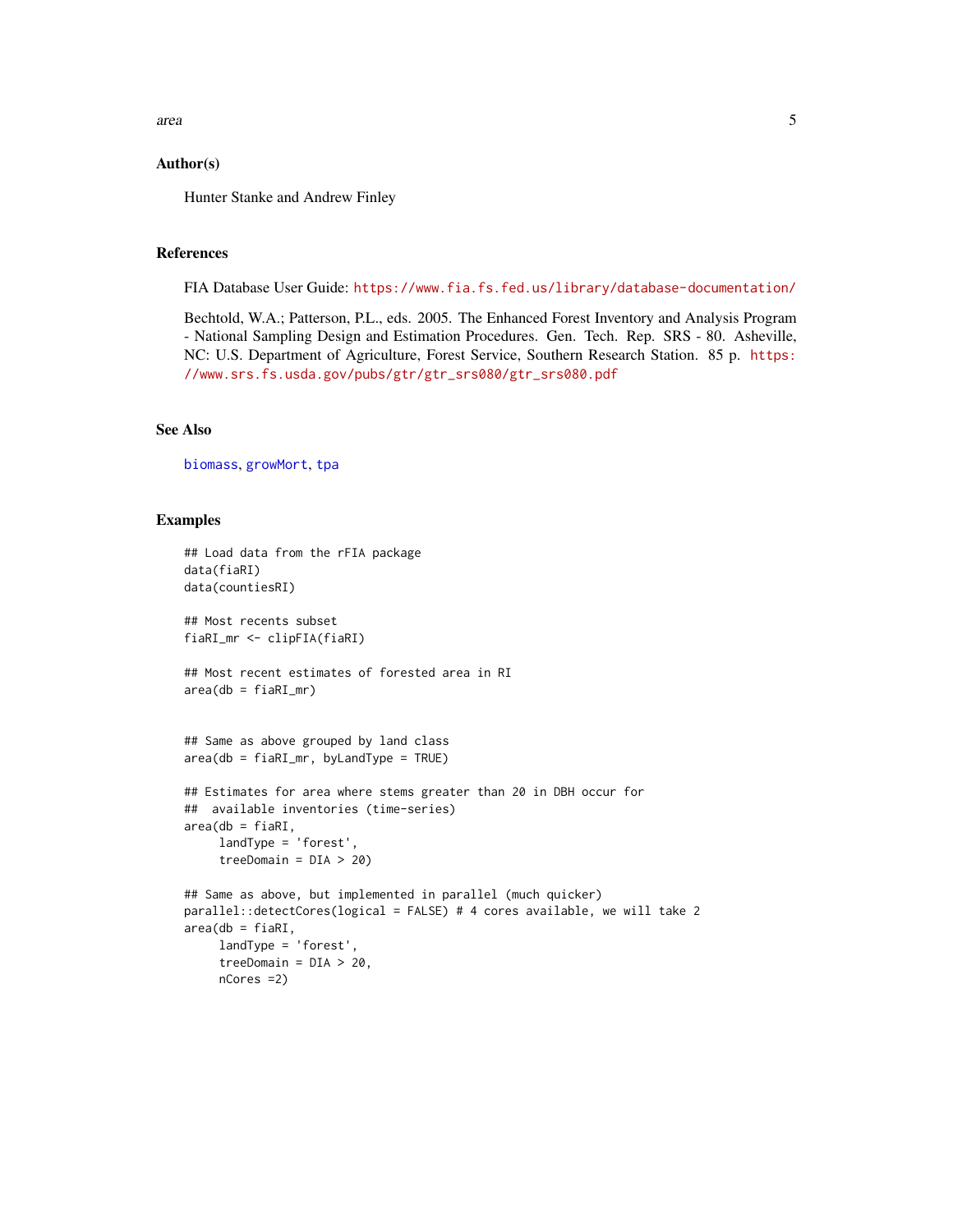## Author(s)

Hunter Stanke and Andrew Finley

## References

FIA Database User Guide: https://www.fia.fs.fed.us/library/database-documentation/

Bechtold, W.A.; Patterson, P.L., eds. 2005. The Enhanced Forest Inventory and Analysis Program - National Sampling Design and Estimation Procedures. Gen. Tech. Rep. SRS - 80. Asheville, NC: U.S. Department of Agriculture, Forest Service, Southern Research Station. 85 p. https://www.srs.fs.usda.gov/pubs/gtr/gtr_srs080/gtr_srs080.pdf

## See Also

biomass, growMort, tpa

## Examples

```
## Load data from the rFIA package
data(fiaRI)
data(countiesRI)

## Most recents subset
fiaRI_mr <- clipFIA(fiaRI)

## Most recent estimates of forested area in RI
area(db = fiaRI_mr)


## Same as above grouped by land class
area(db = fiaRI_mr, byLandType = TRUE)

## Estimates for area where stems greater than 20 in DBH occur for
##  available inventories (time-series)
area(db = fiaRI,
     landType = 'forest',
     treeDomain = DIA > 20)

## Same as above, but implemented in parallel (much quicker)
parallel::detectCores(logical = FALSE) # 4 cores available, we will take 2
area(db = fiaRI,
     landType = 'forest',
     treeDomain = DIA > 20,
     nCores =2)
```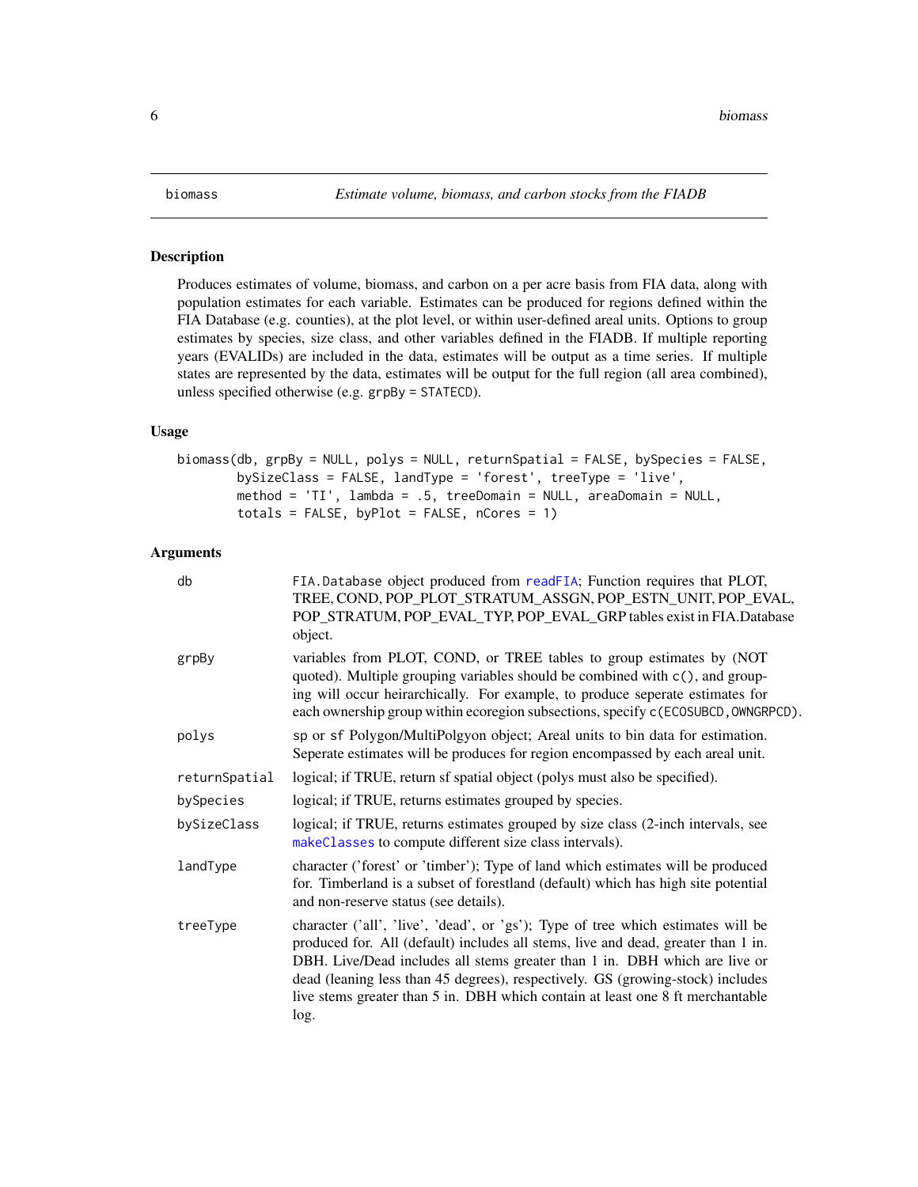`biomass` *Estimate volume, biomass, and carbon stocks from the FIADB*

## Description

Produces estimates of volume, biomass, and carbon on a per acre basis from FIA data, along with population estimates for each variable. Estimates can be produced for regions defined within the FIA Database (e.g. counties), at the plot level, or within user-defined areal units. Options to group estimates by species, size class, and other variables defined in the FIADB. If multiple reporting years (EVALIDs) are included in the data, estimates will be output as a time series. If multiple states are represented by the data, estimates will be output for the full region (all area combined), unless specified otherwise (e.g. `grpBy = STATECD`).

## Usage

```
biomass(db, grpBy = NULL, polys = NULL, returnSpatial = FALSE, bySpecies = FALSE,
        bySizeClass = FALSE, landType = 'forest', treeType = 'live',
        method = 'TI', lambda = .5, treeDomain = NULL, areaDomain = NULL,
        totals = FALSE, byPlot = FALSE, nCores = 1)
```

## Arguments

| | |
|---|---|
| `db` | `FIA.Database` object produced from `readFIA`; Function requires that PLOT, TREE, COND, POP_PLOT_STRATUM_ASSGN, POP_ESTN_UNIT, POP_EVAL, POP_STRATUM, POP_EVAL_TYP, POP_EVAL_GRP tables exist in FIA.Database object. |
| `grpBy` | variables from PLOT, COND, or TREE tables to group estimates by (NOT quoted). Multiple grouping variables should be combined with `c()`, and grouping will occur heirarchically. For example, to produce seperate estimates for each ownership group within ecoregion subsections, specify `c(ECOSUBCD, OWNGRPCD)`. |
| `polys` | `sp` or `sf` Polygon/MultiPolgyon object; Areal units to bin data for estimation. Seperate estimates will be produces for region encompassed by each areal unit. |
| `returnSpatial` | logical; if TRUE, return sf spatial object (polys must also be specified). |
| `bySpecies` | logical; if TRUE, returns estimates grouped by species. |
| `bySizeClass` | logical; if TRUE, returns estimates grouped by size class (2-inch intervals, see `makeClasses` to compute different size class intervals). |
| `landType` | character ('forest' or 'timber'); Type of land which estimates will be produced for. Timberland is a subset of forestland (default) which has high site potential and non-reserve status (see details). |
| `treeType` | character ('all', 'live', 'dead', or 'gs'); Type of tree which estimates will be produced for. All (default) includes all stems, live and dead, greater than 1 in. DBH. Live/Dead includes all stems greater than 1 in. DBH which are live or dead (leaning less than 45 degrees), respectively. GS (growing-stock) includes live stems greater than 5 in. DBH which contain at least one 8 ft merchantable log. |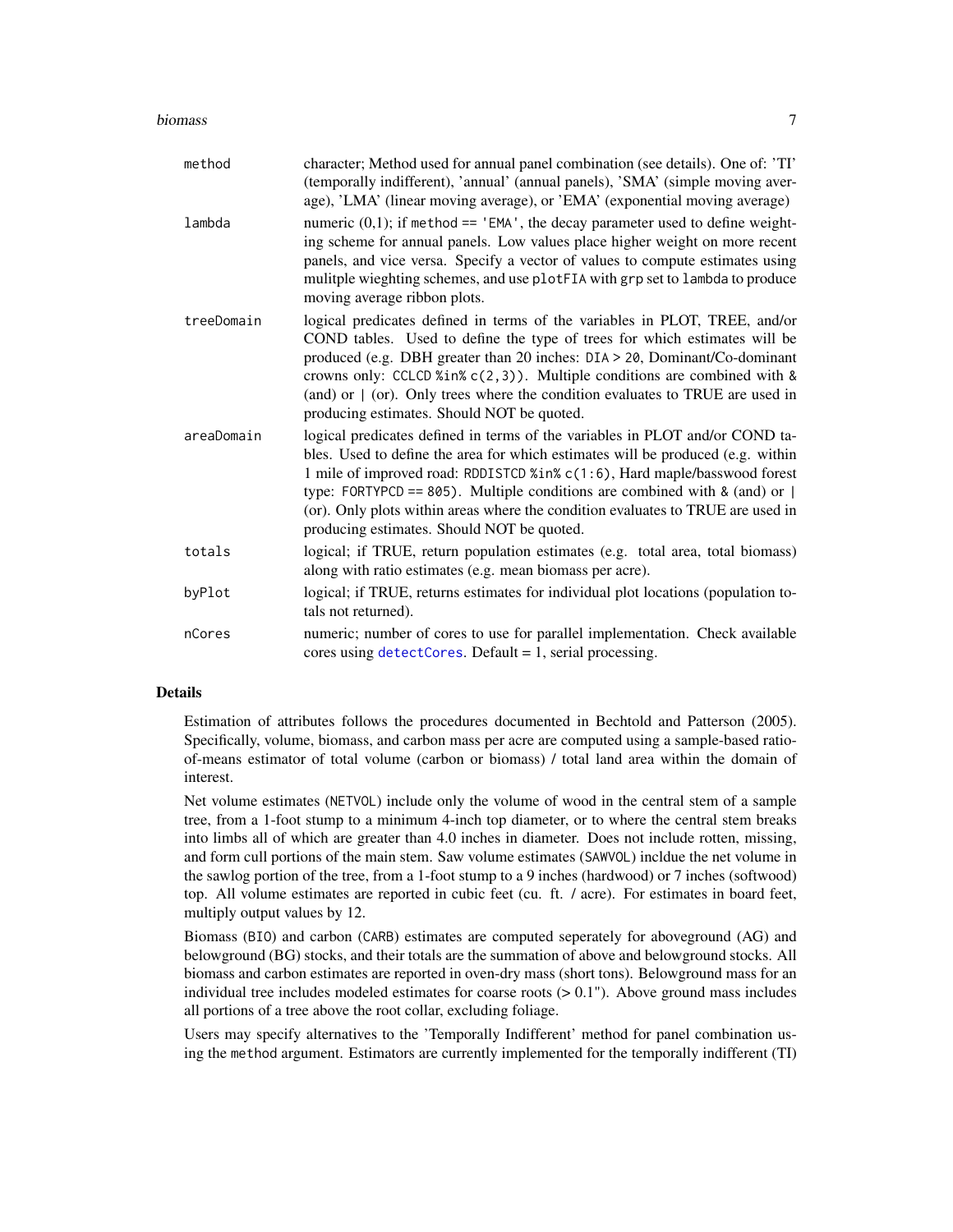| | |
|---|---|
| `method` | character; Method used for annual panel combination (see details). One of: 'TI' (temporally indifferent), 'annual' (annual panels), 'SMA' (simple moving average), 'LMA' (linear moving average), or 'EMA' (exponential moving average) |
| `lambda` | numeric (0,1); if `method == 'EMA'`, the decay parameter used to define weighting scheme for annual panels. Low values place higher weight on more recent panels, and vice versa. Specify a vector of values to compute estimates using mulitple wieghting schemes, and use `plotFIA` with `grp` set to `lambda` to produce moving average ribbon plots. |
| `treeDomain` | logical predicates defined in terms of the variables in PLOT, TREE, and/or COND tables. Used to define the type of trees for which estimates will be produced (e.g. DBH greater than 20 inches: `DIA > 20`, Dominant/Co-dominant crowns only: `CCLCD %in% c(2,3))`. Multiple conditions are combined with `&` (and) or `\|` (or). Only trees where the condition evaluates to TRUE are used in producing estimates. Should NOT be quoted. |
| `areaDomain` | logical predicates defined in terms of the variables in PLOT and/or COND tables. Used to define the area for which estimates will be produced (e.g. within 1 mile of improved road: `RDDISTCD %in% c(1:6)`, Hard maple/basswood forest type: `FORTYPCD == 805)`. Multiple conditions are combined with `&` (and) or `\|` (or). Only plots within areas where the condition evaluates to TRUE are used in producing estimates. Should NOT be quoted. |
| `totals` | logical; if TRUE, return population estimates (e.g. total area, total biomass) along with ratio estimates (e.g. mean biomass per acre). |
| `byPlot` | logical; if TRUE, returns estimates for individual plot locations (population totals not returned). |
| `nCores` | numeric; number of cores to use for parallel implementation. Check available cores using `detectCores`. Default = 1, serial processing. |

## Details

Estimation of attributes follows the procedures documented in Bechtold and Patterson (2005). Specifically, volume, biomass, and carbon mass per acre are computed using a sample-based ratio-of-means estimator of total volume (carbon or biomass) / total land area within the domain of interest.

Net volume estimates (`NETVOL`) include only the volume of wood in the central stem of a sample tree, from a 1-foot stump to a minimum 4-inch top diameter, or to where the central stem breaks into limbs all of which are greater than 4.0 inches in diameter. Does not include rotten, missing, and form cull portions of the main stem. Saw volume estimates (`SAWVOL`) incldue the net volume in the sawlog portion of the tree, from a 1-foot stump to a 9 inches (hardwood) or 7 inches (softwood) top. All volume estimates are reported in cubic feet (cu. ft. / acre). For estimates in board feet, multiply output values by 12.

Biomass (`BIO`) and carbon (`CARB`) estimates are computed seperately for aboveground (AG) and belowground (BG) stocks, and their totals are the summation of above and belowground stocks. All biomass and carbon estimates are reported in oven-dry mass (short tons). Belowground mass for an individual tree includes modeled estimates for coarse roots (> 0.1"). Above ground mass includes all portions of a tree above the root collar, excluding foliage.

Users may specify alternatives to the 'Temporally Indifferent' method for panel combination using the `method` argument. Estimators are currently implemented for the temporally indifferent (TI)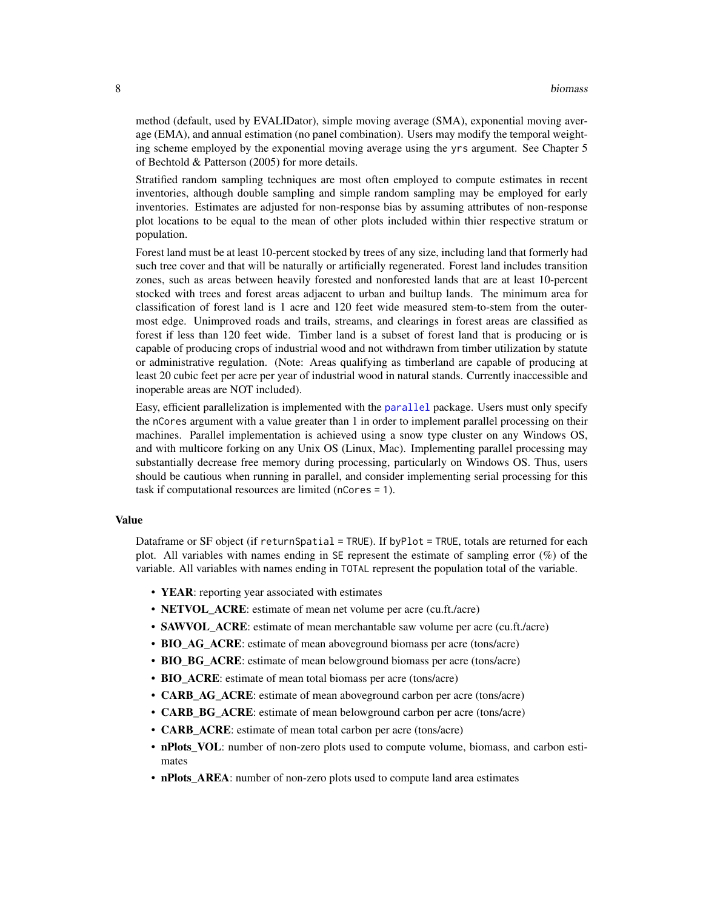method (default, used by EVALIDator), simple moving average (SMA), exponential moving average (EMA), and annual estimation (no panel combination). Users may modify the temporal weighting scheme employed by the exponential moving average using the `yrs` argument. See Chapter 5 of Bechtold & Patterson (2005) for more details.

Stratified random sampling techniques are most often employed to compute estimates in recent inventories, although double sampling and simple random sampling may be employed for early inventories. Estimates are adjusted for non-response bias by assuming attributes of non-response plot locations to be equal to the mean of other plots included within thier respective stratum or population.

Forest land must be at least 10-percent stocked by trees of any size, including land that formerly had such tree cover and that will be naturally or artificially regenerated. Forest land includes transition zones, such as areas between heavily forested and nonforested lands that are at least 10-percent stocked with trees and forest areas adjacent to urban and builtup lands. The minimum area for classification of forest land is 1 acre and 120 feet wide measured stem-to-stem from the outermost edge. Unimproved roads and trails, streams, and clearings in forest areas are classified as forest if less than 120 feet wide. Timber land is a subset of forest land that is producing or is capable of producing crops of industrial wood and not withdrawn from timber utilization by statute or administrative regulation. (Note: Areas qualifying as timberland are capable of producing at least 20 cubic feet per acre per year of industrial wood in natural stands. Currently inaccessible and inoperable areas are NOT included).

Easy, efficient parallelization is implemented with the `parallel` package. Users must only specify the `nCores` argument with a value greater than 1 in order to implement parallel processing on their machines. Parallel implementation is achieved using a snow type cluster on any Windows OS, and with multicore forking on any Unix OS (Linux, Mac). Implementing parallel processing may substantially decrease free memory during processing, particularly on Windows OS. Thus, users should be cautious when running in parallel, and consider implementing serial processing for this task if computational resources are limited (`nCores = 1`).

## Value

Dataframe or SF object (if `returnSpatial = TRUE`). If `byPlot = TRUE`, totals are returned for each plot. All variables with names ending in `SE` represent the estimate of sampling error (%) of the variable. All variables with names ending in `TOTAL` represent the population total of the variable.

- **YEAR**: reporting year associated with estimates
- **NETVOL_ACRE**: estimate of mean net volume per acre (cu.ft./acre)
- **SAWVOL_ACRE**: estimate of mean merchantable saw volume per acre (cu.ft./acre)
- **BIO_AG_ACRE**: estimate of mean aboveground biomass per acre (tons/acre)
- **BIO_BG_ACRE**: estimate of mean belowground biomass per acre (tons/acre)
- **BIO_ACRE**: estimate of mean total biomass per acre (tons/acre)
- **CARB_AG_ACRE**: estimate of mean aboveground carbon per acre (tons/acre)
- **CARB_BG_ACRE**: estimate of mean belowground carbon per acre (tons/acre)
- **CARB_ACRE**: estimate of mean total carbon per acre (tons/acre)
- **nPlots_VOL**: number of non-zero plots used to compute volume, biomass, and carbon estimates
- **nPlots_AREA**: number of non-zero plots used to compute land area estimates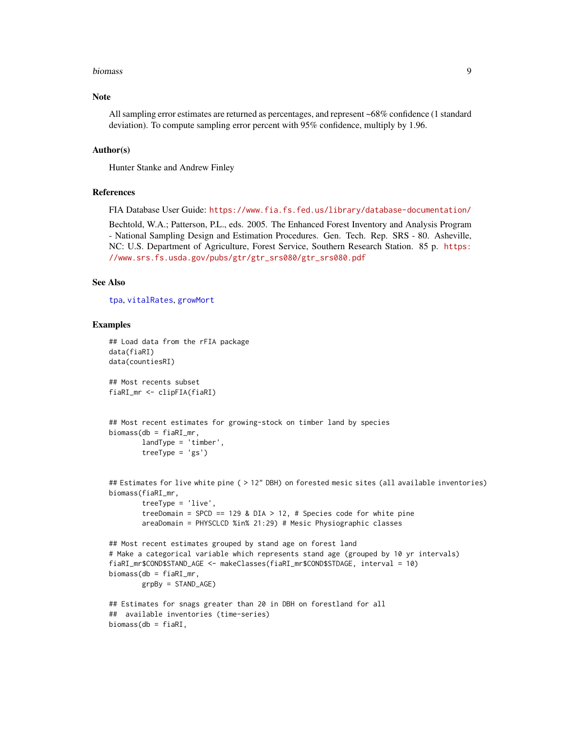## Note

All sampling error estimates are returned as percentages, and represent ~68% confidence (1 standard deviation). To compute sampling error percent with 95% confidence, multiply by 1.96.

## Author(s)

Hunter Stanke and Andrew Finley

## References

FIA Database User Guide: https://www.fia.fs.fed.us/library/database-documentation/

Bechtold, W.A.; Patterson, P.L., eds. 2005. The Enhanced Forest Inventory and Analysis Program - National Sampling Design and Estimation Procedures. Gen. Tech. Rep. SRS - 80. Asheville, NC: U.S. Department of Agriculture, Forest Service, Southern Research Station. 85 p. https://www.srs.fs.usda.gov/pubs/gtr/gtr_srs080/gtr_srs080.pdf

## See Also

tpa, vitalRates, growMort

## Examples

```
## Load data from the rFIA package
data(fiaRI)
data(countiesRI)

## Most recents subset
fiaRI_mr <- clipFIA(fiaRI)


## Most recent estimates for growing-stock on timber land by species
biomass(db = fiaRI_mr,
        landType = 'timber',
        treeType = 'gs')


## Estimates for live white pine ( > 12" DBH) on forested mesic sites (all available inventories)
biomass(fiaRI_mr,
        treeType = 'live',
        treeDomain = SPCD == 129 & DIA > 12, # Species code for white pine
        areaDomain = PHYSCLCD %in% 21:29) # Mesic Physiographic classes

## Most recent estimates grouped by stand age on forest land
# Make a categorical variable which represents stand age (grouped by 10 yr intervals)
fiaRI_mr$COND$STAND_AGE <- makeClasses(fiaRI_mr$COND$STDAGE, interval = 10)
biomass(db = fiaRI_mr,
        grpBy = STAND_AGE)

## Estimates for snags greater than 20 in DBH on forestland for all
##  available inventories (time-series)
biomass(db = fiaRI,
```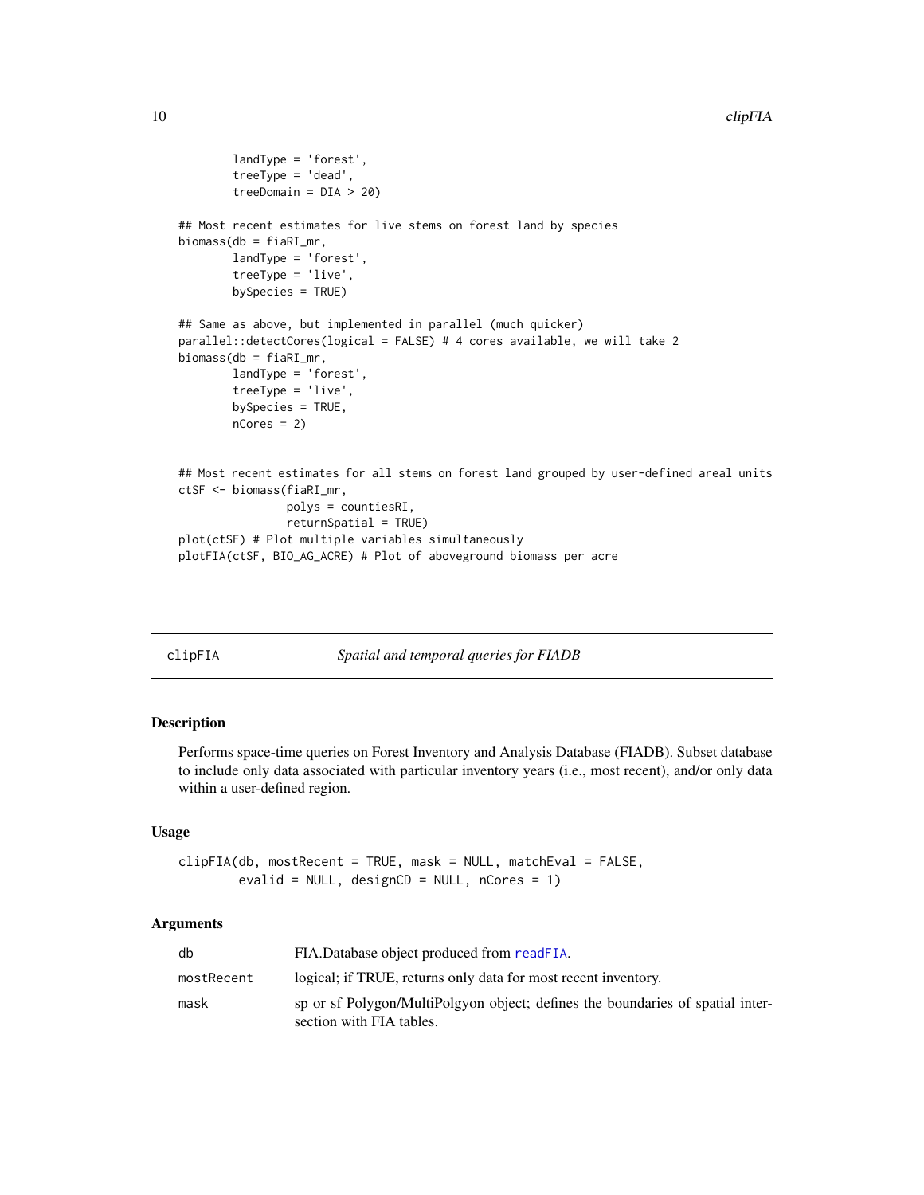```
        landType = 'forest',
        treeType = 'dead',
        treeDomain = DIA > 20)

## Most recent estimates for live stems on forest land by species
biomass(db = fiaRI_mr,
        landType = 'forest',
        treeType = 'live',
        bySpecies = TRUE)

## Same as above, but implemented in parallel (much quicker)
parallel::detectCores(logical = FALSE) # 4 cores available, we will take 2
biomass(db = fiaRI_mr,
        landType = 'forest',
        treeType = 'live',
        bySpecies = TRUE,
        nCores = 2)


## Most recent estimates for all stems on forest land grouped by user-defined areal units
ctSF <- biomass(fiaRI_mr,
                polys = countiesRI,
                returnSpatial = TRUE)
plot(ctSF) # Plot multiple variables simultaneously
plotFIA(ctSF, BIO_AG_ACRE) # Plot of aboveground biomass per acre
```

## clipFIA *Spatial and temporal queries for FIADB*

### Description

Performs space-time queries on Forest Inventory and Analysis Database (FIADB). Subset database to include only data associated with particular inventory years (i.e., most recent), and/or only data within a user-defined region.

### Usage

```
clipFIA(db, mostRecent = TRUE, mask = NULL, matchEval = FALSE,
        evalid = NULL, designCD = NULL, nCores = 1)
```

### Arguments

| | |
|---|---|
| db | FIA.Database object produced from readFIA. |
| mostRecent | logical; if TRUE, returns only data for most recent inventory. |
| mask | sp or sf Polygon/MultiPolgyon object; defines the boundaries of spatial intersection with FIA tables. |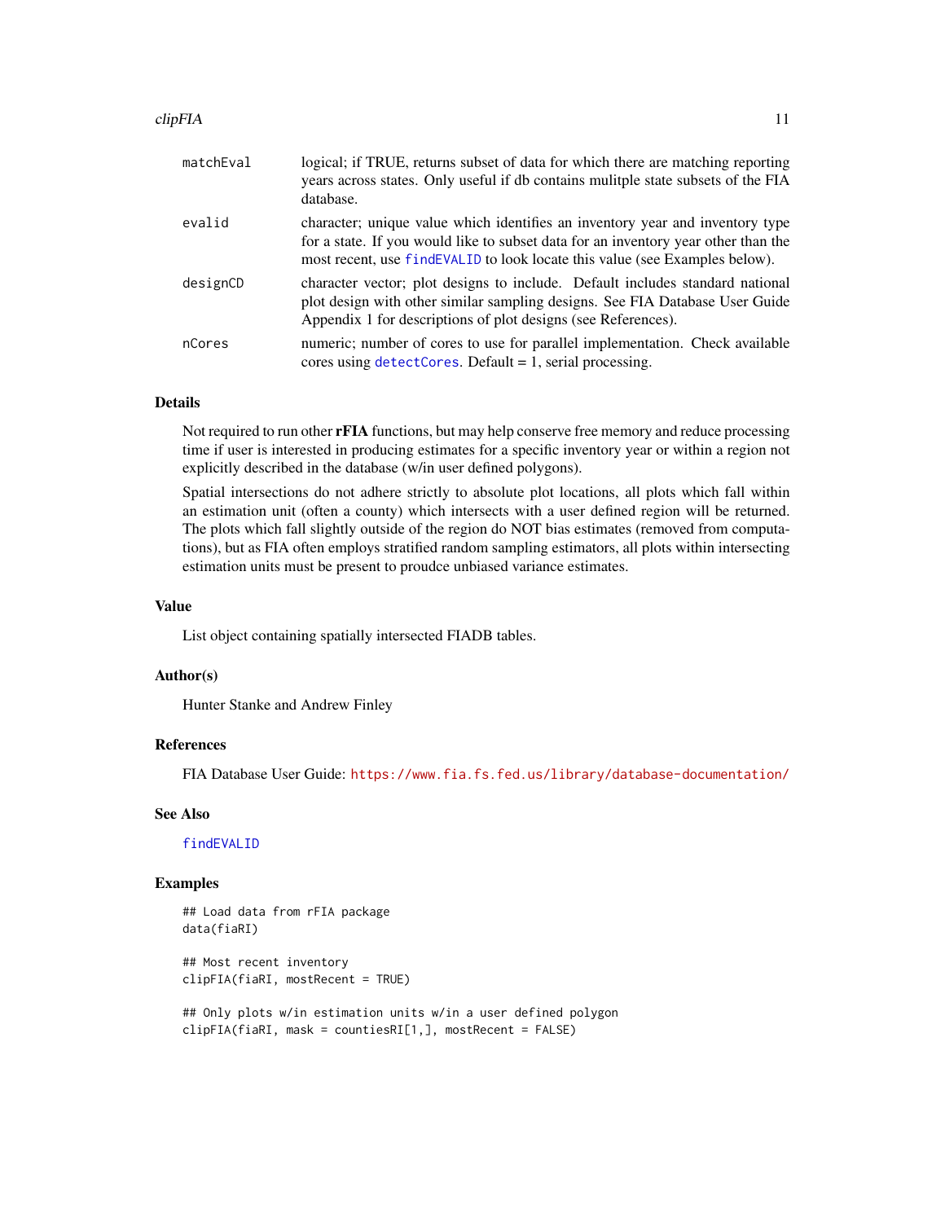| | |
|---|---|
| matchEval | logical; if TRUE, returns subset of data for which there are matching reporting years across states. Only useful if db contains mulitple state subsets of the FIA database. |
| evalid | character; unique value which identifies an inventory year and inventory type for a state. If you would like to subset data for an inventory year other than the most recent, use findEVALID to look locate this value (see Examples below). |
| designCD | character vector; plot designs to include. Default includes standard national plot design with other similar sampling designs. See FIA Database User Guide Appendix 1 for descriptions of plot designs (see References). |
| nCores | numeric; number of cores to use for parallel implementation. Check available cores using detectCores. Default = 1, serial processing. |

## Details

Not required to run other **rFIA** functions, but may help conserve free memory and reduce processing time if user is interested in producing estimates for a specific inventory year or within a region not explicitly described in the database (w/in user defined polygons).

Spatial intersections do not adhere strictly to absolute plot locations, all plots which fall within an estimation unit (often a county) which intersects with a user defined region will be returned. The plots which fall slightly outside of the region do NOT bias estimates (removed from computations), but as FIA often employs stratified random sampling estimators, all plots within intersecting estimation units must be present to proudce unbiased variance estimates.

## Value

List object containing spatially intersected FIADB tables.

## Author(s)

Hunter Stanke and Andrew Finley

## References

FIA Database User Guide: https://www.fia.fs.fed.us/library/database-documentation/

## See Also

findEVALID

## Examples

```
## Load data from rFIA package
data(fiaRI)

## Most recent inventory
clipFIA(fiaRI, mostRecent = TRUE)

## Only plots w/in estimation units w/in a user defined polygon
clipFIA(fiaRI, mask = countiesRI[1,], mostRecent = FALSE)
```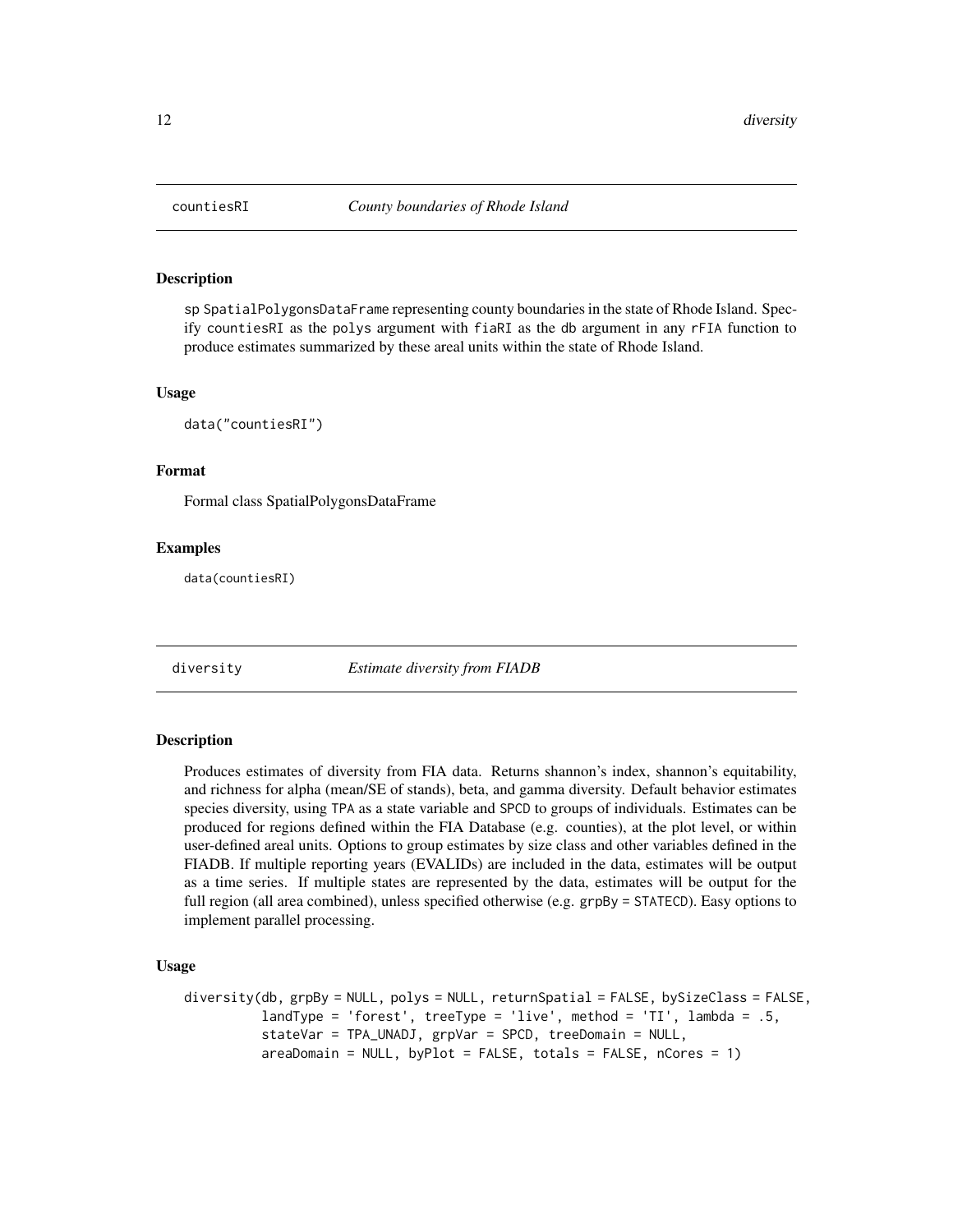## countiesRI *County boundaries of Rhode Island*

### Description

sp SpatialPolygonsDataFrame representing county boundaries in the state of Rhode Island. Specify `countiesRI` as the `polys` argument with `fiaRI` as the `db` argument in any `rFIA` function to produce estimates summarized by these areal units within the state of Rhode Island.

### Usage

```
data("countiesRI")
```

### Format

Formal class SpatialPolygonsDataFrame

### Examples

```
data(countiesRI)
```

## diversity *Estimate diversity from FIADB*

### Description

Produces estimates of diversity from FIA data. Returns shannon's index, shannon's equitability, and richness for alpha (mean/SE of stands), beta, and gamma diversity. Default behavior estimates species diversity, using `TPA` as a state variable and `SPCD` to groups of individuals. Estimates can be produced for regions defined within the FIA Database (e.g. counties), at the plot level, or within user-defined areal units. Options to group estimates by size class and other variables defined in the FIADB. If multiple reporting years (EVALIDs) are included in the data, estimates will be output as a time series. If multiple states are represented by the data, estimates will be output for the full region (all area combined), unless specified otherwise (e.g. `grpBy = STATECD`). Easy options to implement parallel processing.

### Usage

```
diversity(db, grpBy = NULL, polys = NULL, returnSpatial = FALSE, bySizeClass = FALSE,
          landType = 'forest', treeType = 'live', method = 'TI', lambda = .5,
          stateVar = TPA_UNADJ, grpVar = SPCD, treeDomain = NULL,
          areaDomain = NULL, byPlot = FALSE, totals = FALSE, nCores = 1)
```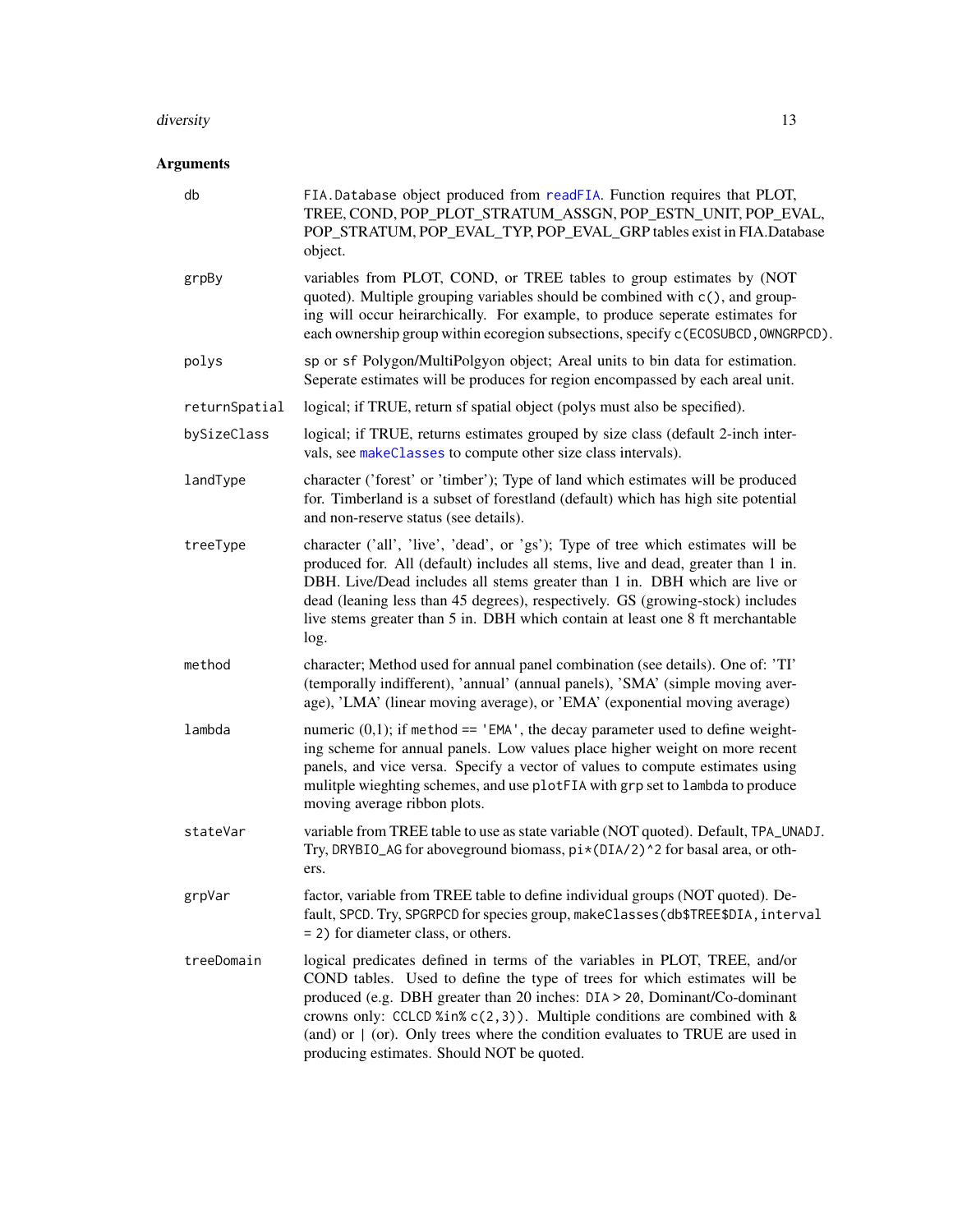## Arguments

| | |
|---|---|
| `db` | `FIA.Database` object produced from `readFIA`. Function requires that PLOT, TREE, COND, POP_PLOT_STRATUM_ASSGN, POP_ESTN_UNIT, POP_EVAL, POP_STRATUM, POP_EVAL_TYP, POP_EVAL_GRP tables exist in FIA.Database object. |
| `grpBy` | variables from PLOT, COND, or TREE tables to group estimates by (NOT quoted). Multiple grouping variables should be combined with `c()`, and grouping will occur heirarchically. For example, to produce seperate estimates for each ownership group within ecoregion subsections, specify `c(ECOSUBCD,OWNGRPCD)`. |
| `polys` | `sp` or `sf` Polygon/MultiPolgyon object; Areal units to bin data for estimation. Seperate estimates will be produces for region encompassed by each areal unit. |
| `returnSpatial` | logical; if TRUE, return sf spatial object (polys must also be specified). |
| `bySizeClass` | logical; if TRUE, returns estimates grouped by size class (default 2-inch intervals, see `makeClasses` to compute other size class intervals). |
| `landType` | character ('forest' or 'timber'); Type of land which estimates will be produced for. Timberland is a subset of forestland (default) which has high site potential and non-reserve status (see details). |
| `treeType` | character ('all', 'live', 'dead', or 'gs'); Type of tree which estimates will be produced for. All (default) includes all stems, live and dead, greater than 1 in. DBH. Live/Dead includes all stems greater than 1 in. DBH which are live or dead (leaning less than 45 degrees), respectively. GS (growing-stock) includes live stems greater than 5 in. DBH which contain at least one 8 ft merchantable log. |
| `method` | character; Method used for annual panel combination (see details). One of: 'TI' (temporally indifferent), 'annual' (annual panels), 'SMA' (simple moving average), 'LMA' (linear moving average), or 'EMA' (exponential moving average) |
| `lambda` | numeric (0,1); if `method == 'EMA'`, the decay parameter used to define weighting scheme for annual panels. Low values place higher weight on more recent panels, and vice versa. Specify a vector of values to compute estimates using mulitple wieghting schemes, and use `plotFIA` with `grp` set to `lambda` to produce moving average ribbon plots. |
| `stateVar` | variable from TREE table to use as state variable (NOT quoted). Default, `TPA_UNADJ`. Try, `DRYBIO_AG` for aboveground biomass, `pi*(DIA/2)^2` for basal area, or others. |
| `grpVar` | factor, variable from TREE table to define individual groups (NOT quoted). Default, `SPCD`. Try, `SPGRPCD` for species group, `makeClasses(db$TREE$DIA,interval = 2)` for diameter class, or others. |
| `treeDomain` | logical predicates defined in terms of the variables in PLOT, TREE, and/or COND tables. Used to define the type of trees for which estimates will be produced (e.g. DBH greater than 20 inches: `DIA > 20`, Dominant/Co-dominant crowns only: `CCLCD %in% c(2,3))`. Multiple conditions are combined with `&` (and) or `\|` (or). Only trees where the condition evaluates to TRUE are used in producing estimates. Should NOT be quoted. |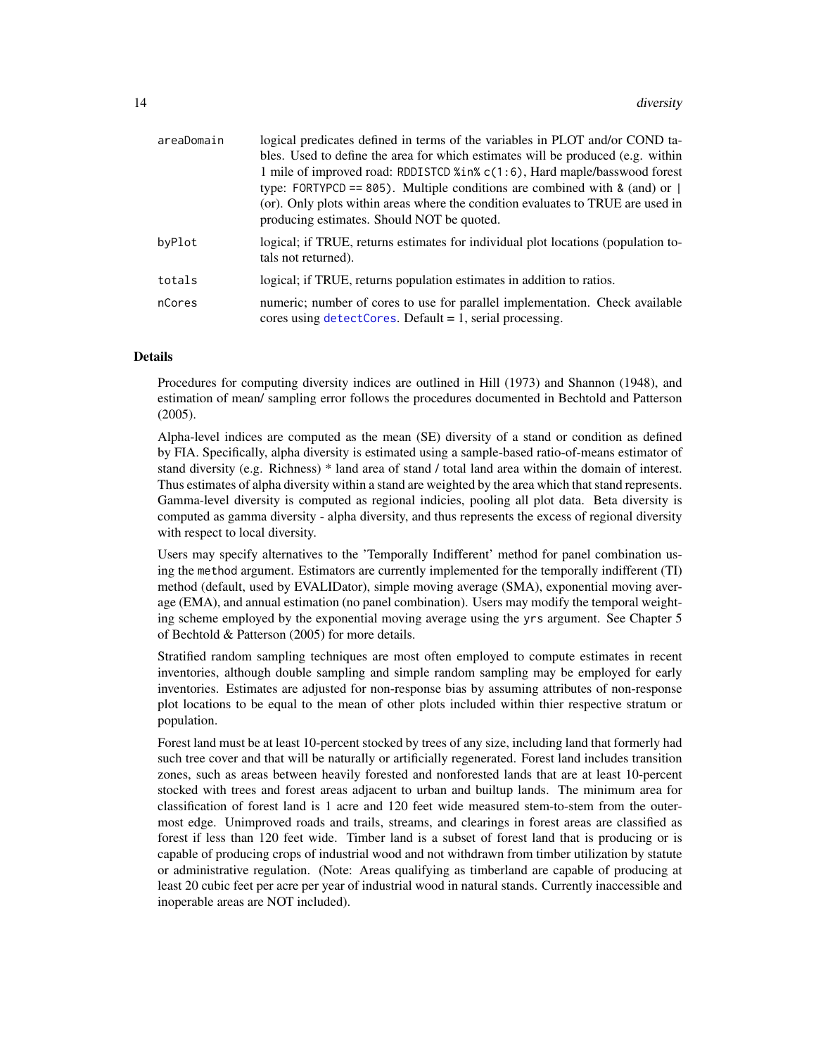| | |
|---|---|
| `areaDomain` | logical predicates defined in terms of the variables in PLOT and/or COND tables. Used to define the area for which estimates will be produced (e.g. within 1 mile of improved road: `RDDISTCD %in% c(1:6)`, Hard maple/basswood forest type: `FORTYPCD == 805`). Multiple conditions are combined with `&` (and) or `|` (or). Only plots within areas where the condition evaluates to TRUE are used in producing estimates. Should NOT be quoted. |
| `byPlot` | logical; if TRUE, returns estimates for individual plot locations (population totals not returned). |
| `totals` | logical; if TRUE, returns population estimates in addition to ratios. |
| `nCores` | numeric; number of cores to use for parallel implementation. Check available cores using `detectCores`. Default = 1, serial processing. |

## Details

Procedures for computing diversity indices are outlined in Hill (1973) and Shannon (1948), and estimation of mean/ sampling error follows the procedures documented in Bechtold and Patterson (2005).

Alpha-level indices are computed as the mean (SE) diversity of a stand or condition as defined by FIA. Specifically, alpha diversity is estimated using a sample-based ratio-of-means estimator of stand diversity (e.g. Richness) * land area of stand / total land area within the domain of interest. Thus estimates of alpha diversity within a stand are weighted by the area which that stand represents. Gamma-level diversity is computed as regional indicies, pooling all plot data. Beta diversity is computed as gamma diversity - alpha diversity, and thus represents the excess of regional diversity with respect to local diversity.

Users may specify alternatives to the 'Temporally Indifferent' method for panel combination using the `method` argument. Estimators are currently implemented for the temporally indifferent (TI) method (default, used by EVALIDator), simple moving average (SMA), exponential moving average (EMA), and annual estimation (no panel combination). Users may modify the temporal weighting scheme employed by the exponential moving average using the `yrs` argument. See Chapter 5 of Bechtold & Patterson (2005) for more details.

Stratified random sampling techniques are most often employed to compute estimates in recent inventories, although double sampling and simple random sampling may be employed for early inventories. Estimates are adjusted for non-response bias by assuming attributes of non-response plot locations to be equal to the mean of other plots included within thier respective stratum or population.

Forest land must be at least 10-percent stocked by trees of any size, including land that formerly had such tree cover and that will be naturally or artificially regenerated. Forest land includes transition zones, such as areas between heavily forested and nonforested lands that are at least 10-percent stocked with trees and forest areas adjacent to urban and builtup lands. The minimum area for classification of forest land is 1 acre and 120 feet wide measured stem-to-stem from the outer-most edge. Unimproved roads and trails, streams, and clearings in forest areas are classified as forest if less than 120 feet wide. Timber land is a subset of forest land that is producing or is capable of producing crops of industrial wood and not withdrawn from timber utilization by statute or administrative regulation. (Note: Areas qualifying as timberland are capable of producing at least 20 cubic feet per acre per year of industrial wood in natural stands. Currently inaccessible and inoperable areas are NOT included).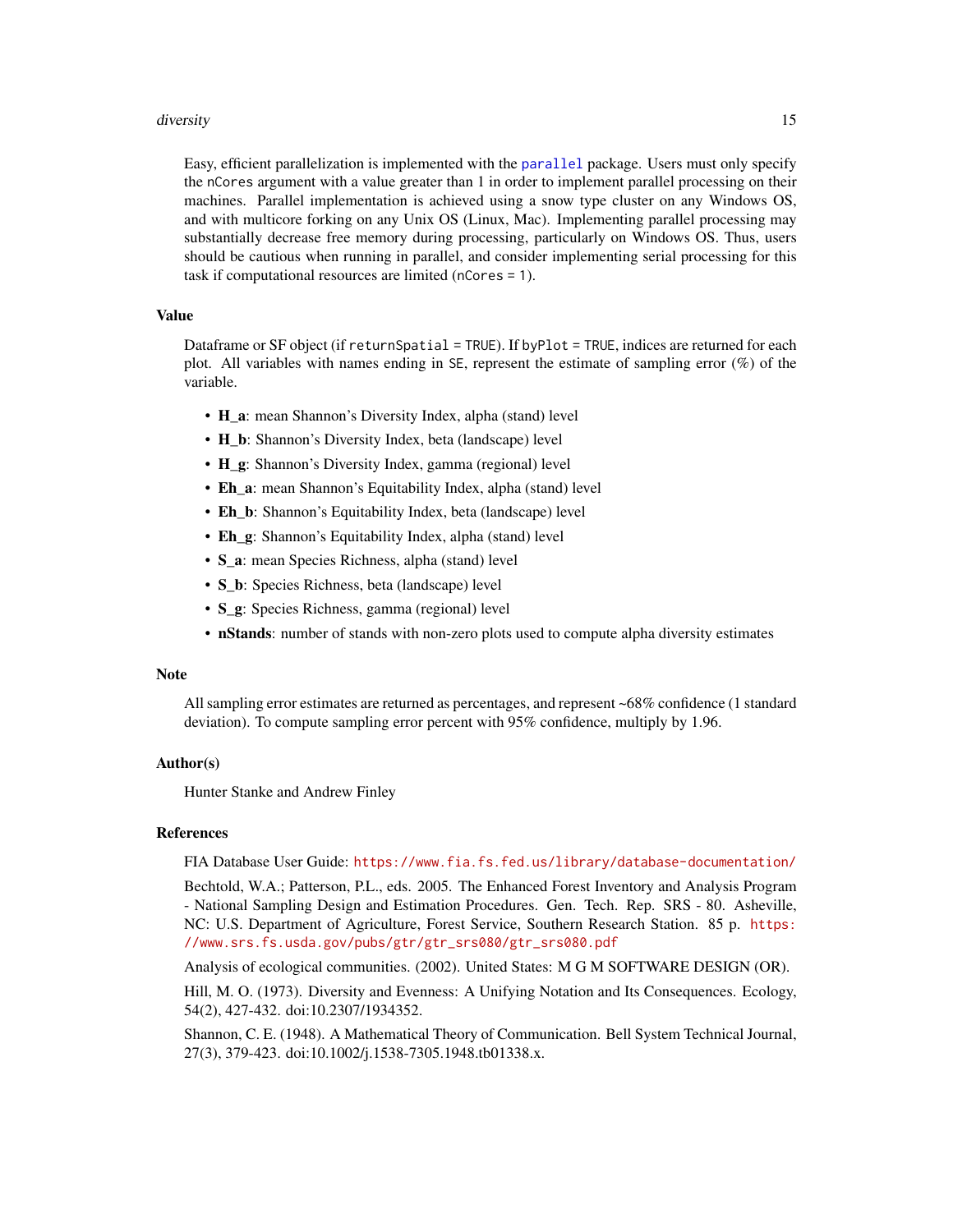Easy, efficient parallelization is implemented with the `parallel` package. Users must only specify the `nCores` argument with a value greater than 1 in order to implement parallel processing on their machines. Parallel implementation is achieved using a snow type cluster on any Windows OS, and with multicore forking on any Unix OS (Linux, Mac). Implementing parallel processing may substantially decrease free memory during processing, particularly on Windows OS. Thus, users should be cautious when running in parallel, and consider implementing serial processing for this task if computational resources are limited (`nCores = 1`).

## Value

Dataframe or SF object (if `returnSpatial = TRUE`). If `byPlot = TRUE`, indices are returned for each plot. All variables with names ending in `SE`, represent the estimate of sampling error (%) of the variable.

- **H_a**: mean Shannon's Diversity Index, alpha (stand) level
- **H_b**: Shannon's Diversity Index, beta (landscape) level
- **H_g**: Shannon's Diversity Index, gamma (regional) level
- **Eh_a**: mean Shannon's Equitability Index, alpha (stand) level
- **Eh_b**: Shannon's Equitability Index, beta (landscape) level
- **Eh_g**: Shannon's Equitability Index, alpha (stand) level
- **S_a**: mean Species Richness, alpha (stand) level
- **S_b**: Species Richness, beta (landscape) level
- **S_g**: Species Richness, gamma (regional) level
- **nStands**: number of stands with non-zero plots used to compute alpha diversity estimates

## Note

All sampling error estimates are returned as percentages, and represent ~68% confidence (1 standard deviation). To compute sampling error percent with 95% confidence, multiply by 1.96.

## Author(s)

Hunter Stanke and Andrew Finley

## References

FIA Database User Guide: https://www.fia.fs.fed.us/library/database-documentation/

Bechtold, W.A.; Patterson, P.L., eds. 2005. The Enhanced Forest Inventory and Analysis Program - National Sampling Design and Estimation Procedures. Gen. Tech. Rep. SRS - 80. Asheville, NC: U.S. Department of Agriculture, Forest Service, Southern Research Station. 85 p. https://www.srs.fs.usda.gov/pubs/gtr/gtr_srs080/gtr_srs080.pdf

Analysis of ecological communities. (2002). United States: M G M SOFTWARE DESIGN (OR).

Hill, M. O. (1973). Diversity and Evenness: A Unifying Notation and Its Consequences. Ecology, 54(2), 427-432. doi:10.2307/1934352.

Shannon, C. E. (1948). A Mathematical Theory of Communication. Bell System Technical Journal, 27(3), 379-423. doi:10.1002/j.1538-7305.1948.tb01338.x.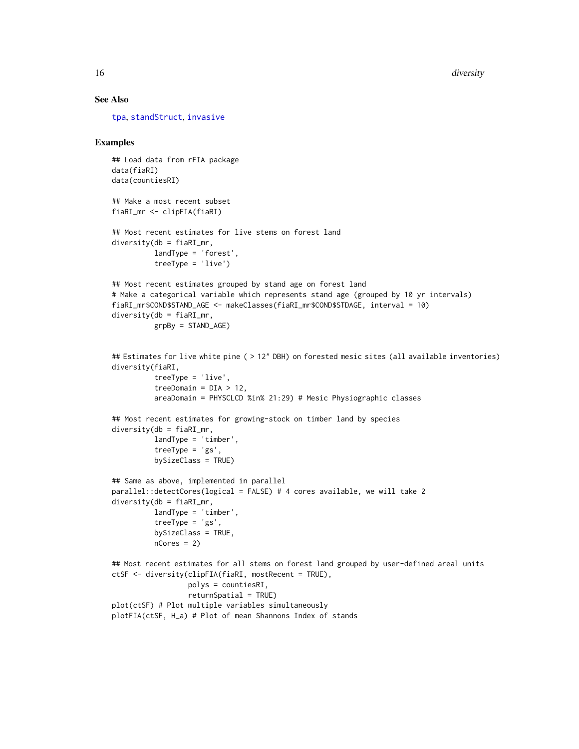## See Also

tpa, standStruct, invasive

## Examples

```
## Load data from rFIA package
data(fiaRI)
data(countiesRI)

## Make a most recent subset
fiaRI_mr <- clipFIA(fiaRI)

## Most recent estimates for live stems on forest land
diversity(db = fiaRI_mr,
          landType = 'forest',
          treeType = 'live')

## Most recent estimates grouped by stand age on forest land
# Make a categorical variable which represents stand age (grouped by 10 yr intervals)
fiaRI_mr$COND$STAND_AGE <- makeClasses(fiaRI_mr$COND$STDAGE, interval = 10)
diversity(db = fiaRI_mr,
          grpBy = STAND_AGE)


## Estimates for live white pine ( > 12" DBH) on forested mesic sites (all available inventories)
diversity(fiaRI,
          treeType = 'live',
          treeDomain = DIA > 12,
          areaDomain = PHYSCLCD %in% 21:29) # Mesic Physiographic classes

## Most recent estimates for growing-stock on timber land by species
diversity(db = fiaRI_mr,
          landType = 'timber',
          treeType = 'gs',
          bySizeClass = TRUE)

## Same as above, implemented in parallel
parallel::detectCores(logical = FALSE) # 4 cores available, we will take 2
diversity(db = fiaRI_mr,
          landType = 'timber',
          treeType = 'gs',
          bySizeClass = TRUE,
          nCores = 2)

## Most recent estimates for all stems on forest land grouped by user-defined areal units
ctSF <- diversity(clipFIA(fiaRI, mostRecent = TRUE),
                  polys = countiesRI,
                  returnSpatial = TRUE)
plot(ctSF) # Plot multiple variables simultaneously
plotFIA(ctSF, H_a) # Plot of mean Shannons Index of stands
```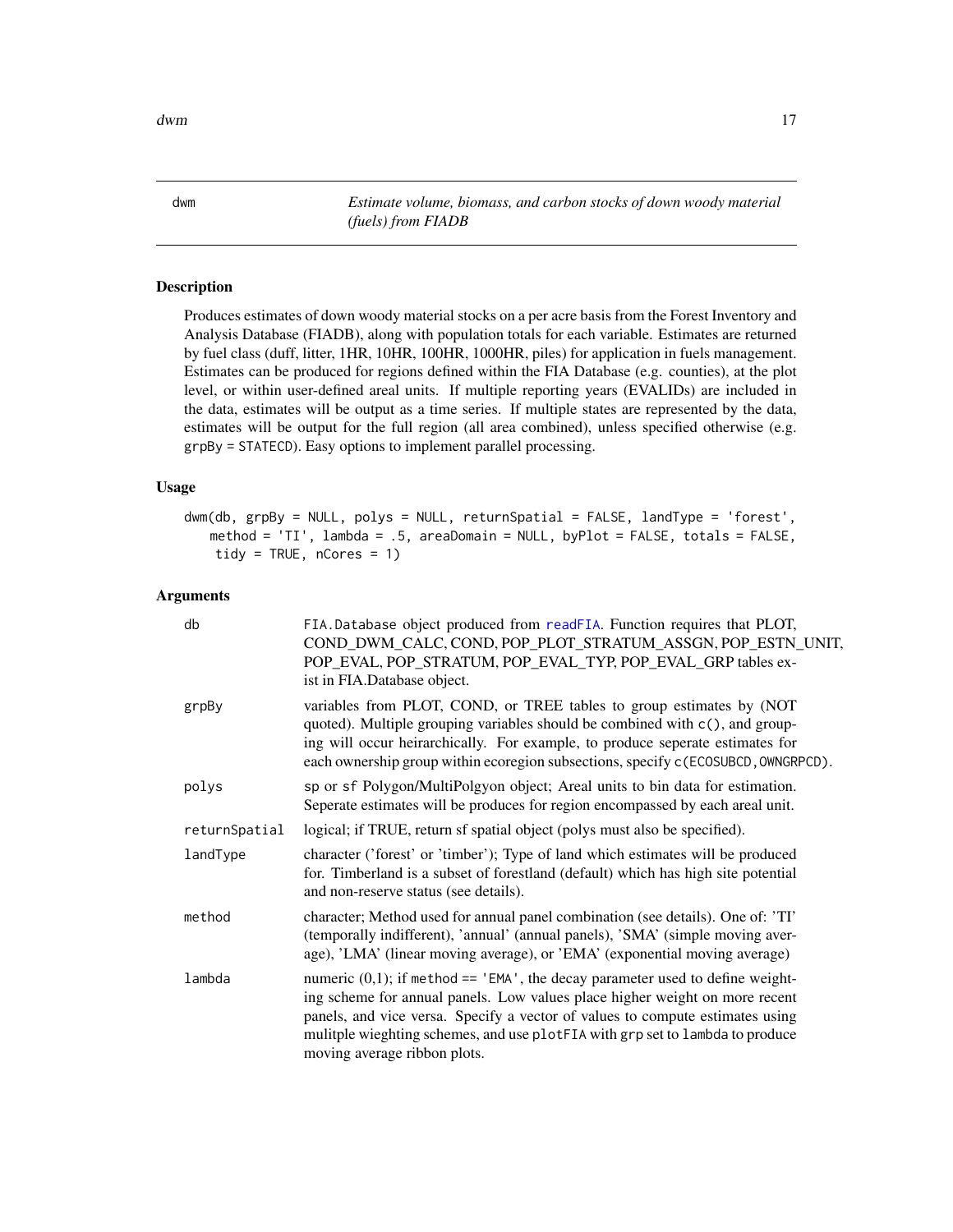## dwm — *Estimate volume, biomass, and carbon stocks of down woody material (fuels) from FIADB*

### Description

Produces estimates of down woody material stocks on a per acre basis from the Forest Inventory and Analysis Database (FIADB), along with population totals for each variable. Estimates are returned by fuel class (duff, litter, 1HR, 10HR, 100HR, 1000HR, piles) for application in fuels management. Estimates can be produced for regions defined within the FIA Database (e.g. counties), at the plot level, or within user-defined areal units. If multiple reporting years (EVALIDs) are included in the data, estimates will be output as a time series. If multiple states are represented by the data, estimates will be output for the full region (all area combined), unless specified otherwise (e.g. `grpBy = STATECD`). Easy options to implement parallel processing.

### Usage

```
dwm(db, grpBy = NULL, polys = NULL, returnSpatial = FALSE, landType = 'forest',
   method = 'TI', lambda = .5, areaDomain = NULL, byPlot = FALSE, totals = FALSE,
    tidy = TRUE, nCores = 1)
```

### Arguments

| Argument | Description |
|---|---|
| `db` | `FIA.Database` object produced from `readFIA`. Function requires that PLOT, COND_DWM_CALC, COND, POP_PLOT_STRATUM_ASSGN, POP_ESTN_UNIT, POP_EVAL, POP_STRATUM, POP_EVAL_TYP, POP_EVAL_GRP tables exist in FIA.Database object. |
| `grpBy` | variables from PLOT, COND, or TREE tables to group estimates by (NOT quoted). Multiple grouping variables should be combined with `c()`, and grouping will occur heirarchically. For example, to produce seperate estimates for each ownership group within ecoregion subsections, specify `c(ECOSUBCD, OWNGRPCD)`. |
| `polys` | `sp` or `sf` Polygon/MultiPolgyon object; Areal units to bin data for estimation. Seperate estimates will be produces for region encompassed by each areal unit. |
| `returnSpatial` | logical; if TRUE, return sf spatial object (polys must also be specified). |
| `landType` | character ('forest' or 'timber'); Type of land which estimates will be produced for. Timberland is a subset of forestland (default) which has high site potential and non-reserve status (see details). |
| `method` | character; Method used for annual panel combination (see details). One of: 'TI' (temporally indifferent), 'annual' (annual panels), 'SMA' (simple moving average), 'LMA' (linear moving average), or 'EMA' (exponential moving average) |
| `lambda` | numeric (0,1); if `method == 'EMA'`, the decay parameter used to define weighting scheme for annual panels. Low values place higher weight on more recent panels, and vice versa. Specify a vector of values to compute estimates using mulitple wieghting schemes, and use `plotFIA` with `grp` set to `lambda` to produce moving average ribbon plots. |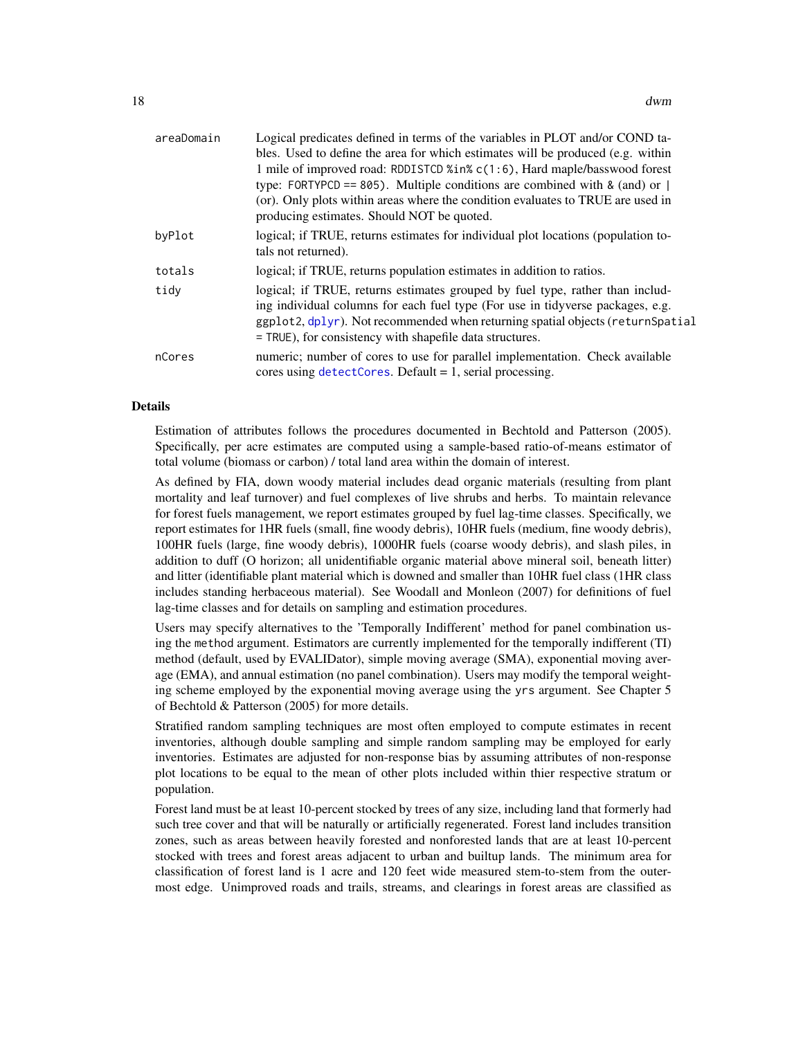| | |
|---|---|
| areaDomain | Logical predicates defined in terms of the variables in PLOT and/or COND tables. Used to define the area for which estimates will be produced (e.g. within 1 mile of improved road: `RDDISTCD %in% c(1:6)`, Hard maple/basswood forest type: `FORTYPCD == 805`). Multiple conditions are combined with `&` (and) or `\|` (or). Only plots within areas where the condition evaluates to TRUE are used in producing estimates. Should NOT be quoted. |
| byPlot | logical; if TRUE, returns estimates for individual plot locations (population totals not returned). |
| totals | logical; if TRUE, returns population estimates in addition to ratios. |
| tidy | logical; if TRUE, returns estimates grouped by fuel type, rather than including individual columns for each fuel type (For use in tidyverse packages, e.g. ggplot2, dplyr). Not recommended when returning spatial objects (`returnSpatial = TRUE`), for consistency with shapefile data structures. |
| nCores | numeric; number of cores to use for parallel implementation. Check available cores using `detectCores`. Default = 1, serial processing. |

## Details

Estimation of attributes follows the procedures documented in Bechtold and Patterson (2005). Specifically, per acre estimates are computed using a sample-based ratio-of-means estimator of total volume (biomass or carbon) / total land area within the domain of interest.

As defined by FIA, down woody material includes dead organic materials (resulting from plant mortality and leaf turnover) and fuel complexes of live shrubs and herbs. To maintain relevance for forest fuels management, we report estimates grouped by fuel lag-time classes. Specifically, we report estimates for 1HR fuels (small, fine woody debris), 10HR fuels (medium, fine woody debris), 100HR fuels (large, fine woody debris), 1000HR fuels (coarse woody debris), and slash piles, in addition to duff (O horizon; all unidentifiable organic material above mineral soil, beneath litter) and litter (identifiable plant material which is downed and smaller than 10HR fuel class (1HR class includes standing herbaceous material). See Woodall and Monleon (2007) for definitions of fuel lag-time classes and for details on sampling and estimation procedures.

Users may specify alternatives to the 'Temporally Indifferent' method for panel combination using the `method` argument. Estimators are currently implemented for the temporally indifferent (TI) method (default, used by EVALIDator), simple moving average (SMA), exponential moving average (EMA), and annual estimation (no panel combination). Users may modify the temporal weighting scheme employed by the exponential moving average using the `yrs` argument. See Chapter 5 of Bechtold & Patterson (2005) for more details.

Stratified random sampling techniques are most often employed to compute estimates in recent inventories, although double sampling and simple random sampling may be employed for early inventories. Estimates are adjusted for non-response bias by assuming attributes of non-response plot locations to be equal to the mean of other plots included within thier respective stratum or population.

Forest land must be at least 10-percent stocked by trees of any size, including land that formerly had such tree cover and that will be naturally or artificially regenerated. Forest land includes transition zones, such as areas between heavily forested and nonforested lands that are at least 10-percent stocked with trees and forest areas adjacent to urban and builtup lands. The minimum area for classification of forest land is 1 acre and 120 feet wide measured stem-to-stem from the outermost edge. Unimproved roads and trails, streams, and clearings in forest areas are classified as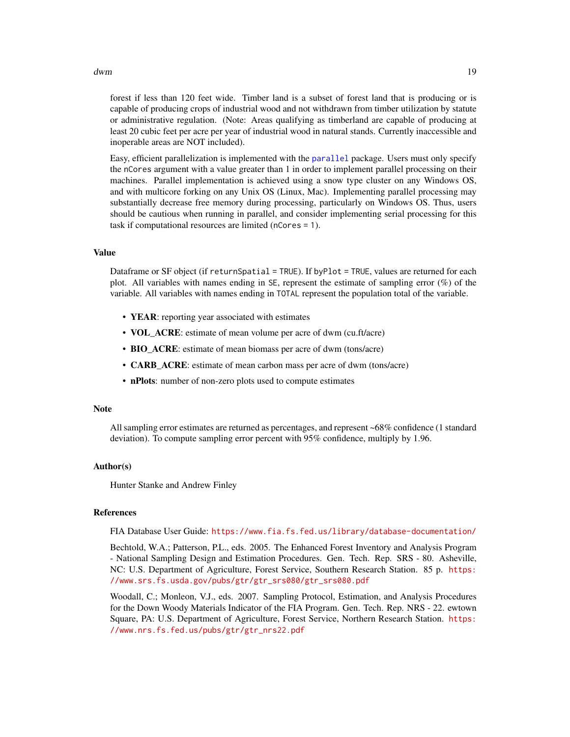forest if less than 120 feet wide. Timber land is a subset of forest land that is producing or is capable of producing crops of industrial wood and not withdrawn from timber utilization by statute or administrative regulation. (Note: Areas qualifying as timberland are capable of producing at least 20 cubic feet per acre per year of industrial wood in natural stands. Currently inaccessible and inoperable areas are NOT included).

Easy, efficient parallelization is implemented with the `parallel` package. Users must only specify the `nCores` argument with a value greater than 1 in order to implement parallel processing on their machines. Parallel implementation is achieved using a snow type cluster on any Windows OS, and with multicore forking on any Unix OS (Linux, Mac). Implementing parallel processing may substantially decrease free memory during processing, particularly on Windows OS. Thus, users should be cautious when running in parallel, and consider implementing serial processing for this task if computational resources are limited (`nCores = 1`).

## Value

Dataframe or SF object (if `returnSpatial = TRUE`). If `byPlot = TRUE`, values are returned for each plot. All variables with names ending in `SE`, represent the estimate of sampling error (%) of the variable. All variables with names ending in `TOTAL` represent the population total of the variable.

- **YEAR**: reporting year associated with estimates
- **VOL_ACRE**: estimate of mean volume per acre of dwm (cu.ft/acre)
- **BIO_ACRE**: estimate of mean biomass per acre of dwm (tons/acre)
- **CARB_ACRE**: estimate of mean carbon mass per acre of dwm (tons/acre)
- **nPlots**: number of non-zero plots used to compute estimates

## Note

All sampling error estimates are returned as percentages, and represent ~68% confidence (1 standard deviation). To compute sampling error percent with 95% confidence, multiply by 1.96.

## Author(s)

Hunter Stanke and Andrew Finley

## References

FIA Database User Guide: https://www.fia.fs.fed.us/library/database-documentation/

Bechtold, W.A.; Patterson, P.L., eds. 2005. The Enhanced Forest Inventory and Analysis Program - National Sampling Design and Estimation Procedures. Gen. Tech. Rep. SRS - 80. Asheville, NC: U.S. Department of Agriculture, Forest Service, Southern Research Station. 85 p. https://www.srs.fs.usda.gov/pubs/gtr/gtr_srs080/gtr_srs080.pdf

Woodall, C.; Monleon, V.J., eds. 2007. Sampling Protocol, Estimation, and Analysis Procedures for the Down Woody Materials Indicator of the FIA Program. Gen. Tech. Rep. NRS - 22. ewtown Square, PA: U.S. Department of Agriculture, Forest Service, Northern Research Station. https://www.nrs.fs.fed.us/pubs/gtr/gtr_nrs22.pdf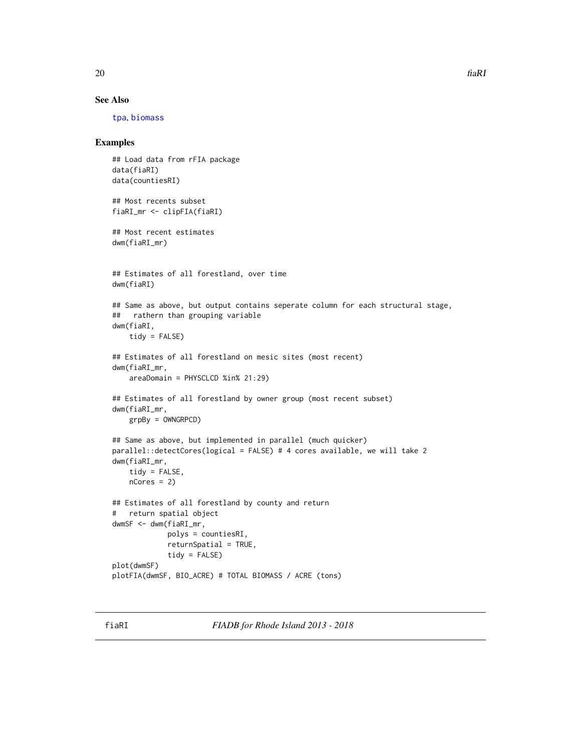## See Also

tpa, biomass

## Examples

```
## Load data from rFIA package
data(fiaRI)
data(countiesRI)

## Most recents subset
fiaRI_mr <- clipFIA(fiaRI)

## Most recent estimates
dwm(fiaRI_mr)


## Estimates of all forestland, over time
dwm(fiaRI)

## Same as above, but output contains seperate column for each structural stage,
##   rathern than grouping variable
dwm(fiaRI,
    tidy = FALSE)

## Estimates of all forestland on mesic sites (most recent)
dwm(fiaRI_mr,
    areaDomain = PHYSCLCD %in% 21:29)

## Estimates of all forestland by owner group (most recent subset)
dwm(fiaRI_mr,
    grpBy = OWNGRPCD)

## Same as above, but implemented in parallel (much quicker)
parallel::detectCores(logical = FALSE) # 4 cores available, we will take 2
dwm(fiaRI_mr,
    tidy = FALSE,
    nCores = 2)

## Estimates of all forestland by county and return
#   return spatial object
dwmSF <- dwm(fiaRI_mr,
             polys = countiesRI,
             returnSpatial = TRUE,
             tidy = FALSE)
plot(dwmSF)
plotFIA(dwmSF, BIO_ACRE) # TOTAL BIOMASS / ACRE (tons)
```

---

fiaRI *FIADB for Rhode Island 2013 - 2018*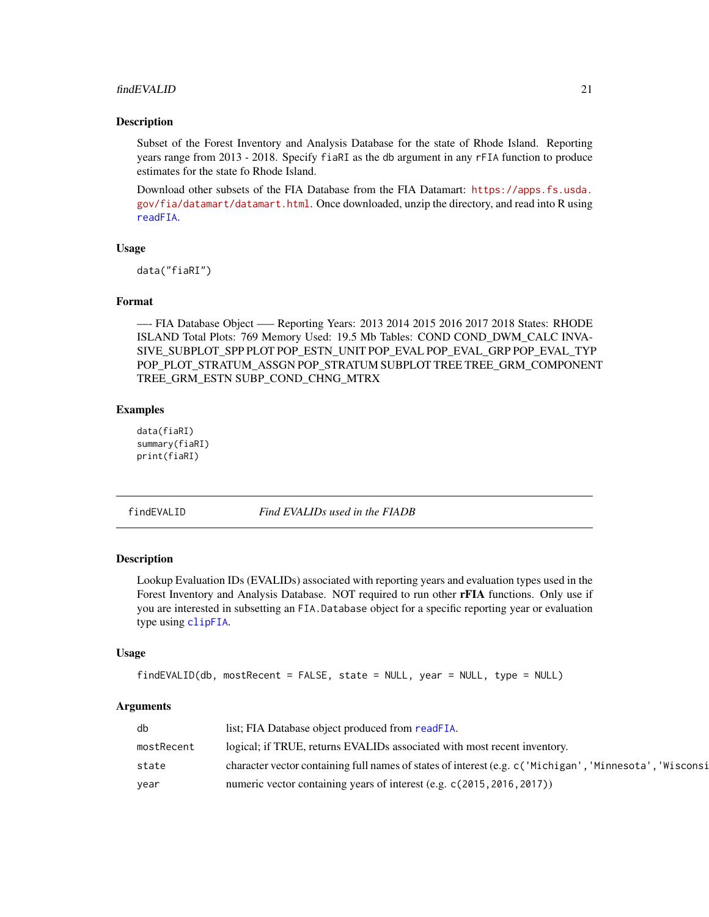### Description

Subset of the Forest Inventory and Analysis Database for the state of Rhode Island. Reporting years range from 2013 - 2018. Specify `fiaRI` as the `db` argument in any `rFIA` function to produce estimates for the state fo Rhode Island.

Download other subsets of the FIA Database from the FIA Datamart: https://apps.fs.usda.gov/fia/datamart/datamart.html. Once downloaded, unzip the directory, and read into R using `readFIA`.

### Usage

```
data("fiaRI")
```

### Format

—- FIA Database Object —– Reporting Years: 2013 2014 2015 2016 2017 2018 States: RHODE ISLAND Total Plots: 769 Memory Used: 19.5 Mb Tables: COND COND_DWM_CALC INVASIVE_SUBPLOT_SPP PLOT POP_ESTN_UNIT POP_EVAL POP_EVAL_GRP POP_EVAL_TYP POP_PLOT_STRATUM_ASSGN POP_STRATUM SUBPLOT TREE TREE_GRM_COMPONENT TREE_GRM_ESTN SUBP_COND_CHNG_MTRX

### Examples

```
data(fiaRI)
summary(fiaRI)
print(fiaRI)
```

---

## findEVALID *Find EVALIDs used in the FIADB*

### Description

Lookup Evaluation IDs (EVALIDs) associated with reporting years and evaluation types used in the Forest Inventory and Analysis Database. NOT required to run other **rFIA** functions. Only use if you are interested in subsetting an `FIA.Database` object for a specific reporting year or evaluation type using `clipFIA`.

### Usage

```
findEVALID(db, mostRecent = FALSE, state = NULL, year = NULL, type = NULL)
```

### Arguments

| | |
|---|---|
| `db` | list; FIA Database object produced from `readFIA`. |
| `mostRecent` | logical; if TRUE, returns EVALIDs associated with most recent inventory. |
| `state` | character vector containing full names of states of interest (e.g. `c('Michigan','Minnesota','Wisconsi` |
| `year` | numeric vector containing years of interest (e.g. `c(2015,2016,2017)`) |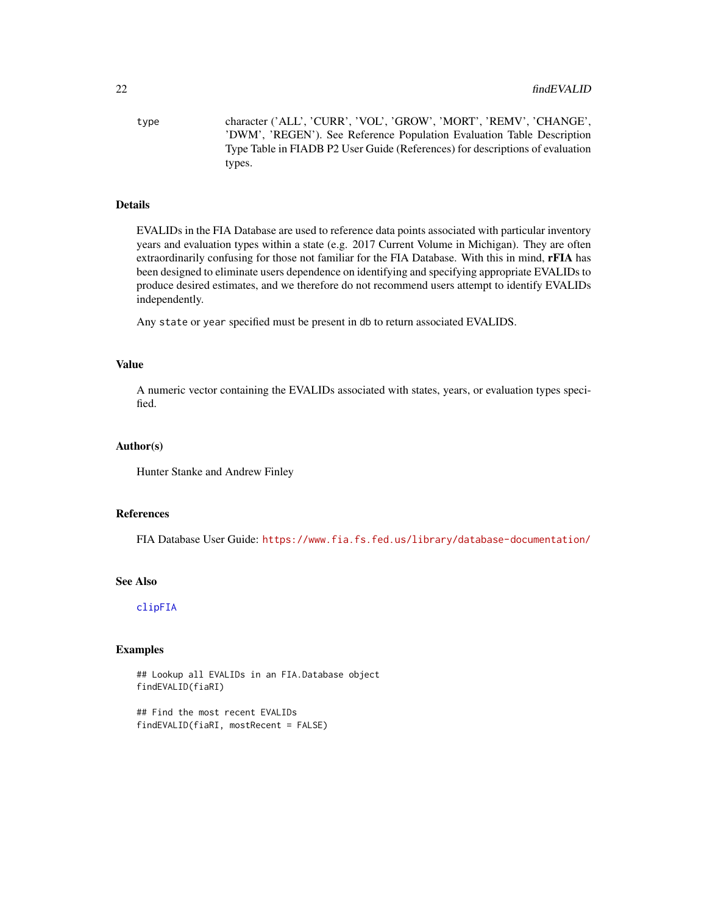type character ('ALL', 'CURR', 'VOL', 'GROW', 'MORT', 'REMV', 'CHANGE', 'DWM', 'REGEN'). See Reference Population Evaluation Table Description Type Table in FIADB P2 User Guide (References) for descriptions of evaluation types.

## Details

EVALIDs in the FIA Database are used to reference data points associated with particular inventory years and evaluation types within a state (e.g. 2017 Current Volume in Michigan). They are often extraordinarily confusing for those not familiar for the FIA Database. With this in mind, **rFIA** has been designed to eliminate users dependence on identifying and specifying appropriate EVALIDs to produce desired estimates, and we therefore do not recommend users attempt to identify EVALIDs independently.

Any `state` or `year` specified must be present in db to return associated EVALIDS.

## Value

A numeric vector containing the EVALIDs associated with states, years, or evaluation types specified.

## Author(s)

Hunter Stanke and Andrew Finley

## References

FIA Database User Guide: https://www.fia.fs.fed.us/library/database-documentation/

## See Also

`clipFIA`

## Examples

```
## Lookup all EVALIDs in an FIA.Database object
findEVALID(fiaRI)

## Find the most recent EVALIDs
findEVALID(fiaRI, mostRecent = FALSE)
```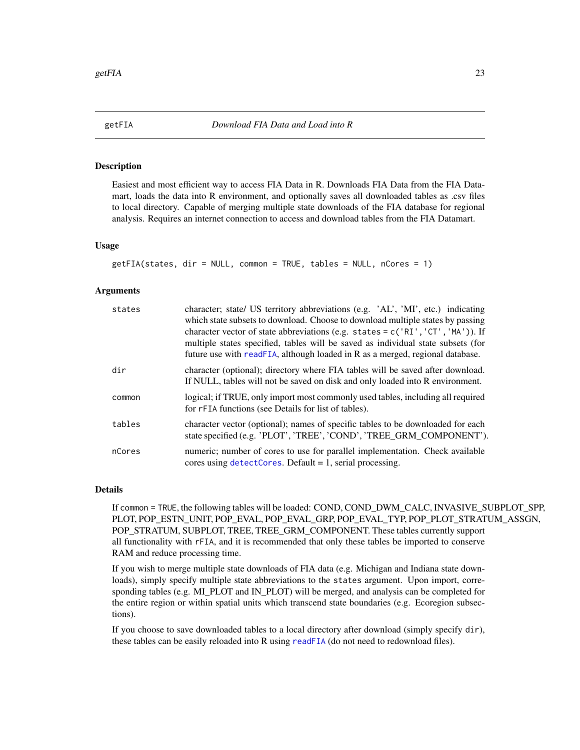## getFIA — *Download FIA Data and Load into R*

### Description

Easiest and most efficient way to access FIA Data in R. Downloads FIA Data from the FIA Datamart, loads the data into R environment, and optionally saves all downloaded tables as .csv files to local directory. Capable of merging multiple state downloads of the FIA database for regional analysis. Requires an internet connection to access and download tables from the FIA Datamart.

### Usage

```
getFIA(states, dir = NULL, common = TRUE, tables = NULL, nCores = 1)
```

### Arguments

| | |
|---|---|
| `states` | character; state/ US territory abbreviations (e.g. 'AL', 'MI', etc.) indicating which state subsets to download. Choose to download multiple states by passing character vector of state abbreviations (e.g. `states = c('RI','CT','MA')`). If multiple states specified, tables will be saved as individual state subsets (for future use with `readFIA`, although loaded in R as a merged, regional database. |
| `dir` | character (optional); directory where FIA tables will be saved after download. If NULL, tables will not be saved on disk and only loaded into R environment. |
| `common` | logical; if TRUE, only import most commonly used tables, including all required for `rFIA` functions (see Details for list of tables). |
| `tables` | character vector (optional); names of specific tables to be downloaded for each state specified (e.g. 'PLOT', 'TREE', 'COND', 'TREE_GRM_COMPONENT'). |
| `nCores` | numeric; number of cores to use for parallel implementation. Check available cores using `detectCores`. Default = 1, serial processing. |

### Details

If `common = TRUE`, the following tables will be loaded: COND, COND_DWM_CALC, INVASIVE_SUBPLOT_SPP, PLOT, POP_ESTN_UNIT, POP_EVAL, POP_EVAL_GRP, POP_EVAL_TYP, POP_PLOT_STRATUM_ASSGN, POP_STRATUM, SUBPLOT, TREE, TREE_GRM_COMPONENT. These tables currently support all functionality with `rFIA`, and it is recommended that only these tables be imported to conserve RAM and reduce processing time.

If you wish to merge multiple state downloads of FIA data (e.g. Michigan and Indiana state downloads), simply specify multiple state abbreviations to the `states` argument. Upon import, corresponding tables (e.g. MI_PLOT and IN_PLOT) will be merged, and analysis can be completed for the entire region or within spatial units which transcend state boundaries (e.g. Ecoregion subsections).

If you choose to save downloaded tables to a local directory after download (simply specify `dir`), these tables can be easily reloaded into R using `readFIA` (do not need to redownload files).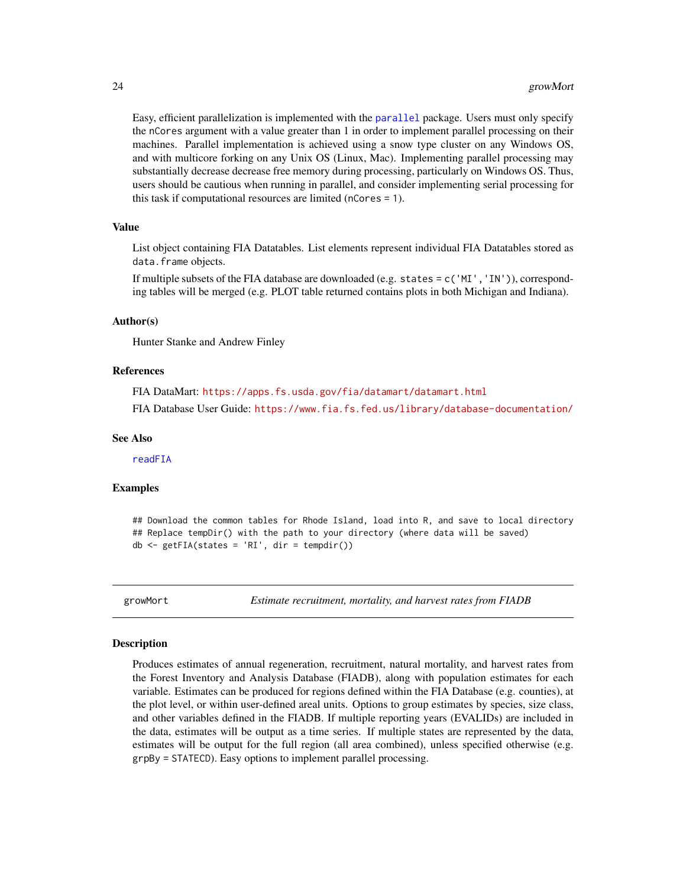Easy, efficient parallelization is implemented with the `parallel` package. Users must only specify the `nCores` argument with a value greater than 1 in order to implement parallel processing on their machines. Parallel implementation is achieved using a snow type cluster on any Windows OS, and with multicore forking on any Unix OS (Linux, Mac). Implementing parallel processing may substantially decrease decrease free memory during processing, particularly on Windows OS. Thus, users should be cautious when running in parallel, and consider implementing serial processing for this task if computational resources are limited (`nCores = 1`).

### Value

List object containing FIA Datatables. List elements represent individual FIA Datatables stored as `data.frame` objects.

If multiple subsets of the FIA database are downloaded (e.g. `states = c('MI','IN')`), corresponding tables will be merged (e.g. PLOT table returned contains plots in both Michigan and Indiana).

### Author(s)

Hunter Stanke and Andrew Finley

### References

FIA DataMart: https://apps.fs.usda.gov/fia/datamart/datamart.html

FIA Database User Guide: https://www.fia.fs.fed.us/library/database-documentation/

### See Also

`readFIA`

### Examples

```
## Download the common tables for Rhode Island, load into R, and save to local directory
## Replace tempDir() with the path to your directory (where data will be saved)
db <- getFIA(states = 'RI', dir = tempdir())
```

---

## growMort — *Estimate recruitment, mortality, and harvest rates from FIADB*

### Description

Produces estimates of annual regeneration, recruitment, natural mortality, and harvest rates from the Forest Inventory and Analysis Database (FIADB), along with population estimates for each variable. Estimates can be produced for regions defined within the FIA Database (e.g. counties), at the plot level, or within user-defined areal units. Options to group estimates by species, size class, and other variables defined in the FIADB. If multiple reporting years (EVALIDs) are included in the data, estimates will be output as a time series. If multiple states are represented by the data, estimates will be output for the full region (all area combined), unless specified otherwise (e.g. `grpBy = STATECD`). Easy options to implement parallel processing.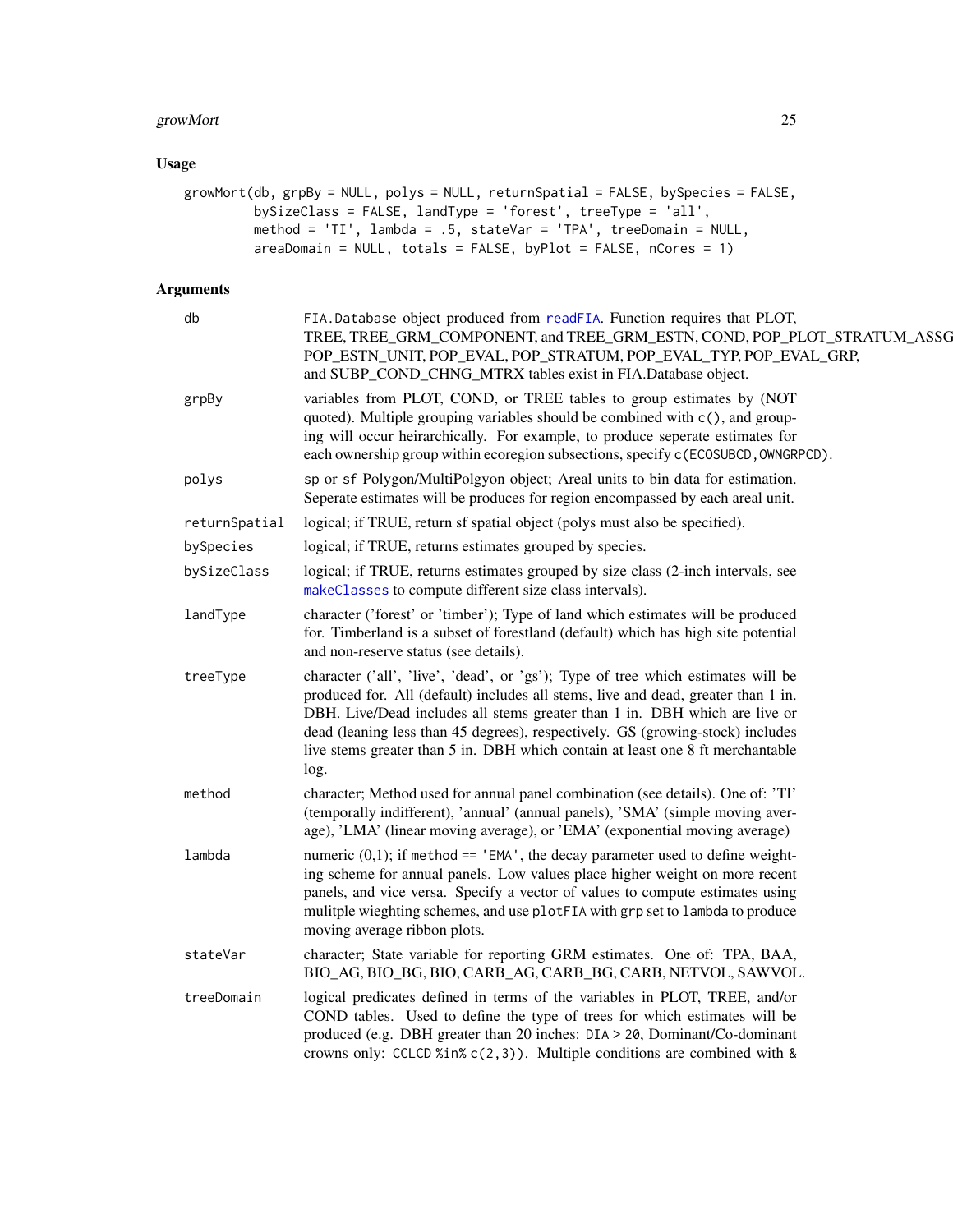## Usage

```
growMort(db, grpBy = NULL, polys = NULL, returnSpatial = FALSE, bySpecies = FALSE,
         bySizeClass = FALSE, landType = 'forest', treeType = 'all',
         method = 'TI', lambda = .5, stateVar = 'TPA', treeDomain = NULL,
         areaDomain = NULL, totals = FALSE, byPlot = FALSE, nCores = 1)
```

## Arguments

| | |
|---|---|
| `db` | `FIA.Database` object produced from `readFIA`. Function requires that PLOT, TREE, TREE_GRM_COMPONENT, and TREE_GRM_ESTN, COND, POP_PLOT_STRATUM_ASSG POP_ESTN_UNIT, POP_EVAL, POP_STRATUM, POP_EVAL_TYP, POP_EVAL_GRP, and SUBP_COND_CHNG_MTRX tables exist in FIA.Database object. |
| `grpBy` | variables from PLOT, COND, or TREE tables to group estimates by (NOT quoted). Multiple grouping variables should be combined with `c()`, and grouping will occur heirarchically. For example, to produce seperate estimates for each ownership group within ecoregion subsections, specify `c(ECOSUBCD, OWNGRPCD)`. |
| `polys` | `sp` or `sf` Polygon/MultiPolgyon object; Areal units to bin data for estimation. Seperate estimates will be produces for region encompassed by each areal unit. |
| `returnSpatial` | logical; if TRUE, return sf spatial object (polys must also be specified). |
| `bySpecies` | logical; if TRUE, returns estimates grouped by species. |
| `bySizeClass` | logical; if TRUE, returns estimates grouped by size class (2-inch intervals, see `makeClasses` to compute different size class intervals). |
| `landType` | character ('forest' or 'timber'); Type of land which estimates will be produced for. Timberland is a subset of forestland (default) which has high site potential and non-reserve status (see details). |
| `treeType` | character ('all', 'live', 'dead', or 'gs'); Type of tree which estimates will be produced for. All (default) includes all stems, live and dead, greater than 1 in. DBH. Live/Dead includes all stems greater than 1 in. DBH which are live or dead (leaning less than 45 degrees), respectively. GS (growing-stock) includes live stems greater than 5 in. DBH which contain at least one 8 ft merchantable log. |
| `method` | character; Method used for annual panel combination (see details). One of: 'TI' (temporally indifferent), 'annual' (annual panels), 'SMA' (simple moving average), 'LMA' (linear moving average), or 'EMA' (exponential moving average) |
| `lambda` | numeric (0,1); if `method == 'EMA'`, the decay parameter used to define weighting scheme for annual panels. Low values place higher weight on more recent panels, and vice versa. Specify a vector of values to compute estimates using mulitple wieghting schemes, and use `plotFIA` with `grp` set to `lambda` to produce moving average ribbon plots. |
| `stateVar` | character; State variable for reporting GRM estimates. One of: TPA, BAA, BIO_AG, BIO_BG, BIO, CARB_AG, CARB_BG, CARB, NETVOL, SAWVOL. |
| `treeDomain` | logical predicates defined in terms of the variables in PLOT, TREE, and/or COND tables. Used to define the type of trees for which estimates will be produced (e.g. DBH greater than 20 inches: `DIA > 20`, Dominant/Co-dominant crowns only: `CCLCD %in% c(2,3)`). Multiple conditions are combined with `&` |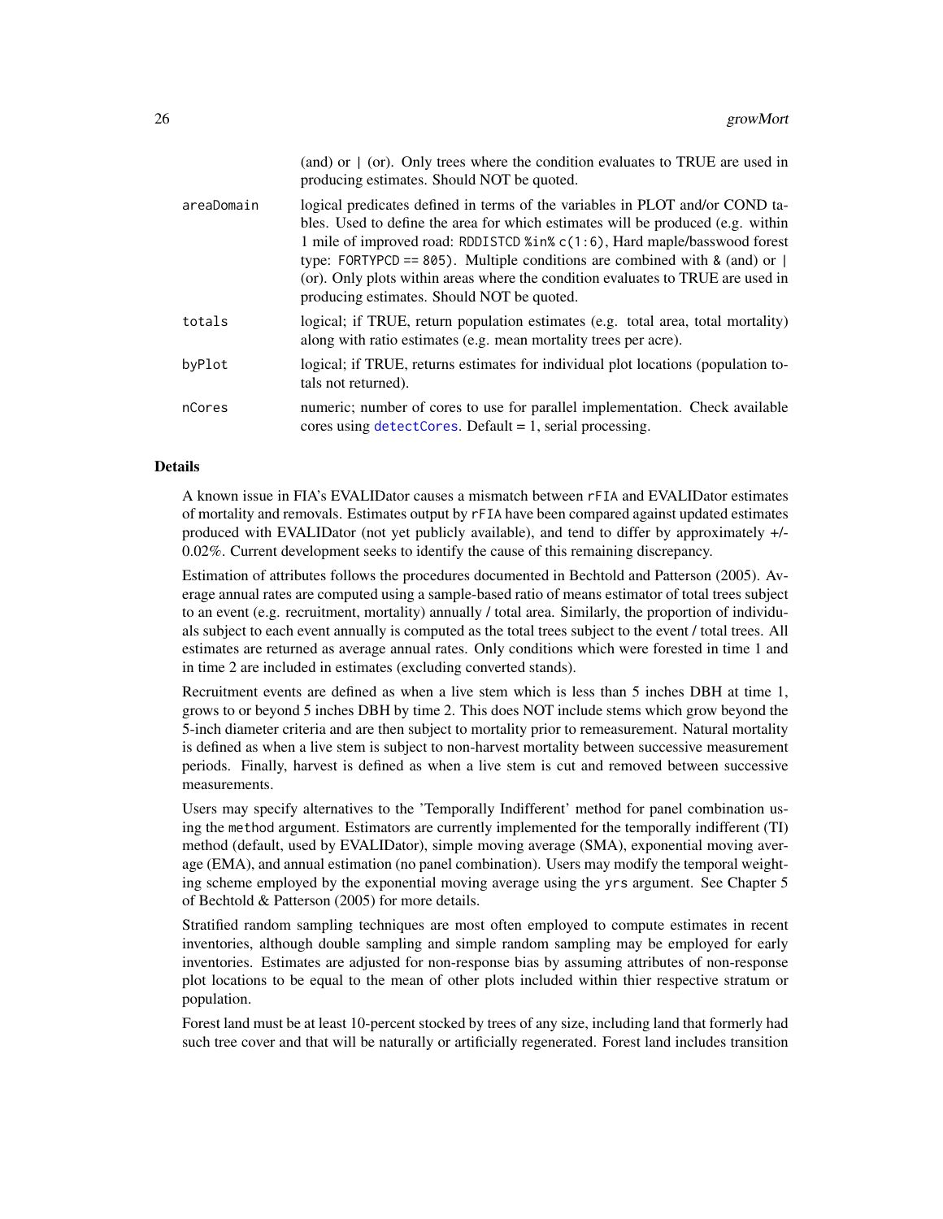(and) or | (or). Only trees where the condition evaluates to TRUE are used in producing estimates. Should NOT be quoted.

| | |
|---|---|
| areaDomain | logical predicates defined in terms of the variables in PLOT and/or COND tables. Used to define the area for which estimates will be produced (e.g. within 1 mile of improved road: `RDDISTCD %in% c(1:6)`, Hard maple/basswood forest type: `FORTYPCD == 805`). Multiple conditions are combined with `&` (and) or `|` (or). Only plots within areas where the condition evaluates to TRUE are used in producing estimates. Should NOT be quoted. |
| totals | logical; if TRUE, return population estimates (e.g. total area, total mortality) along with ratio estimates (e.g. mean mortality trees per acre). |
| byPlot | logical; if TRUE, returns estimates for individual plot locations (population totals not returned). |
| nCores | numeric; number of cores to use for parallel implementation. Check available cores using `detectCores`. Default = 1, serial processing. |

## Details

A known issue in FIA's EVALIDator causes a mismatch between `rFIA` and EVALIDator estimates of mortality and removals. Estimates output by `rFIA` have been compared against updated estimates produced with EVALIDator (not yet publicly available), and tend to differ by approximately +/- 0.02%. Current development seeks to identify the cause of this remaining discrepancy.

Estimation of attributes follows the procedures documented in Bechtold and Patterson (2005). Average annual rates are computed using a sample-based ratio of means estimator of total trees subject to an event (e.g. recruitment, mortality) annually / total area. Similarly, the proportion of individuals subject to each event annually is computed as the total trees subject to the event / total trees. All estimates are returned as average annual rates. Only conditions which were forested in time 1 and in time 2 are included in estimates (excluding converted stands).

Recruitment events are defined as when a live stem which is less than 5 inches DBH at time 1, grows to or beyond 5 inches DBH by time 2. This does NOT include stems which grow beyond the 5-inch diameter criteria and are then subject to mortality prior to remeasurement. Natural mortality is defined as when a live stem is subject to non-harvest mortality between successive measurement periods. Finally, harvest is defined as when a live stem is cut and removed between successive measurements.

Users may specify alternatives to the 'Temporally Indifferent' method for panel combination using the `method` argument. Estimators are currently implemented for the temporally indifferent (TI) method (default, used by EVALIDator), simple moving average (SMA), exponential moving average (EMA), and annual estimation (no panel combination). Users may modify the temporal weighting scheme employed by the exponential moving average using the `yrs` argument. See Chapter 5 of Bechtold & Patterson (2005) for more details.

Stratified random sampling techniques are most often employed to compute estimates in recent inventories, although double sampling and simple random sampling may be employed for early inventories. Estimates are adjusted for non-response bias by assuming attributes of non-response plot locations to be equal to the mean of other plots included within thier respective stratum or population.

Forest land must be at least 10-percent stocked by trees of any size, including land that formerly had such tree cover and that will be naturally or artificially regenerated. Forest land includes transition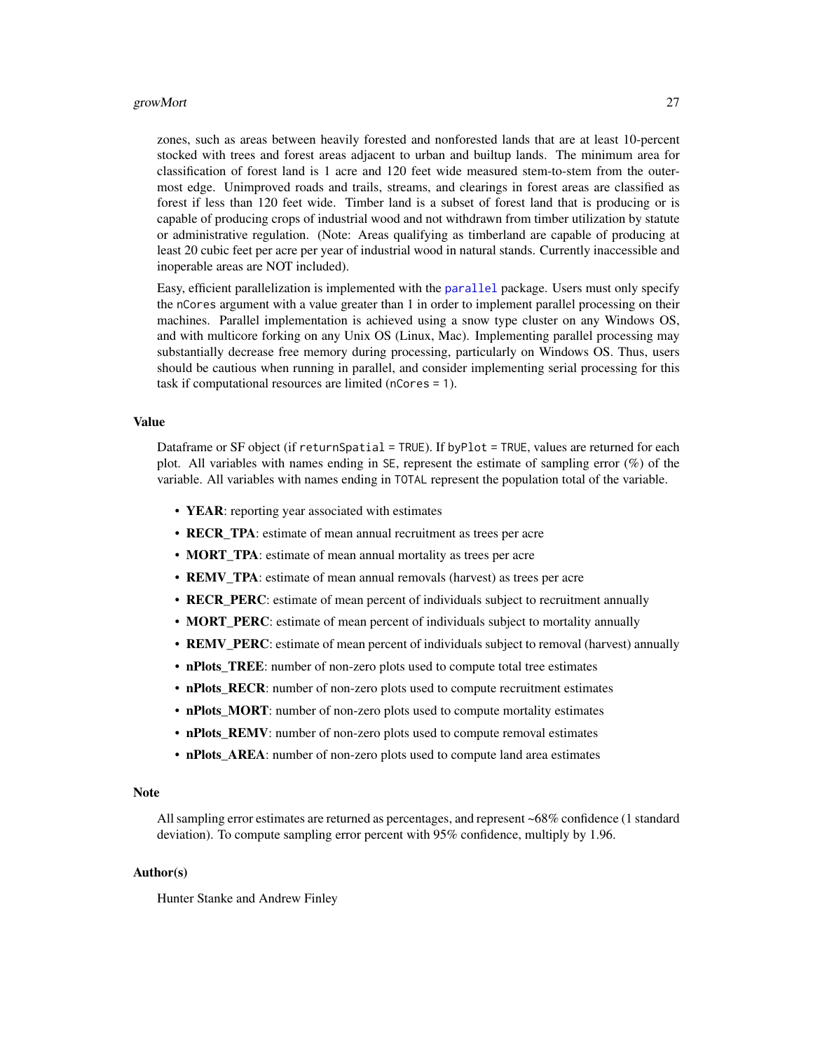zones, such as areas between heavily forested and nonforested lands that are at least 10-percent stocked with trees and forest areas adjacent to urban and builtup lands. The minimum area for classification of forest land is 1 acre and 120 feet wide measured stem-to-stem from the outer-most edge. Unimproved roads and trails, streams, and clearings in forest areas are classified as forest if less than 120 feet wide. Timber land is a subset of forest land that is producing or is capable of producing crops of industrial wood and not withdrawn from timber utilization by statute or administrative regulation. (Note: Areas qualifying as timberland are capable of producing at least 20 cubic feet per acre per year of industrial wood in natural stands. Currently inaccessible and inoperable areas are NOT included).

Easy, efficient parallelization is implemented with the parallel package. Users must only specify the `nCores` argument with a value greater than 1 in order to implement parallel processing on their machines. Parallel implementation is achieved using a snow type cluster on any Windows OS, and with multicore forking on any Unix OS (Linux, Mac). Implementing parallel processing may substantially decrease free memory during processing, particularly on Windows OS. Thus, users should be cautious when running in parallel, and consider implementing serial processing for this task if computational resources are limited (`nCores = 1`).

## Value

Dataframe or SF object (if `returnSpatial = TRUE`). If `byPlot = TRUE`, values are returned for each plot. All variables with names ending in `SE`, represent the estimate of sampling error (%) of the variable. All variables with names ending in `TOTAL` represent the population total of the variable.

- **YEAR**: reporting year associated with estimates
- **RECR_TPA**: estimate of mean annual recruitment as trees per acre
- **MORT_TPA**: estimate of mean annual mortality as trees per acre
- **REMV_TPA**: estimate of mean annual removals (harvest) as trees per acre
- **RECR_PERC**: estimate of mean percent of individuals subject to recruitment annually
- **MORT_PERC**: estimate of mean percent of individuals subject to mortality annually
- **REMV_PERC**: estimate of mean percent of individuals subject to removal (harvest) annually
- **nPlots_TREE**: number of non-zero plots used to compute total tree estimates
- **nPlots_RECR**: number of non-zero plots used to compute recruitment estimates
- **nPlots_MORT**: number of non-zero plots used to compute mortality estimates
- **nPlots_REMV**: number of non-zero plots used to compute removal estimates
- **nPlots_AREA**: number of non-zero plots used to compute land area estimates

## Note

All sampling error estimates are returned as percentages, and represent ~68% confidence (1 standard deviation). To compute sampling error percent with 95% confidence, multiply by 1.96.

## Author(s)

Hunter Stanke and Andrew Finley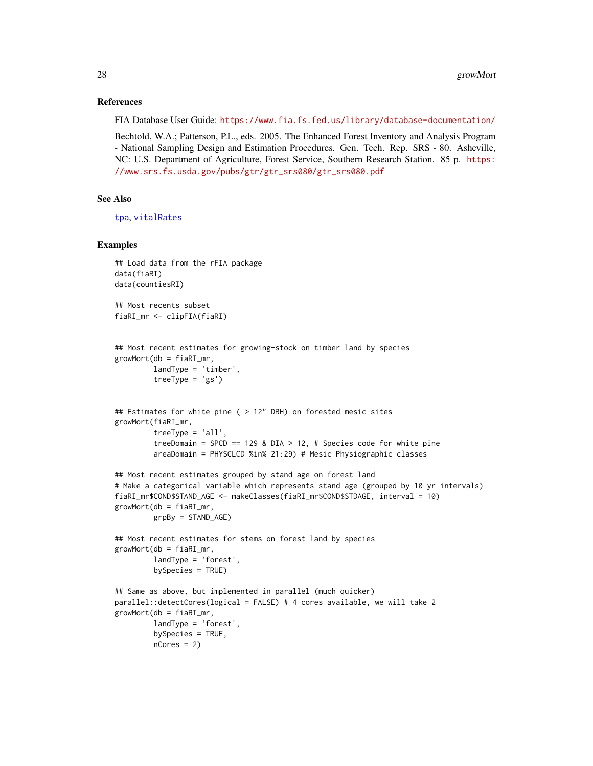## References

FIA Database User Guide: https://www.fia.fs.fed.us/library/database-documentation/

Bechtold, W.A.; Patterson, P.L., eds. 2005. The Enhanced Forest Inventory and Analysis Program - National Sampling Design and Estimation Procedures. Gen. Tech. Rep. SRS - 80. Asheville, NC: U.S. Department of Agriculture, Forest Service, Southern Research Station. 85 p. https://www.srs.fs.usda.gov/pubs/gtr/gtr_srs080/gtr_srs080.pdf

## See Also

tpa, vitalRates

## Examples

```
## Load data from the rFIA package
data(fiaRI)
data(countiesRI)

## Most recents subset
fiaRI_mr <- clipFIA(fiaRI)


## Most recent estimates for growing-stock on timber land by species
growMort(db = fiaRI_mr,
         landType = 'timber',
         treeType = 'gs')


## Estimates for white pine ( > 12" DBH) on forested mesic sites
growMort(fiaRI_mr,
         treeType = 'all',
         treeDomain = SPCD == 129 & DIA > 12, # Species code for white pine
         areaDomain = PHYSCLCD %in% 21:29) # Mesic Physiographic classes

## Most recent estimates grouped by stand age on forest land
# Make a categorical variable which represents stand age (grouped by 10 yr intervals)
fiaRI_mr$COND$STAND_AGE <- makeClasses(fiaRI_mr$COND$STDAGE, interval = 10)
growMort(db = fiaRI_mr,
         grpBy = STAND_AGE)

## Most recent estimates for stems on forest land by species
growMort(db = fiaRI_mr,
         landType = 'forest',
         bySpecies = TRUE)

## Same as above, but implemented in parallel (much quicker)
parallel::detectCores(logical = FALSE) # 4 cores available, we will take 2
growMort(db = fiaRI_mr,
         landType = 'forest',
         bySpecies = TRUE,
         nCores = 2)
```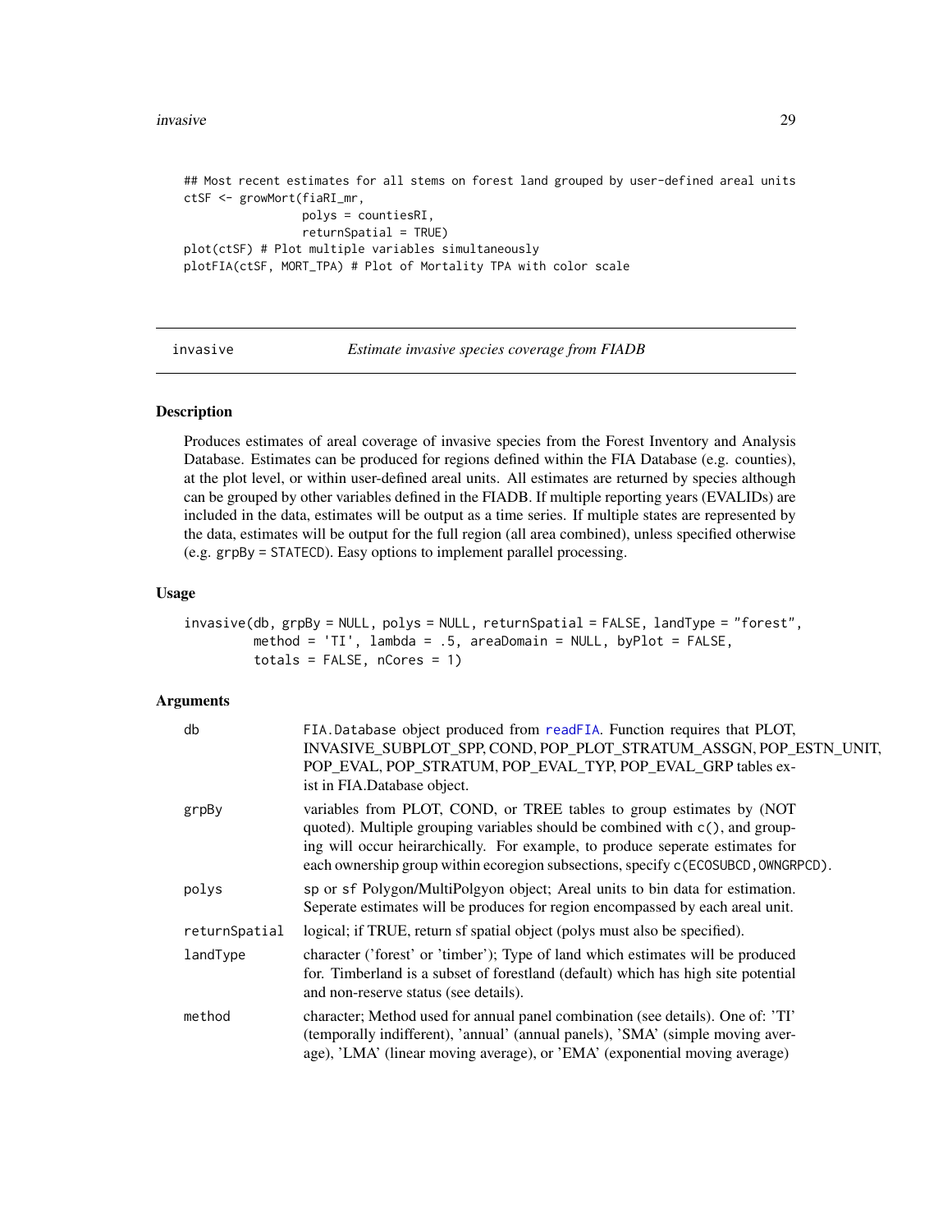```
## Most recent estimates for all stems on forest land grouped by user-defined areal units
ctSF <- growMort(fiaRI_mr,
                 polys = countiesRI,
                 returnSpatial = TRUE)
plot(ctSF) # Plot multiple variables simultaneously
plotFIA(ctSF, MORT_TPA) # Plot of Mortality TPA with color scale
```

---

## invasive — *Estimate invasive species coverage from FIADB*

### Description

Produces estimates of areal coverage of invasive species from the Forest Inventory and Analysis Database. Estimates can be produced for regions defined within the FIA Database (e.g. counties), at the plot level, or within user-defined areal units. All estimates are returned by species although can be grouped by other variables defined in the FIADB. If multiple reporting years (EVALIDs) are included in the data, estimates will be output as a time series. If multiple states are represented by the data, estimates will be output for the full region (all area combined), unless specified otherwise (e.g. grpBy = STATECD). Easy options to implement parallel processing.

### Usage

```
invasive(db, grpBy = NULL, polys = NULL, returnSpatial = FALSE, landType = "forest",
        method = 'TI', lambda = .5, areaDomain = NULL, byPlot = FALSE,
        totals = FALSE, nCores = 1)
```

### Arguments

| | |
|---|---|
| db | FIA.Database object produced from readFIA. Function requires that PLOT, INVASIVE_SUBPLOT_SPP, COND, POP_PLOT_STRATUM_ASSGN, POP_ESTN_UNIT, POP_EVAL, POP_STRATUM, POP_EVAL_TYP, POP_EVAL_GRP tables exist in FIA.Database object. |
| grpBy | variables from PLOT, COND, or TREE tables to group estimates by (NOT quoted). Multiple grouping variables should be combined with c(), and grouping will occur heirarchically. For example, to produce seperate estimates for each ownership group within ecoregion subsections, specify c(ECOSUBCD, OWNGRPCD). |
| polys | sp or sf Polygon/MultiPolgyon object; Areal units to bin data for estimation. Seperate estimates will be produces for region encompassed by each areal unit. |
| returnSpatial | logical; if TRUE, return sf spatial object (polys must also be specified). |
| landType | character ('forest' or 'timber'); Type of land which estimates will be produced for. Timberland is a subset of forestland (default) which has high site potential and non-reserve status (see details). |
| method | character; Method used for annual panel combination (see details). One of: 'TI' (temporally indifferent), 'annual' (annual panels), 'SMA' (simple moving average), 'LMA' (linear moving average), or 'EMA' (exponential moving average) |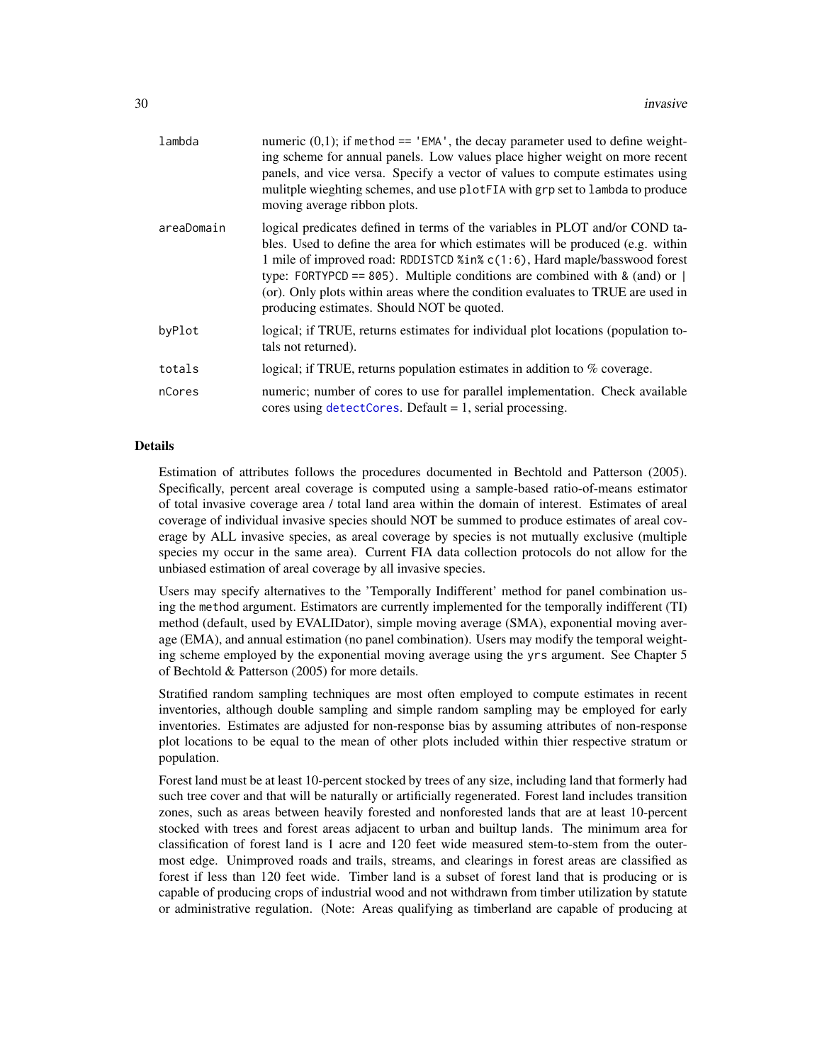| | |
|---|---|
| `lambda` | numeric (0,1); if `method == 'EMA'`, the decay parameter used to define weighting scheme for annual panels. Low values place higher weight on more recent panels, and vice versa. Specify a vector of values to compute estimates using mulitple wieghting schemes, and use `plotFIA` with `grp` set to `lambda` to produce moving average ribbon plots. |
| `areaDomain` | logical predicates defined in terms of the variables in PLOT and/or COND tables. Used to define the area for which estimates will be produced (e.g. within 1 mile of improved road: `RDDISTCD %in% c(1:6)`, Hard maple/basswood forest type: `FORTYPCD == 805`). Multiple conditions are combined with `&` (and) or `\|` (or). Only plots within areas where the condition evaluates to TRUE are used in producing estimates. Should NOT be quoted. |
| `byPlot` | logical; if TRUE, returns estimates for individual plot locations (population totals not returned). |
| `totals` | logical; if TRUE, returns population estimates in addition to % coverage. |
| `nCores` | numeric; number of cores to use for parallel implementation. Check available cores using `detectCores`. Default = 1, serial processing. |

## Details

Estimation of attributes follows the procedures documented in Bechtold and Patterson (2005). Specifically, percent areal coverage is computed using a sample-based ratio-of-means estimator of total invasive coverage area / total land area within the domain of interest. Estimates of areal coverage of individual invasive species should NOT be summed to produce estimates of areal coverage by ALL invasive species, as areal coverage by species is not mutually exclusive (multiple species my occur in the same area). Current FIA data collection protocols do not allow for the unbiased estimation of areal coverage by all invasive species.

Users may specify alternatives to the 'Temporally Indifferent' method for panel combination using the `method` argument. Estimators are currently implemented for the temporally indifferent (TI) method (default, used by EVALIDator), simple moving average (SMA), exponential moving average (EMA), and annual estimation (no panel combination). Users may modify the temporal weighting scheme employed by the exponential moving average using the `yrs` argument. See Chapter 5 of Bechtold & Patterson (2005) for more details.

Stratified random sampling techniques are most often employed to compute estimates in recent inventories, although double sampling and simple random sampling may be employed for early inventories. Estimates are adjusted for non-response bias by assuming attributes of non-response plot locations to be equal to the mean of other plots included within thier respective stratum or population.

Forest land must be at least 10-percent stocked by trees of any size, including land that formerly had such tree cover and that will be naturally or artificially regenerated. Forest land includes transition zones, such as areas between heavily forested and nonforested lands that are at least 10-percent stocked with trees and forest areas adjacent to urban and builtup lands. The minimum area for classification of forest land is 1 acre and 120 feet wide measured stem-to-stem from the outer-most edge. Unimproved roads and trails, streams, and clearings in forest areas are classified as forest if less than 120 feet wide. Timber land is a subset of forest land that is producing or is capable of producing crops of industrial wood and not withdrawn from timber utilization by statute or administrative regulation. (Note: Areas qualifying as timberland are capable of producing at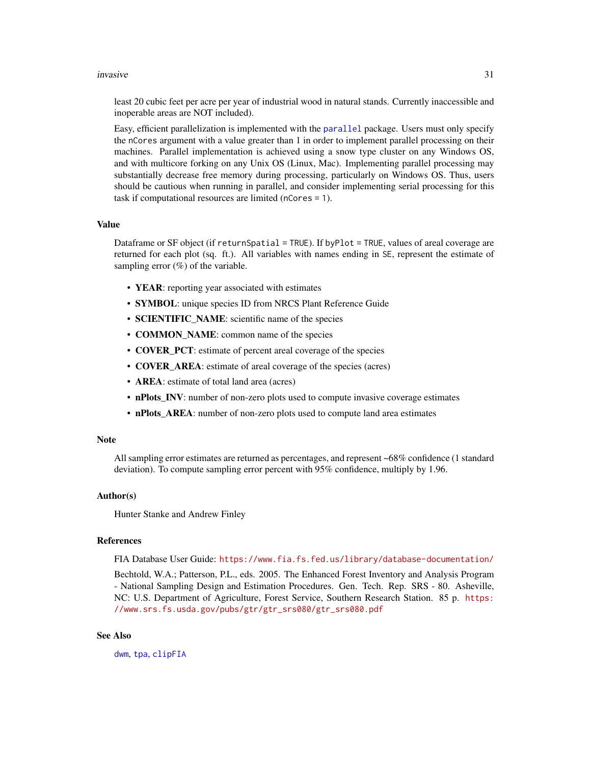least 20 cubic feet per acre per year of industrial wood in natural stands. Currently inaccessible and inoperable areas are NOT included).

Easy, efficient parallelization is implemented with the parallel package. Users must only specify the `nCores` argument with a value greater than 1 in order to implement parallel processing on their machines. Parallel implementation is achieved using a snow type cluster on any Windows OS, and with multicore forking on any Unix OS (Linux, Mac). Implementing parallel processing may substantially decrease free memory during processing, particularly on Windows OS. Thus, users should be cautious when running in parallel, and consider implementing serial processing for this task if computational resources are limited (`nCores = 1`).

## Value

Dataframe or SF object (if `returnSpatial = TRUE`). If `byPlot = TRUE`, values of areal coverage are returned for each plot (sq. ft.). All variables with names ending in `SE`, represent the estimate of sampling error (%) of the variable.

- **YEAR**: reporting year associated with estimates
- **SYMBOL**: unique species ID from NRCS Plant Reference Guide
- **SCIENTIFIC_NAME**: scientific name of the species
- **COMMON_NAME**: common name of the species
- **COVER_PCT**: estimate of percent areal coverage of the species
- **COVER_AREA**: estimate of areal coverage of the species (acres)
- **AREA**: estimate of total land area (acres)
- **nPlots_INV**: number of non-zero plots used to compute invasive coverage estimates
- **nPlots_AREA**: number of non-zero plots used to compute land area estimates

## Note

All sampling error estimates are returned as percentages, and represent ~68% confidence (1 standard deviation). To compute sampling error percent with 95% confidence, multiply by 1.96.

## Author(s)

Hunter Stanke and Andrew Finley

## References

FIA Database User Guide: https://www.fia.fs.fed.us/library/database-documentation/

Bechtold, W.A.; Patterson, P.L., eds. 2005. The Enhanced Forest Inventory and Analysis Program - National Sampling Design and Estimation Procedures. Gen. Tech. Rep. SRS - 80. Asheville, NC: U.S. Department of Agriculture, Forest Service, Southern Research Station. 85 p. https://www.srs.fs.usda.gov/pubs/gtr/gtr_srs080/gtr_srs080.pdf

## See Also

dwm, tpa, clipFIA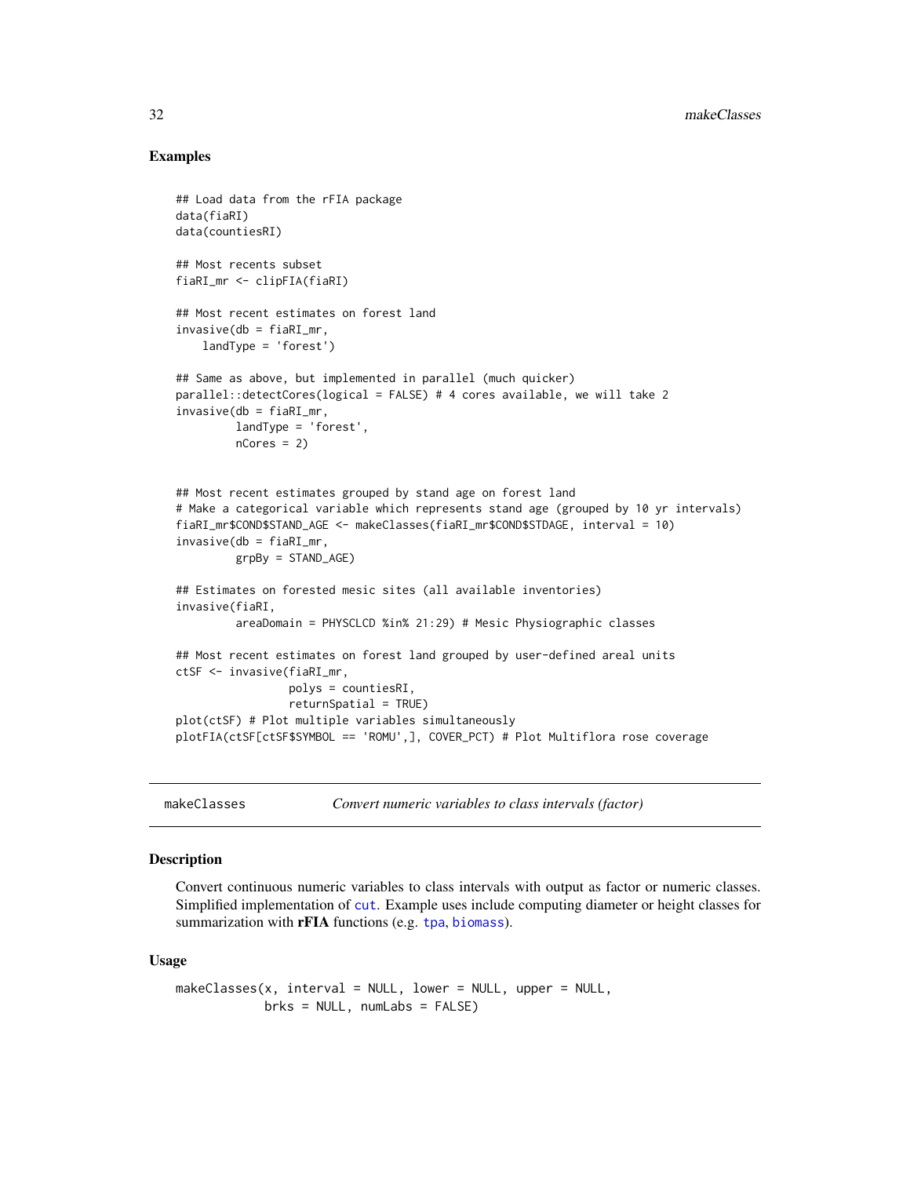## Examples

```
## Load data from the rFIA package
data(fiaRI)
data(countiesRI)

## Most recents subset
fiaRI_mr <- clipFIA(fiaRI)

## Most recent estimates on forest land
invasive(db = fiaRI_mr,
    landType = 'forest')

## Same as above, but implemented in parallel (much quicker)
parallel::detectCores(logical = FALSE) # 4 cores available, we will take 2
invasive(db = fiaRI_mr,
         landType = 'forest',
         nCores = 2)


## Most recent estimates grouped by stand age on forest land
# Make a categorical variable which represents stand age (grouped by 10 yr intervals)
fiaRI_mr$COND$STAND_AGE <- makeClasses(fiaRI_mr$COND$STDAGE, interval = 10)
invasive(db = fiaRI_mr,
         grpBy = STAND_AGE)

## Estimates on forested mesic sites (all available inventories)
invasive(fiaRI,
         areaDomain = PHYSCLCD %in% 21:29) # Mesic Physiographic classes

## Most recent estimates on forest land grouped by user-defined areal units
ctSF <- invasive(fiaRI_mr,
                 polys = countiesRI,
                 returnSpatial = TRUE)
plot(ctSF) # Plot multiple variables simultaneously
plotFIA(ctSF[ctSF$SYMBOL == 'ROMU',], COVER_PCT) # Plot Multiflora rose coverage
```

---

# makeClasses — *Convert numeric variables to class intervals (factor)*

## Description

Convert continuous numeric variables to class intervals with output as factor or numeric classes. Simplified implementation of `cut`. Example uses include computing diameter or height classes for summarization with **rFIA** functions (e.g. `tpa`, `biomass`).

## Usage

```
makeClasses(x, interval = NULL, lower = NULL, upper = NULL,
            brks = NULL, numLabs = FALSE)
```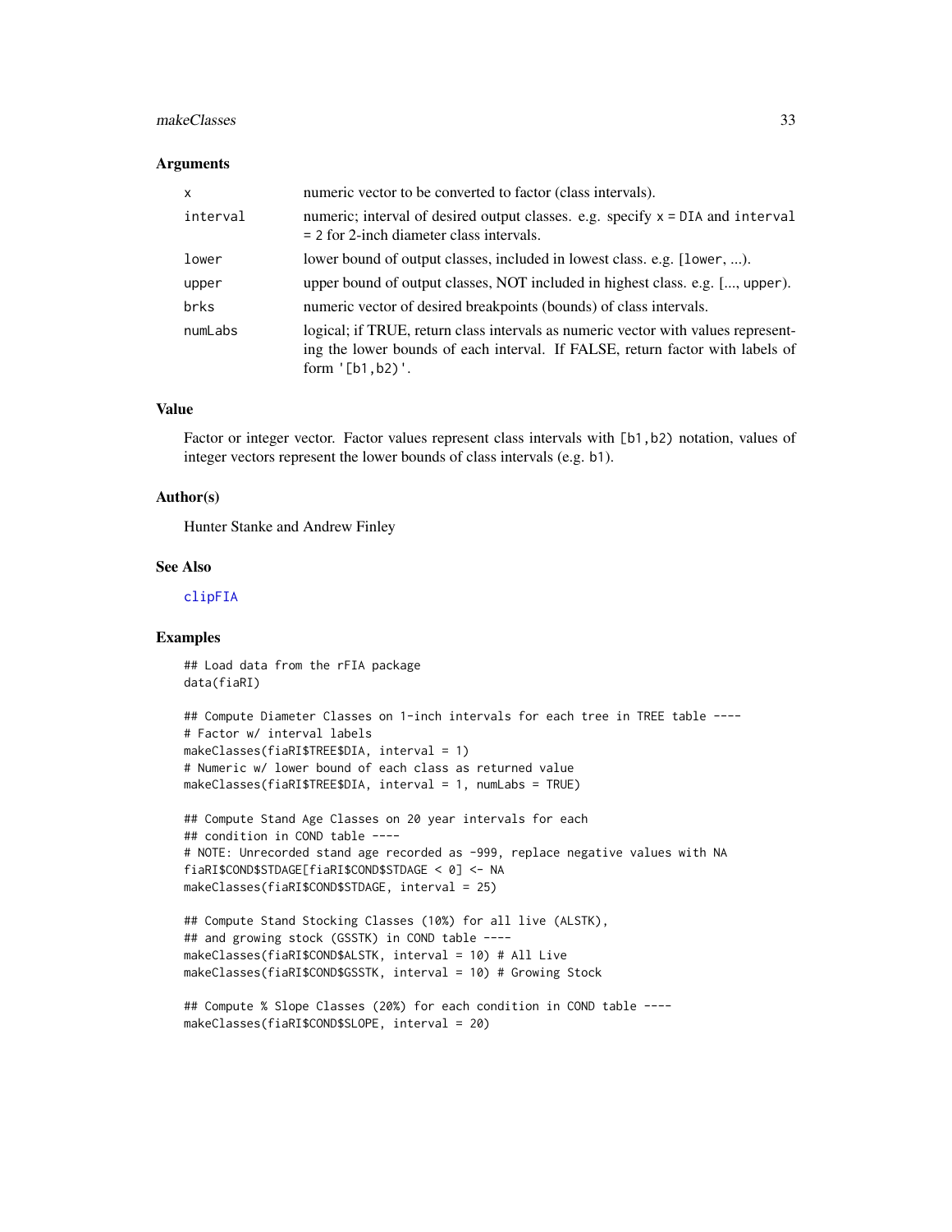### Arguments

| | |
|---|---|
| `x` | numeric vector to be converted to factor (class intervals). |
| `interval` | numeric; interval of desired output classes. e.g. specify `x = DIA` and `interval = 2` for 2-inch diameter class intervals. |
| `lower` | lower bound of output classes, included in lowest class. e.g. [`lower`, ...). |
| `upper` | upper bound of output classes, NOT included in highest class. e.g. [..., `upper`). |
| `brks` | numeric vector of desired breakpoints (bounds) of class intervals. |
| `numLabs` | logical; if TRUE, return class intervals as numeric vector with values representing the lower bounds of each interval. If FALSE, return factor with labels of form `'[b1,b2)'`. |

### Value

Factor or integer vector. Factor values represent class intervals with `[b1,b2)` notation, values of integer vectors represent the lower bounds of class intervals (e.g. `b1`).

### Author(s)

Hunter Stanke and Andrew Finley

### See Also

`clipFIA`

### Examples

```
## Load data from the rFIA package
data(fiaRI)

## Compute Diameter Classes on 1-inch intervals for each tree in TREE table ----
# Factor w/ interval labels
makeClasses(fiaRI$TREE$DIA, interval = 1)
# Numeric w/ lower bound of each class as returned value
makeClasses(fiaRI$TREE$DIA, interval = 1, numLabs = TRUE)

## Compute Stand Age Classes on 20 year intervals for each
## condition in COND table ----
# NOTE: Unrecorded stand age recorded as -999, replace negative values with NA
fiaRI$COND$STDAGE[fiaRI$COND$STDAGE < 0] <- NA
makeClasses(fiaRI$COND$STDAGE, interval = 25)

## Compute Stand Stocking Classes (10%) for all live (ALSTK),
## and growing stock (GSSTK) in COND table ----
makeClasses(fiaRI$COND$ALSTK, interval = 10) # All Live
makeClasses(fiaRI$COND$GSSTK, interval = 10) # Growing Stock

## Compute % Slope Classes (20%) for each condition in COND table ----
makeClasses(fiaRI$COND$SLOPE, interval = 20)
```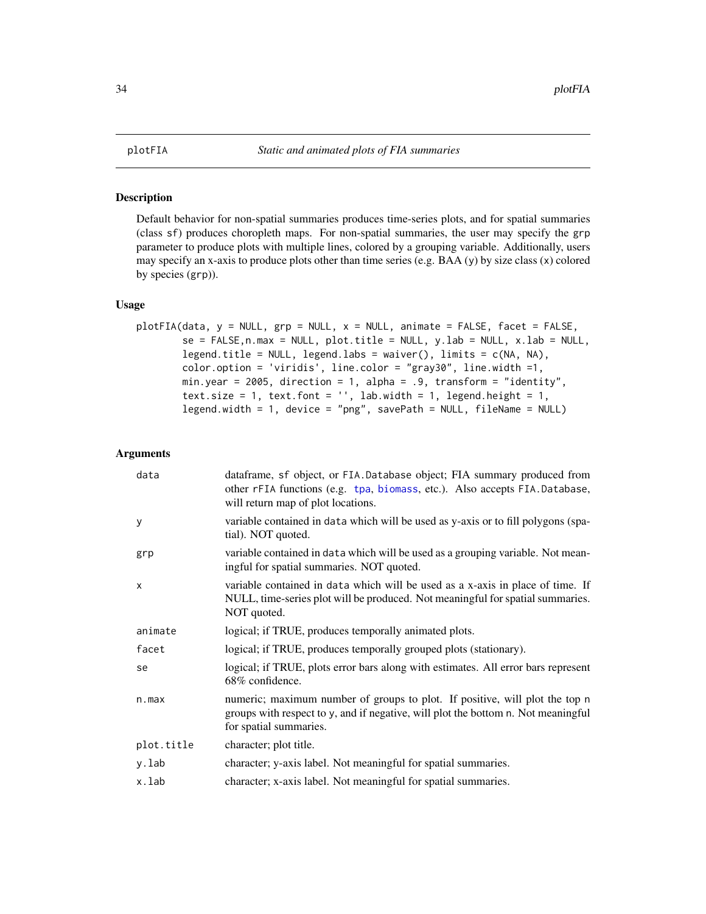## plotFIA — *Static and animated plots of FIA summaries*

### Description

Default behavior for non-spatial summaries produces time-series plots, and for spatial summaries (class sf) produces choropleth maps. For non-spatial summaries, the user may specify the grp parameter to produce plots with multiple lines, colored by a grouping variable. Additionally, users may specify an x-axis to produce plots other than time series (e.g. BAA (y) by size class (x) colored by species (grp)).

### Usage

```
plotFIA(data, y = NULL, grp = NULL, x = NULL, animate = FALSE, facet = FALSE,
        se = FALSE,n.max = NULL, plot.title = NULL, y.lab = NULL, x.lab = NULL,
        legend.title = NULL, legend.labs = waiver(), limits = c(NA, NA),
        color.option = 'viridis', line.color = "gray30", line.width =1,
        min.year = 2005, direction = 1, alpha = .9, transform = "identity",
        text.size = 1, text.font = '', lab.width = 1, legend.height = 1,
        legend.width = 1, device = "png", savePath = NULL, fileName = NULL)
```

### Arguments

| Argument | Description |
|---|---|
| data | dataframe, sf object, or FIA.Database object; FIA summary produced from other rFIA functions (e.g. tpa, biomass, etc.). Also accepts FIA.Database, will return map of plot locations. |
| y | variable contained in data which will be used as y-axis or to fill polygons (spatial). NOT quoted. |
| grp | variable contained in data which will be used as a grouping variable. Not meaningful for spatial summaries. NOT quoted. |
| x | variable contained in data which will be used as a x-axis in place of time. If NULL, time-series plot will be produced. Not meaningful for spatial summaries. NOT quoted. |
| animate | logical; if TRUE, produces temporally animated plots. |
| facet | logical; if TRUE, produces temporally grouped plots (stationary). |
| se | logical; if TRUE, plots error bars along with estimates. All error bars represent 68% confidence. |
| n.max | numeric; maximum number of groups to plot. If positive, will plot the top n groups with respect to y, and if negative, will plot the bottom n. Not meaningful for spatial summaries. |
| plot.title | character; plot title. |
| y.lab | character; y-axis label. Not meaningful for spatial summaries. |
| x.lab | character; x-axis label. Not meaningful for spatial summaries. |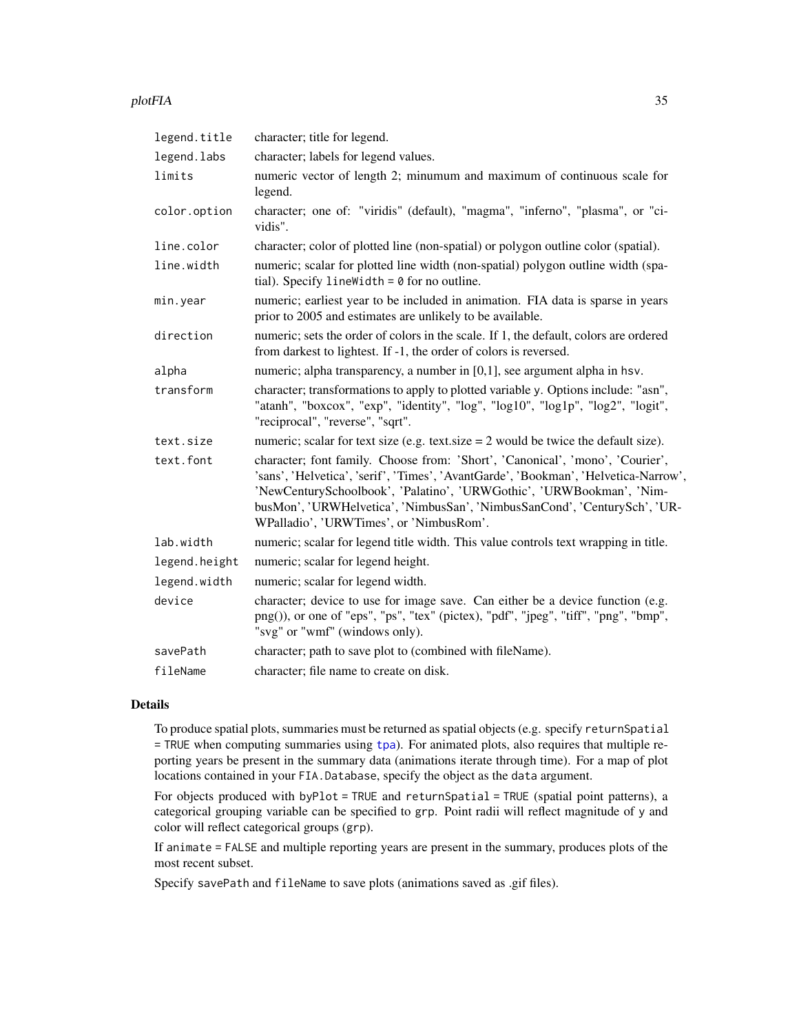| | |
|---|---|
| legend.title | character; title for legend. |
| legend.labs | character; labels for legend values. |
| limits | numeric vector of length 2; minumum and maximum of continuous scale for legend. |
| color.option | character; one of: "viridis" (default), "magma", "inferno", "plasma", or "cividis". |
| line.color | character; color of plotted line (non-spatial) or polygon outline color (spatial). |
| line.width | numeric; scalar for plotted line width (non-spatial) polygon outline width (spatial). Specify `lineWidth = 0` for no outline. |
| min.year | numeric; earliest year to be included in animation. FIA data is sparse in years prior to 2005 and estimates are unlikely to be available. |
| direction | numeric; sets the order of colors in the scale. If 1, the default, colors are ordered from darkest to lightest. If -1, the order of colors is reversed. |
| alpha | numeric; alpha transparency, a number in [0,1], see argument alpha in `hsv`. |
| transform | character; transformations to apply to plotted variable `y`. Options include: "asn", "atanh", "boxcox", "exp", "identity", "log", "log10", "log1p", "log2", "logit", "reciprocal", "reverse", "sqrt". |
| text.size | numeric; scalar for text size (e.g. text.size = 2 would be twice the default size). |
| text.font | character; font family. Choose from: 'Short', 'Canonical', 'mono', 'Courier', 'sans', 'Helvetica', 'serif', 'Times', 'AvantGarde', 'Bookman', 'Helvetica-Narrow', 'NewCenturySchoolbook', 'Palatino', 'URWGothic', 'URWBookman', 'NimbusMon', 'URWHelvetica', 'NimbusSan', 'NimbusSanCond', 'CenturySch', 'URWPalladio', 'URWTimes', or 'NimbusRom'. |
| lab.width | numeric; scalar for legend title width. This value controls text wrapping in title. |
| legend.height | numeric; scalar for legend height. |
| legend.width | numeric; scalar for legend width. |
| device | character; device to use for image save. Can either be a device function (e.g. png()), or one of "eps", "ps", "tex" (pictex), "pdf", "jpeg", "tiff", "png", "bmp", "svg" or "wmf" (windows only). |
| savePath | character; path to save plot to (combined with fileName). |
| fileName | character; file name to create on disk. |

## Details

To produce spatial plots, summaries must be returned as spatial objects (e.g. specify `returnSpatial = TRUE` when computing summaries using `tpa`). For animated plots, also requires that multiple reporting years be present in the summary data (animations iterate through time). For a map of plot locations contained in your `FIA.Database`, specify the object as the `data` argument.

For objects produced with `byPlot = TRUE` and `returnSpatial = TRUE` (spatial point patterns), a categorical grouping variable can be specified to `grp`. Point radii will reflect magnitude of `y` and color will reflect categorical groups (`grp`).

If `animate = FALSE` and multiple reporting years are present in the summary, produces plots of the most recent subset.

Specify `savePath` and `fileName` to save plots (animations saved as .gif files).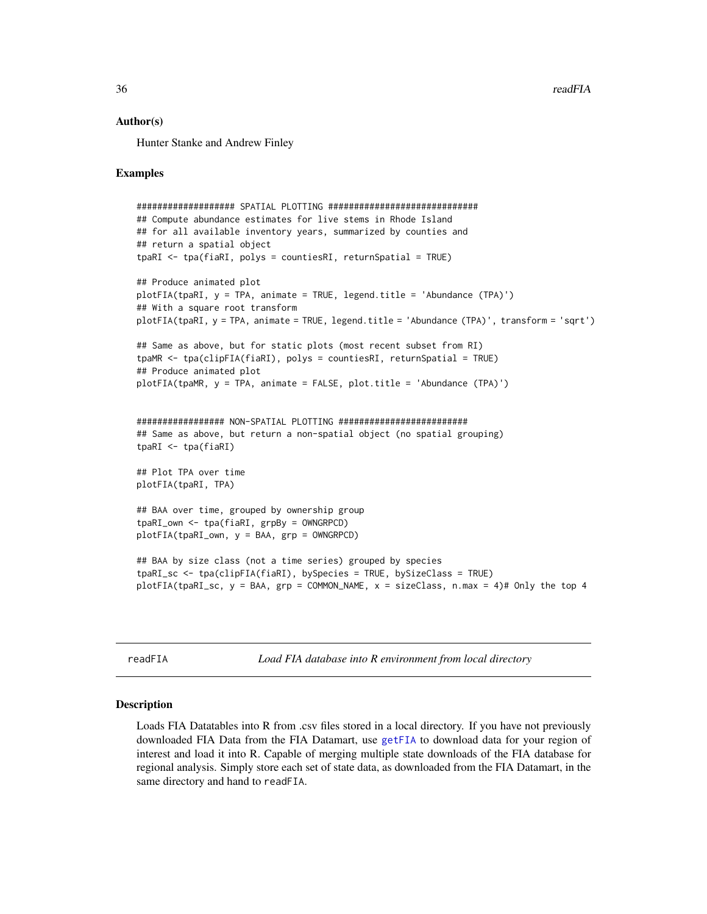### Author(s)

Hunter Stanke and Andrew Finley

### Examples

```
################### SPATIAL PLOTTING ##############################
## Compute abundance estimates for live stems in Rhode Island
## for all available inventory years, summarized by counties and
## return a spatial object
tpaRI <- tpa(fiaRI, polys = countiesRI, returnSpatial = TRUE)

## Produce animated plot
plotFIA(tpaRI, y = TPA, animate = TRUE, legend.title = 'Abundance (TPA)')
## With a square root transform
plotFIA(tpaRI, y = TPA, animate = TRUE, legend.title = 'Abundance (TPA)', transform = 'sqrt')

## Same as above, but for static plots (most recent subset from RI)
tpaMR <- tpa(clipFIA(fiaRI), polys = countiesRI, returnSpatial = TRUE)
## Produce animated plot
plotFIA(tpaMR, y = TPA, animate = FALSE, plot.title = 'Abundance (TPA)')


################# NON-SPATIAL PLOTTING #########################
## Same as above, but return a non-spatial object (no spatial grouping)
tpaRI <- tpa(fiaRI)

## Plot TPA over time
plotFIA(tpaRI, TPA)

## BAA over time, grouped by ownership group
tpaRI_own <- tpa(fiaRI, grpBy = OWNGRPCD)
plotFIA(tpaRI_own, y = BAA, grp = OWNGRPCD)

## BAA by size class (not a time series) grouped by species
tpaRI_sc <- tpa(clipFIA(fiaRI), bySpecies = TRUE, bySizeClass = TRUE)
plotFIA(tpaRI_sc, y = BAA, grp = COMMON_NAME, x = sizeClass, n.max = 4)# Only the top 4
```

---

## readFIA — *Load FIA database into R environment from local directory*

---

### Description

Loads FIA Datatables into R from .csv files stored in a local directory. If you have not previously downloaded FIA Data from the FIA Datamart, use getFIA to download data for your region of interest and load it into R. Capable of merging multiple state downloads of the FIA database for regional analysis. Simply store each set of state data, as downloaded from the FIA Datamart, in the same directory and hand to readFIA.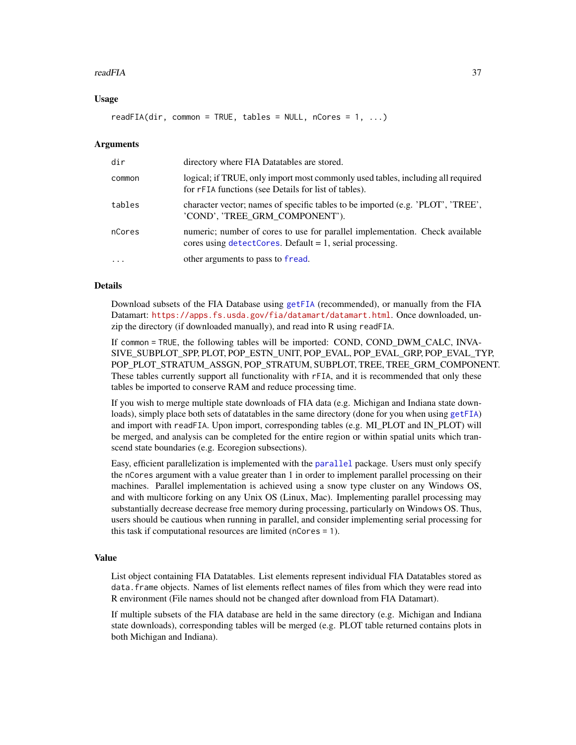### Usage

```
readFIA(dir, common = TRUE, tables = NULL, nCores = 1, ...)
```

### Arguments

| | |
|---|---|
| `dir` | directory where FIA Datatables are stored. |
| `common` | logical; if TRUE, only import most commonly used tables, including all required for `rFIA` functions (see Details for list of tables). |
| `tables` | character vector; names of specific tables to be imported (e.g. 'PLOT', 'TREE', 'COND', 'TREE_GRM_COMPONENT'). |
| `nCores` | numeric; number of cores to use for parallel implementation. Check available cores using `detectCores`. Default = 1, serial processing. |
| `...` | other arguments to pass to `fread`. |

### Details

Download subsets of the FIA Database using `getFIA` (recommended), or manually from the FIA Datamart: `https://apps.fs.usda.gov/fia/datamart/datamart.html`. Once downloaded, unzip the directory (if downloaded manually), and read into R using `readFIA`.

If `common = TRUE`, the following tables will be imported: COND, COND_DWM_CALC, INVASIVE_SUBPLOT_SPP, PLOT, POP_ESTN_UNIT, POP_EVAL, POP_EVAL_GRP, POP_EVAL_TYP, POP_PLOT_STRATUM_ASSGN, POP_STRATUM, SUBPLOT, TREE, TREE_GRM_COMPONENT. These tables currently support all functionality with `rFIA`, and it is recommended that only these tables be imported to conserve RAM and reduce processing time.

If you wish to merge multiple state downloads of FIA data (e.g. Michigan and Indiana state downloads), simply place both sets of datatables in the same directory (done for you when using `getFIA`) and import with `readFIA`. Upon import, corresponding tables (e.g. MI_PLOT and IN_PLOT) will be merged, and analysis can be completed for the entire region or within spatial units which transcend state boundaries (e.g. Ecoregion subsections).

Easy, efficient parallelization is implemented with the `parallel` package. Users must only specify the `nCores` argument with a value greater than 1 in order to implement parallel processing on their machines. Parallel implementation is achieved using a snow type cluster on any Windows OS, and with multicore forking on any Unix OS (Linux, Mac). Implementing parallel processing may substantially decrease decrease free memory during processing, particularly on Windows OS. Thus, users should be cautious when running in parallel, and consider implementing serial processing for this task if computational resources are limited (`nCores = 1`).

### Value

List object containing FIA Datatables. List elements represent individual FIA Datatables stored as `data.frame` objects. Names of list elements reflect names of files from which they were read into R environment (File names should not be changed after download from FIA Datamart).

If multiple subsets of the FIA database are held in the same directory (e.g. Michigan and Indiana state downloads), corresponding tables will be merged (e.g. PLOT table returned contains plots in both Michigan and Indiana).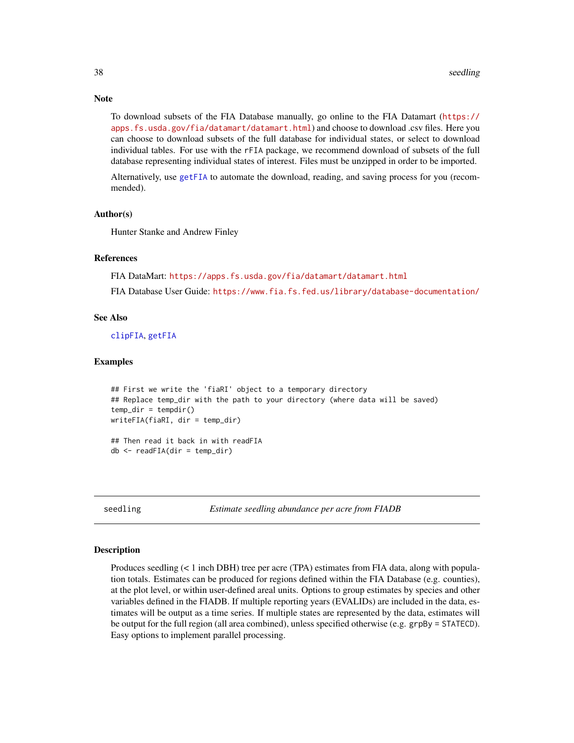### Note

To download subsets of the FIA Database manually, go online to the FIA Datamart (https://apps.fs.usda.gov/fia/datamart/datamart.html) and choose to download .csv files. Here you can choose to download subsets of the full database for individual states, or select to download individual tables. For use with the rFIA package, we recommend download of subsets of the full database representing individual states of interest. Files must be unzipped in order to be imported.

Alternatively, use getFIA to automate the download, reading, and saving process for you (recommended).

### Author(s)

Hunter Stanke and Andrew Finley

### References

FIA DataMart: https://apps.fs.usda.gov/fia/datamart/datamart.html

FIA Database User Guide: https://www.fia.fs.fed.us/library/database-documentation/

### See Also

clipFIA, getFIA

### Examples

```
## First we write the 'fiaRI' object to a temporary directory
## Replace temp_dir with the path to your directory (where data will be saved)
temp_dir = tempdir()
writeFIA(fiaRI, dir = temp_dir)

## Then read it back in with readFIA
db <- readFIA(dir = temp_dir)
```

---

## seedling — *Estimate seedling abundance per acre from FIADB*

### Description

Produces seedling (< 1 inch DBH) tree per acre (TPA) estimates from FIA data, along with population totals. Estimates can be produced for regions defined within the FIA Database (e.g. counties), at the plot level, or within user-defined areal units. Options to group estimates by species and other variables defined in the FIADB. If multiple reporting years (EVALIDs) are included in the data, estimates will be output as a time series. If multiple states are represented by the data, estimates will be output for the full region (all area combined), unless specified otherwise (e.g. grpBy = STATECD). Easy options to implement parallel processing.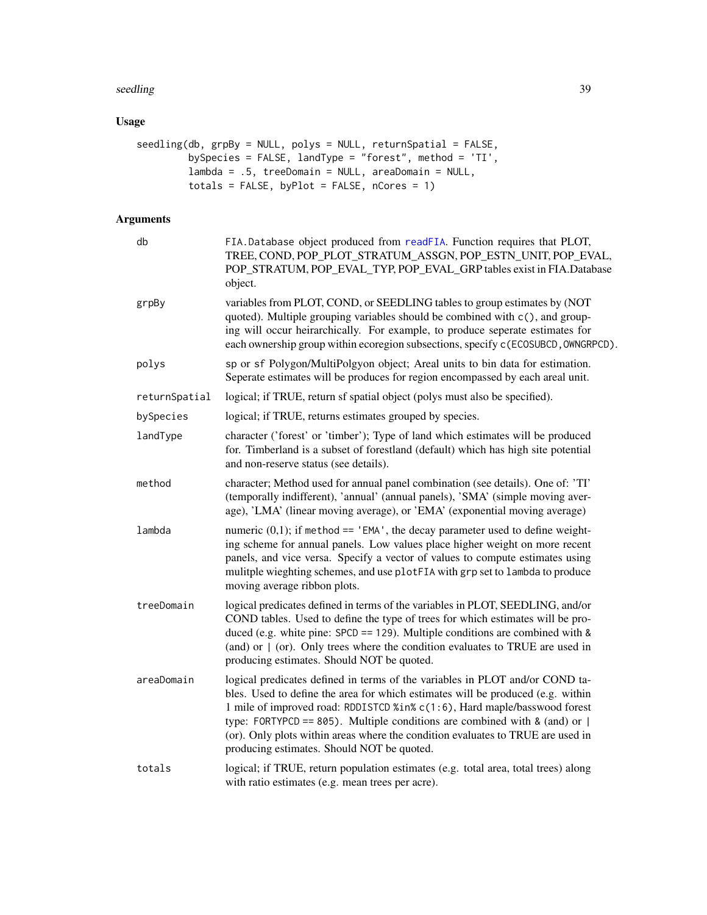## Usage

```
seedling(db, grpBy = NULL, polys = NULL, returnSpatial = FALSE,
         bySpecies = FALSE, landType = "forest", method = 'TI',
         lambda = .5, treeDomain = NULL, areaDomain = NULL,
         totals = FALSE, byPlot = FALSE, nCores = 1)
```

## Arguments

| | |
|---|---|
| `db` | `FIA.Database` object produced from `readFIA`. Function requires that PLOT, TREE, COND, POP_PLOT_STRATUM_ASSGN, POP_ESTN_UNIT, POP_EVAL, POP_STRATUM, POP_EVAL_TYP, POP_EVAL_GRP tables exist in FIA.Database object. |
| `grpBy` | variables from PLOT, COND, or SEEDLING tables to group estimates by (NOT quoted). Multiple grouping variables should be combined with `c()`, and grouping will occur heirarchically. For example, to produce seperate estimates for each ownership group within ecoregion subsections, specify `c(ECOSUBCD, OWNGRPCD)`. |
| `polys` | `sp` or `sf` Polygon/MultiPolgyon object; Areal units to bin data for estimation. Seperate estimates will be produces for region encompassed by each areal unit. |
| `returnSpatial` | logical; if TRUE, return sf spatial object (polys must also be specified). |
| `bySpecies` | logical; if TRUE, returns estimates grouped by species. |
| `landType` | character ('forest' or 'timber'); Type of land which estimates will be produced for. Timberland is a subset of forestland (default) which has high site potential and non-reserve status (see details). |
| `method` | character; Method used for annual panel combination (see details). One of: 'TI' (temporally indifferent), 'annual' (annual panels), 'SMA' (simple moving average), 'LMA' (linear moving average), or 'EMA' (exponential moving average) |
| `lambda` | numeric (0,1); if `method == 'EMA'`, the decay parameter used to define weighting scheme for annual panels. Low values place higher weight on more recent panels, and vice versa. Specify a vector of values to compute estimates using mulitple wieghting schemes, and use `plotFIA` with `grp` set to `lambda` to produce moving average ribbon plots. |
| `treeDomain` | logical predicates defined in terms of the variables in PLOT, SEEDLING, and/or COND tables. Used to define the type of trees for which estimates will be produced (e.g. white pine: `SPCD == 129`). Multiple conditions are combined with `&` (and) or `\|` (or). Only trees where the condition evaluates to TRUE are used in producing estimates. Should NOT be quoted. |
| `areaDomain` | logical predicates defined in terms of the variables in PLOT and/or COND tables. Used to define the area for which estimates will be produced (e.g. within 1 mile of improved road: `RDDISTCD %in% c(1:6)`, Hard maple/basswood forest type: `FORTYPCD == 805`). Multiple conditions are combined with `&` (and) or `\|` (or). Only plots within areas where the condition evaluates to TRUE are used in producing estimates. Should NOT be quoted. |
| `totals` | logical; if TRUE, return population estimates (e.g. total area, total trees) along with ratio estimates (e.g. mean trees per acre). |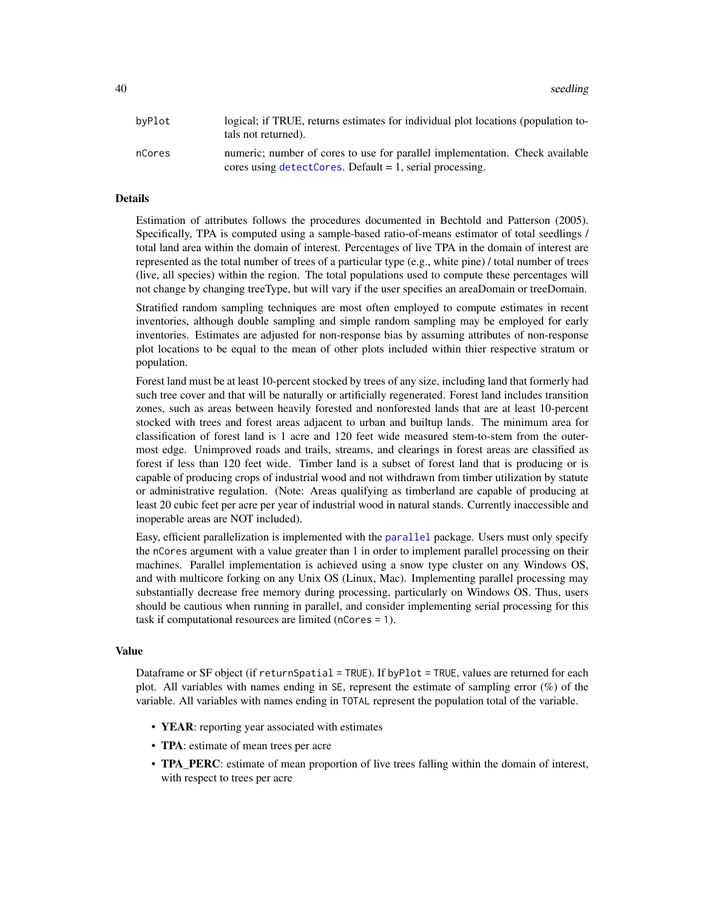| | |
|---|---|
| byPlot | logical; if TRUE, returns estimates for individual plot locations (population totals not returned). |
| nCores | numeric; number of cores to use for parallel implementation. Check available cores using detectCores. Default = 1, serial processing. |

## Details

Estimation of attributes follows the procedures documented in Bechtold and Patterson (2005). Specifically, TPA is computed using a sample-based ratio-of-means estimator of total seedlings / total land area within the domain of interest. Percentages of live TPA in the domain of interest are represented as the total number of trees of a particular type (e.g., white pine) / total number of trees (live, all species) within the region. The total populations used to compute these percentages will not change by changing treeType, but will vary if the user specifies an areaDomain or treeDomain.

Stratified random sampling techniques are most often employed to compute estimates in recent inventories, although double sampling and simple random sampling may be employed for early inventories. Estimates are adjusted for non-response bias by assuming attributes of non-response plot locations to be equal to the mean of other plots included within thier respective stratum or population.

Forest land must be at least 10-percent stocked by trees of any size, including land that formerly had such tree cover and that will be naturally or artificially regenerated. Forest land includes transition zones, such as areas between heavily forested and nonforested lands that are at least 10-percent stocked with trees and forest areas adjacent to urban and builtup lands. The minimum area for classification of forest land is 1 acre and 120 feet wide measured stem-to-stem from the outer-most edge. Unimproved roads and trails, streams, and clearings in forest areas are classified as forest if less than 120 feet wide. Timber land is a subset of forest land that is producing or is capable of producing crops of industrial wood and not withdrawn from timber utilization by statute or administrative regulation. (Note: Areas qualifying as timberland are capable of producing at least 20 cubic feet per acre per year of industrial wood in natural stands. Currently inaccessible and inoperable areas are NOT included).

Easy, efficient parallelization is implemented with the parallel package. Users must only specify the `nCores` argument with a value greater than 1 in order to implement parallel processing on their machines. Parallel implementation is achieved using a snow type cluster on any Windows OS, and with multicore forking on any Unix OS (Linux, Mac). Implementing parallel processing may substantially decrease free memory during processing, particularly on Windows OS. Thus, users should be cautious when running in parallel, and consider implementing serial processing for this task if computational resources are limited (`nCores = 1`).

## Value

Dataframe or SF object (if `returnSpatial = TRUE`). If `byPlot = TRUE`, values are returned for each plot. All variables with names ending in `SE`, represent the estimate of sampling error (%) of the variable. All variables with names ending in `TOTAL` represent the population total of the variable.

- **YEAR**: reporting year associated with estimates
- **TPA**: estimate of mean trees per acre
- **TPA_PERC**: estimate of mean proportion of live trees falling within the domain of interest, with respect to trees per acre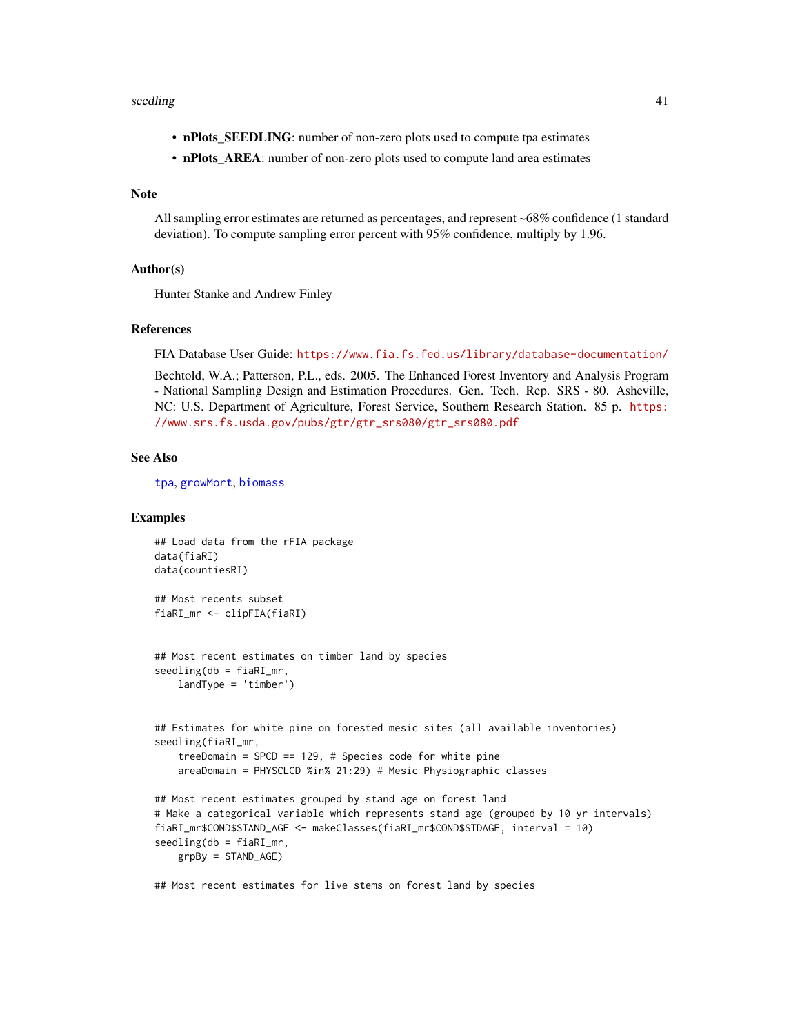- **nPlots_SEEDLING**: number of non-zero plots used to compute tpa estimates
- **nPlots_AREA**: number of non-zero plots used to compute land area estimates

### Note

All sampling error estimates are returned as percentages, and represent ~68% confidence (1 standard deviation). To compute sampling error percent with 95% confidence, multiply by 1.96.

### Author(s)

Hunter Stanke and Andrew Finley

### References

FIA Database User Guide: https://www.fia.fs.fed.us/library/database-documentation/

Bechtold, W.A.; Patterson, P.L., eds. 2005. The Enhanced Forest Inventory and Analysis Program - National Sampling Design and Estimation Procedures. Gen. Tech. Rep. SRS - 80. Asheville, NC: U.S. Department of Agriculture, Forest Service, Southern Research Station. 85 p. https://www.srs.fs.usda.gov/pubs/gtr/gtr_srs080/gtr_srs080.pdf

### See Also

tpa, growMort, biomass

### Examples

```
## Load data from the rFIA package
data(fiaRI)
data(countiesRI)

## Most recents subset
fiaRI_mr <- clipFIA(fiaRI)


## Most recent estimates on timber land by species
seedling(db = fiaRI_mr,
    landType = 'timber')


## Estimates for white pine on forested mesic sites (all available inventories)
seedling(fiaRI_mr,
    treeDomain = SPCD == 129, # Species code for white pine
    areaDomain = PHYSCLCD %in% 21:29) # Mesic Physiographic classes

## Most recent estimates grouped by stand age on forest land
# Make a categorical variable which represents stand age (grouped by 10 yr intervals)
fiaRI_mr$COND$STAND_AGE <- makeClasses(fiaRI_mr$COND$STDAGE, interval = 10)
seedling(db = fiaRI_mr,
    grpBy = STAND_AGE)

## Most recent estimates for live stems on forest land by species
```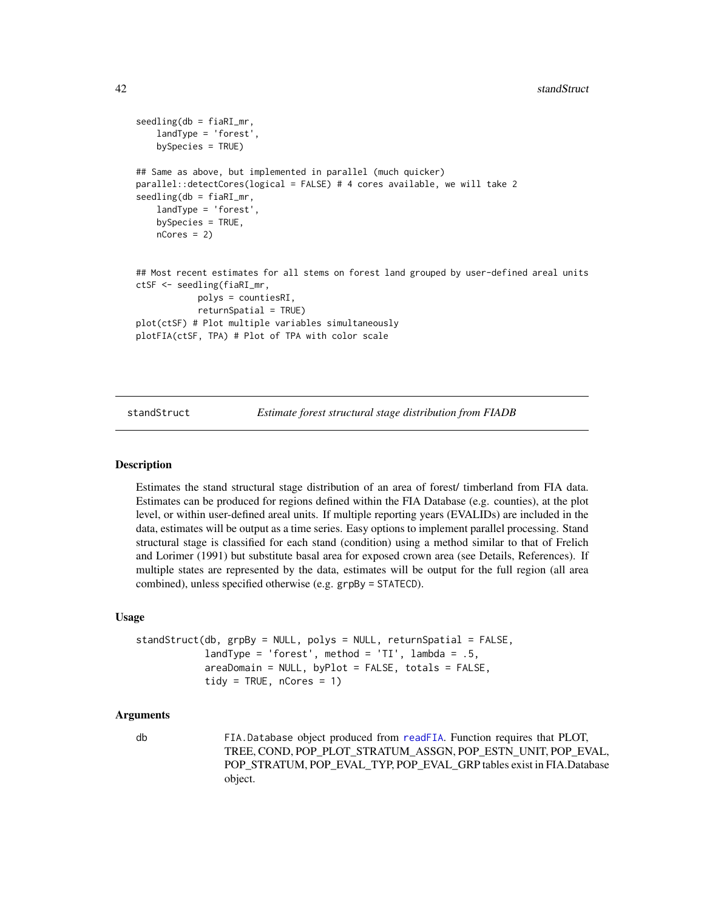```
seedling(db = fiaRI_mr,
    landType = 'forest',
    bySpecies = TRUE)

## Same as above, but implemented in parallel (much quicker)
parallel::detectCores(logical = FALSE) # 4 cores available, we will take 2
seedling(db = fiaRI_mr,
    landType = 'forest',
    bySpecies = TRUE,
    nCores = 2)


## Most recent estimates for all stems on forest land grouped by user-defined areal units
ctSF <- seedling(fiaRI_mr,
            polys = countiesRI,
            returnSpatial = TRUE)
plot(ctSF) # Plot multiple variables simultaneously
plotFIA(ctSF, TPA) # Plot of TPA with color scale
```

---

## standStruct — *Estimate forest structural stage distribution from FIADB*

### Description

Estimates the stand structural stage distribution of an area of forest/ timberland from FIA data. Estimates can be produced for regions defined within the FIA Database (e.g. counties), at the plot level, or within user-defined areal units. If multiple reporting years (EVALIDs) are included in the data, estimates will be output as a time series. Easy options to implement parallel processing. Stand structural stage is classified for each stand (condition) using a method similar to that of Frelich and Lorimer (1991) but substitute basal area for exposed crown area (see Details, References). If multiple states are represented by the data, estimates will be output for the full region (all area combined), unless specified otherwise (e.g. grpBy = STATECD).

### Usage

```
standStruct(db, grpBy = NULL, polys = NULL, returnSpatial = FALSE,
            landType = 'forest', method = 'TI', lambda = .5,
            areaDomain = NULL, byPlot = FALSE, totals = FALSE,
            tidy = TRUE, nCores = 1)
```

### Arguments

| | |
|---|---|
| db | FIA.Database object produced from readFIA. Function requires that PLOT, TREE, COND, POP_PLOT_STRATUM_ASSGN, POP_ESTN_UNIT, POP_EVAL, POP_STRATUM, POP_EVAL_TYP, POP_EVAL_GRP tables exist in FIA.Database object. |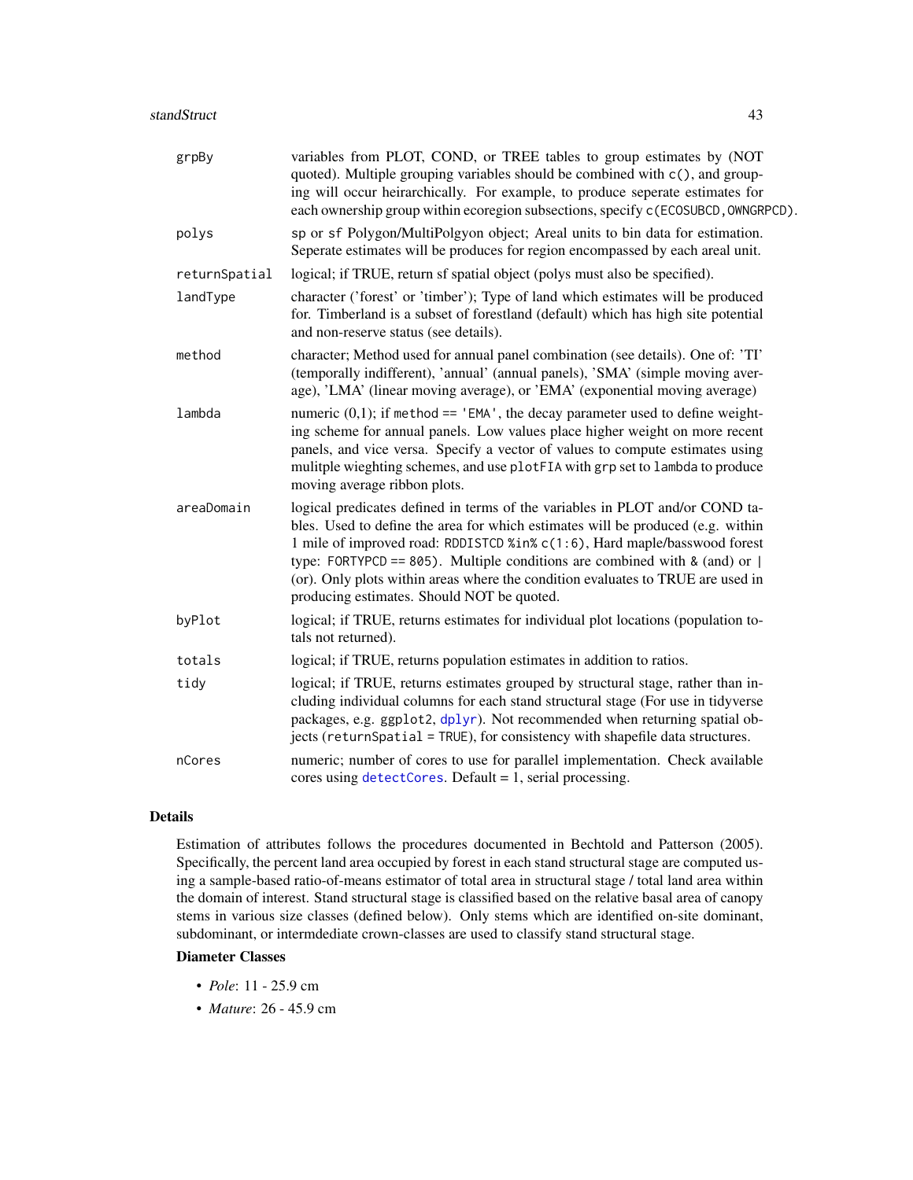| | |
|---|---|
| `grpBy` | variables from PLOT, COND, or TREE tables to group estimates by (NOT quoted). Multiple grouping variables should be combined with `c()`, and grouping will occur heirarchically. For example, to produce seperate estimates for each ownership group within ecoregion subsections, specify `c(ECOSUBCD, OWNGRPCD)`. |
| `polys` | `sp` or `sf` Polygon/MultiPolgyon object; Areal units to bin data for estimation. Seperate estimates will be produces for region encompassed by each areal unit. |
| `returnSpatial` | logical; if TRUE, return sf spatial object (polys must also be specified). |
| `landType` | character ('forest' or 'timber'); Type of land which estimates will be produced for. Timberland is a subset of forestland (default) which has high site potential and non-reserve status (see details). |
| `method` | character; Method used for annual panel combination (see details). One of: 'TI' (temporally indifferent), 'annual' (annual panels), 'SMA' (simple moving average), 'LMA' (linear moving average), or 'EMA' (exponential moving average) |
| `lambda` | numeric (0,1); if `method == 'EMA'`, the decay parameter used to define weighting scheme for annual panels. Low values place higher weight on more recent panels, and vice versa. Specify a vector of values to compute estimates using mulitple wieghting schemes, and use `plotFIA` with `grp` set to `lambda` to produce moving average ribbon plots. |
| `areaDomain` | logical predicates defined in terms of the variables in PLOT and/or COND tables. Used to define the area for which estimates will be produced (e.g. within 1 mile of improved road: `RDDISTCD %in% c(1:6)`, Hard maple/basswood forest type: `FORTYPCD == 805`). Multiple conditions are combined with `&` (and) or `\|` (or). Only plots within areas where the condition evaluates to TRUE are used in producing estimates. Should NOT be quoted. |
| `byPlot` | logical; if TRUE, returns estimates for individual plot locations (population totals not returned). |
| `totals` | logical; if TRUE, returns population estimates in addition to ratios. |
| `tidy` | logical; if TRUE, returns estimates grouped by structural stage, rather than including individual columns for each stand structural stage (For use in tidyverse packages, e.g. `ggplot2`, `dplyr`). Not recommended when returning spatial objects (`returnSpatial = TRUE`), for consistency with shapefile data structures. |
| `nCores` | numeric; number of cores to use for parallel implementation. Check available cores using `detectCores`. Default = 1, serial processing. |

## Details

Estimation of attributes follows the procedures documented in Bechtold and Patterson (2005). Specifically, the percent land area occupied by forest in each stand structural stage are computed using a sample-based ratio-of-means estimator of total area in structural stage / total land area within the domain of interest. Stand structural stage is classified based on the relative basal area of canopy stems in various size classes (defined below). Only stems which are identified on-site dominant, subdominant, or intermdediate crown-classes are used to classify stand structural stage.

### Diameter Classes

- *Pole*: 11 - 25.9 cm
- *Mature*: 26 - 45.9 cm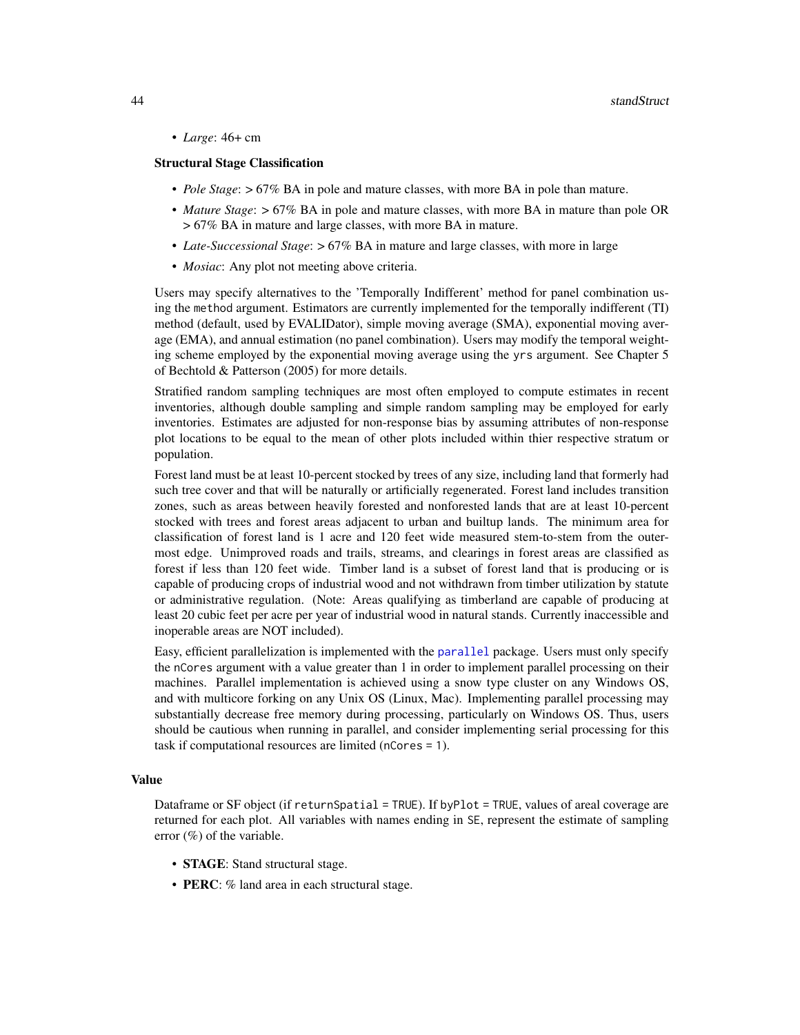- *Large*: 46+ cm

**Structural Stage Classification**

- *Pole Stage*: > 67% BA in pole and mature classes, with more BA in pole than mature.
- *Mature Stage*: > 67% BA in pole and mature classes, with more BA in mature than pole OR > 67% BA in mature and large classes, with more BA in mature.
- *Late-Successional Stage*: > 67% BA in mature and large classes, with more in large
- *Mosiac*: Any plot not meeting above criteria.

Users may specify alternatives to the 'Temporally Indifferent' method for panel combination using the `method` argument. Estimators are currently implemented for the temporally indifferent (TI) method (default, used by EVALIDator), simple moving average (SMA), exponential moving average (EMA), and annual estimation (no panel combination). Users may modify the temporal weighting scheme employed by the exponential moving average using the `yrs` argument. See Chapter 5 of Bechtold & Patterson (2005) for more details.

Stratified random sampling techniques are most often employed to compute estimates in recent inventories, although double sampling and simple random sampling may be employed for early inventories. Estimates are adjusted for non-response bias by assuming attributes of non-response plot locations to be equal to the mean of other plots included within thier respective stratum or population.

Forest land must be at least 10-percent stocked by trees of any size, including land that formerly had such tree cover and that will be naturally or artificially regenerated. Forest land includes transition zones, such as areas between heavily forested and nonforested lands that are at least 10-percent stocked with trees and forest areas adjacent to urban and builtup lands. The minimum area for classification of forest land is 1 acre and 120 feet wide measured stem-to-stem from the outer-most edge. Unimproved roads and trails, streams, and clearings in forest areas are classified as forest if less than 120 feet wide. Timber land is a subset of forest land that is producing or is capable of producing crops of industrial wood and not withdrawn from timber utilization by statute or administrative regulation. (Note: Areas qualifying as timberland are capable of producing at least 20 cubic feet per acre per year of industrial wood in natural stands. Currently inaccessible and inoperable areas are NOT included).

Easy, efficient parallelization is implemented with the `parallel` package. Users must only specify the `nCores` argument with a value greater than 1 in order to implement parallel processing on their machines. Parallel implementation is achieved using a snow type cluster on any Windows OS, and with multicore forking on any Unix OS (Linux, Mac). Implementing parallel processing may substantially decrease free memory during processing, particularly on Windows OS. Thus, users should be cautious when running in parallel, and consider implementing serial processing for this task if computational resources are limited (`nCores = 1`).

## Value

Dataframe or SF object (if `returnSpatial = TRUE`). If `byPlot = TRUE`, values of areal coverage are returned for each plot. All variables with names ending in `SE`, represent the estimate of sampling error (%) of the variable.

- **STAGE**: Stand structural stage.
- **PERC**: % land area in each structural stage.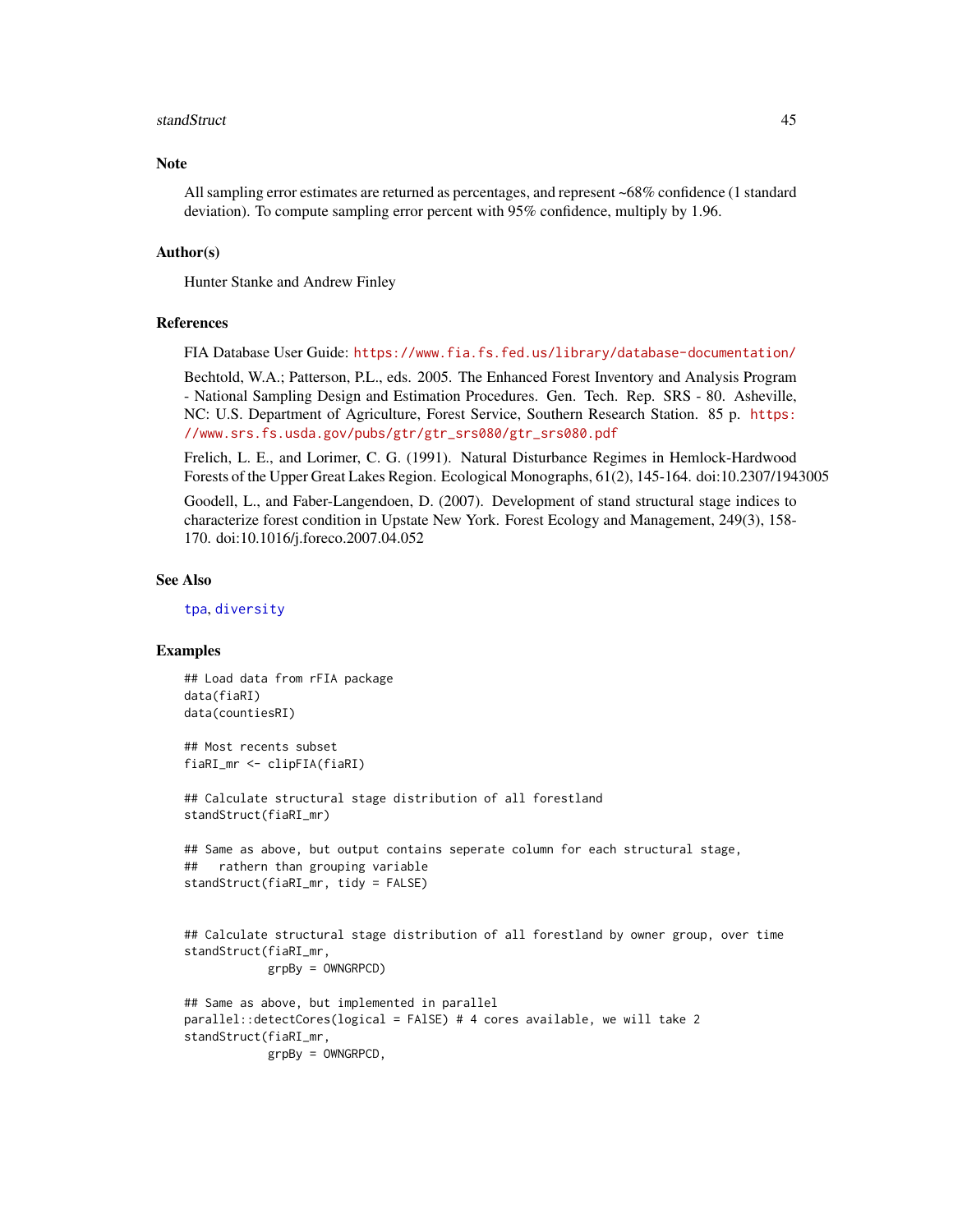## Note

All sampling error estimates are returned as percentages, and represent ~68% confidence (1 standard deviation). To compute sampling error percent with 95% confidence, multiply by 1.96.

## Author(s)

Hunter Stanke and Andrew Finley

## References

FIA Database User Guide: https://www.fia.fs.fed.us/library/database-documentation/

Bechtold, W.A.; Patterson, P.L., eds. 2005. The Enhanced Forest Inventory and Analysis Program - National Sampling Design and Estimation Procedures. Gen. Tech. Rep. SRS - 80. Asheville, NC: U.S. Department of Agriculture, Forest Service, Southern Research Station. 85 p. https://www.srs.fs.usda.gov/pubs/gtr/gtr_srs080/gtr_srs080.pdf

Frelich, L. E., and Lorimer, C. G. (1991). Natural Disturbance Regimes in Hemlock-Hardwood Forests of the Upper Great Lakes Region. Ecological Monographs, 61(2), 145-164. doi:10.2307/1943005

Goodell, L., and Faber-Langendoen, D. (2007). Development of stand structural stage indices to characterize forest condition in Upstate New York. Forest Ecology and Management, 249(3), 158-170. doi:10.1016/j.foreco.2007.04.052

## See Also

tpa, diversity

## Examples

```
## Load data from rFIA package
data(fiaRI)
data(countiesRI)

## Most recents subset
fiaRI_mr <- clipFIA(fiaRI)

## Calculate structural stage distribution of all forestland
standStruct(fiaRI_mr)

## Same as above, but output contains seperate column for each structural stage,
##   rathern than grouping variable
standStruct(fiaRI_mr, tidy = FALSE)


## Calculate structural stage distribution of all forestland by owner group, over time
standStruct(fiaRI_mr,
            grpBy = OWNGRPCD)

## Same as above, but implemented in parallel
parallel::detectCores(logical = FAlSE) # 4 cores available, we will take 2
standStruct(fiaRI_mr,
            grpBy = OWNGRPCD,
```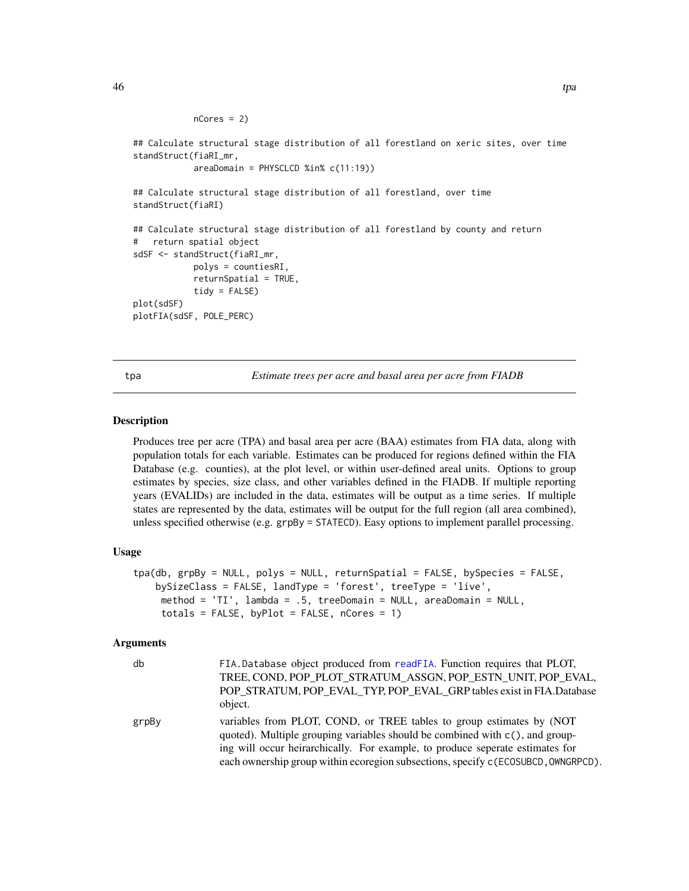```
            nCores = 2)

## Calculate structural stage distribution of all forestland on xeric sites, over time
standStruct(fiaRI_mr,
            areaDomain = PHYSCLCD %in% c(11:19))

## Calculate structural stage distribution of all forestland, over time
standStruct(fiaRI)

## Calculate structural stage distribution of all forestland by county and return
#   return spatial object
sdSF <- standStruct(fiaRI_mr,
            polys = countiesRI,
            returnSpatial = TRUE,
            tidy = FALSE)
plot(sdSF)
plotFIA(sdSF, POLE_PERC)
```

## tpa — *Estimate trees per acre and basal area per acre from FIADB*

### Description

Produces tree per acre (TPA) and basal area per acre (BAA) estimates from FIA data, along with population totals for each variable. Estimates can be produced for regions defined within the FIA Database (e.g. counties), at the plot level, or within user-defined areal units. Options to group estimates by species, size class, and other variables defined in the FIADB. If multiple reporting years (EVALIDs) are included in the data, estimates will be output as a time series. If multiple states are represented by the data, estimates will be output for the full region (all area combined), unless specified otherwise (e.g. `grpBy = STATECD`). Easy options to implement parallel processing.

### Usage

```
tpa(db, grpBy = NULL, polys = NULL, returnSpatial = FALSE, bySpecies = FALSE,
    bySizeClass = FALSE, landType = 'forest', treeType = 'live',
     method = 'TI', lambda = .5, treeDomain = NULL, areaDomain = NULL,
     totals = FALSE, byPlot = FALSE, nCores = 1)
```

### Arguments

| | |
|---|---|
| db | `FIA.Database` object produced from `readFIA`. Function requires that PLOT, TREE, COND, POP_PLOT_STRATUM_ASSGN, POP_ESTN_UNIT, POP_EVAL, POP_STRATUM, POP_EVAL_TYP, POP_EVAL_GRP tables exist in FIA.Database object. |
| grpBy | variables from PLOT, COND, or TREE tables to group estimates by (NOT quoted). Multiple grouping variables should be combined with `c()`, and grouping will occur heirarchically. For example, to produce seperate estimates for each ownership group within ecoregion subsections, specify `c(ECOSUBCD, OWNGRPCD)`. |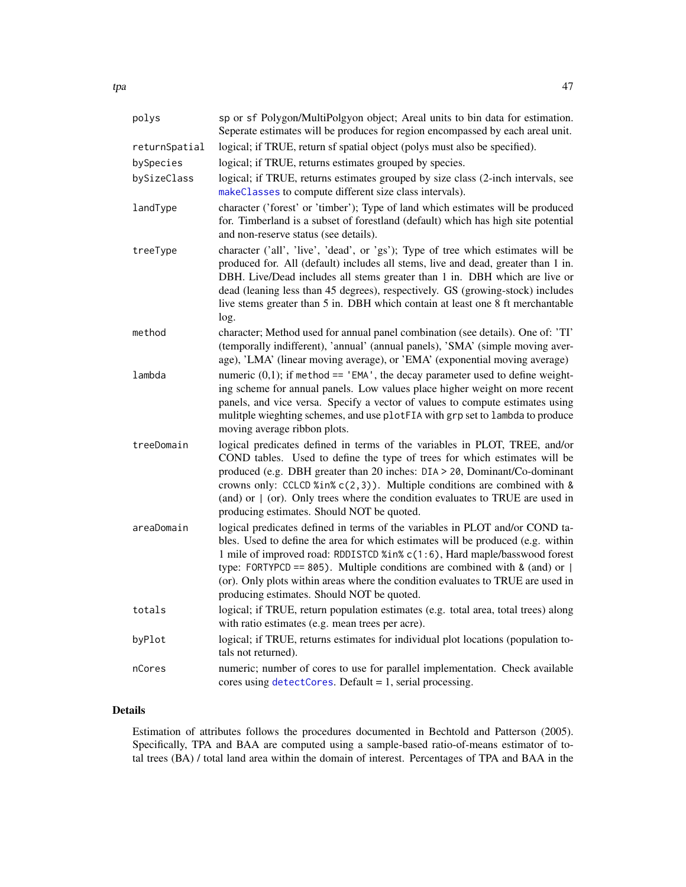| | |
|---|---|
| polys | sp or sf Polygon/MultiPolgyon object; Areal units to bin data for estimation. Seperate estimates will be produces for region encompassed by each areal unit. |
| returnSpatial | logical; if TRUE, return sf spatial object (polys must also be specified). |
| bySpecies | logical; if TRUE, returns estimates grouped by species. |
| bySizeClass | logical; if TRUE, returns estimates grouped by size class (2-inch intervals, see `makeClasses` to compute different size class intervals). |
| landType | character ('forest' or 'timber'); Type of land which estimates will be produced for. Timberland is a subset of forestland (default) which has high site potential and non-reserve status (see details). |
| treeType | character ('all', 'live', 'dead', or 'gs'); Type of tree which estimates will be produced for. All (default) includes all stems, live and dead, greater than 1 in. DBH. Live/Dead includes all stems greater than 1 in. DBH which are live or dead (leaning less than 45 degrees), respectively. GS (growing-stock) includes live stems greater than 5 in. DBH which contain at least one 8 ft merchantable log. |
| method | character; Method used for annual panel combination (see details). One of: 'TI' (temporally indifferent), 'annual' (annual panels), 'SMA' (simple moving average), 'LMA' (linear moving average), or 'EMA' (exponential moving average) |
| lambda | numeric (0,1); if `method == 'EMA'`, the decay parameter used to define weighting scheme for annual panels. Low values place higher weight on more recent panels, and vice versa. Specify a vector of values to compute estimates using mulitple wieghting schemes, and use `plotFIA` with `grp` set to `lambda` to produce moving average ribbon plots. |
| treeDomain | logical predicates defined in terms of the variables in PLOT, TREE, and/or COND tables. Used to define the type of trees for which estimates will be produced (e.g. DBH greater than 20 inches: `DIA > 20`, Dominant/Co-dominant crowns only: `CCLCD %in% c(2,3))`. Multiple conditions are combined with `&` (and) or `|` (or). Only trees where the condition evaluates to TRUE are used in producing estimates. Should NOT be quoted. |
| areaDomain | logical predicates defined in terms of the variables in PLOT and/or COND tables. Used to define the area for which estimates will be produced (e.g. within 1 mile of improved road: `RDDISTCD %in% c(1:6)`, Hard maple/basswood forest type: `FORTYPCD == 805)`. Multiple conditions are combined with `&` (and) or `|` (or). Only plots within areas where the condition evaluates to TRUE are used in producing estimates. Should NOT be quoted. |
| totals | logical; if TRUE, return population estimates (e.g. total area, total trees) along with ratio estimates (e.g. mean trees per acre). |
| byPlot | logical; if TRUE, returns estimates for individual plot locations (population totals not returned). |
| nCores | numeric; number of cores to use for parallel implementation. Check available cores using `detectCores`. Default = 1, serial processing. |

## Details

Estimation of attributes follows the procedures documented in Bechtold and Patterson (2005). Specifically, TPA and BAA are computed using a sample-based ratio-of-means estimator of total trees (BA) / total land area within the domain of interest. Percentages of TPA and BAA in the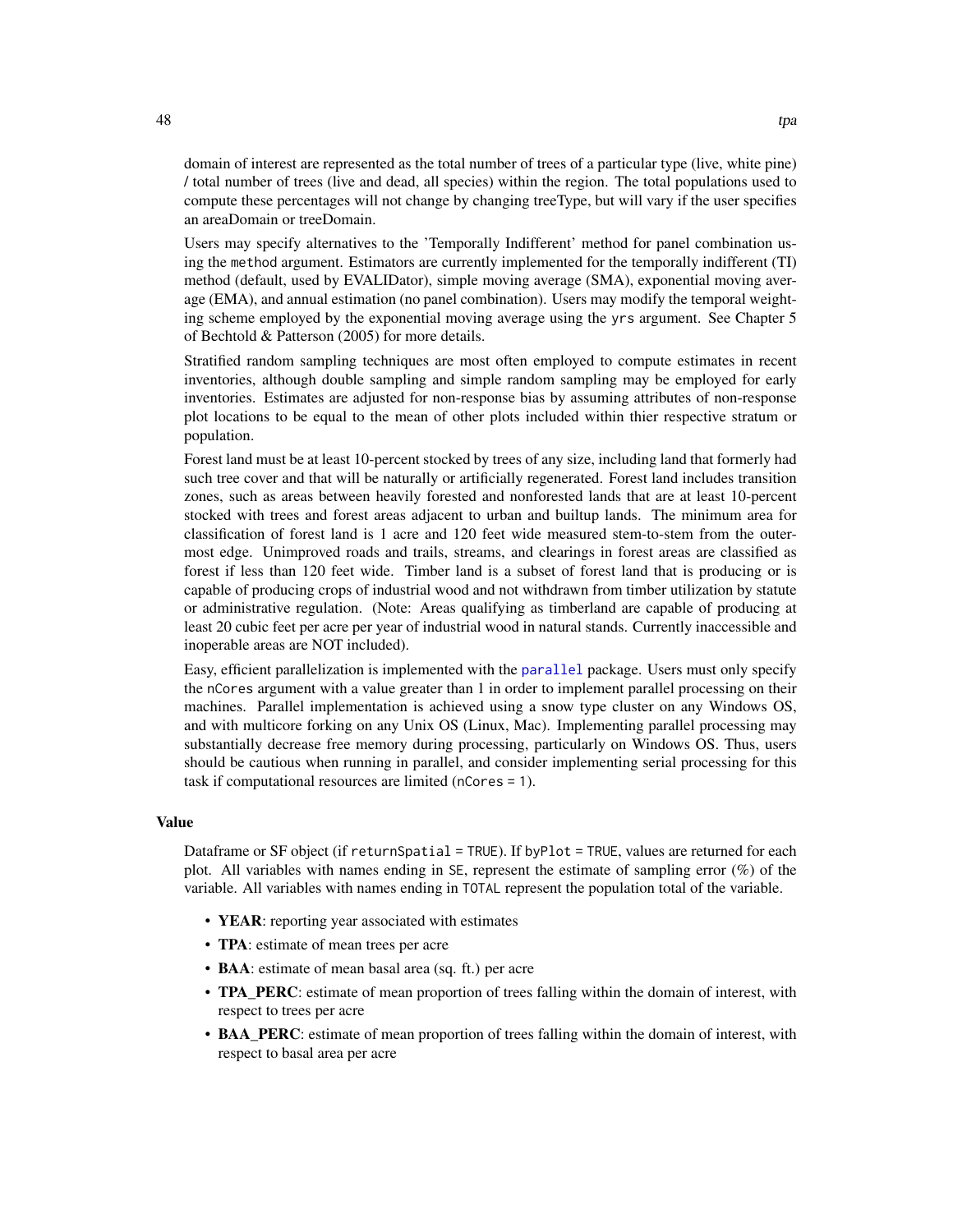domain of interest are represented as the total number of trees of a particular type (live, white pine) / total number of trees (live and dead, all species) within the region. The total populations used to compute these percentages will not change by changing treeType, but will vary if the user specifies an areaDomain or treeDomain.

Users may specify alternatives to the 'Temporally Indifferent' method for panel combination using the `method` argument. Estimators are currently implemented for the temporally indifferent (TI) method (default, used by EVALIDator), simple moving average (SMA), exponential moving average (EMA), and annual estimation (no panel combination). Users may modify the temporal weighting scheme employed by the exponential moving average using the `yrs` argument. See Chapter 5 of Bechtold & Patterson (2005) for more details.

Stratified random sampling techniques are most often employed to compute estimates in recent inventories, although double sampling and simple random sampling may be employed for early inventories. Estimates are adjusted for non-response bias by assuming attributes of non-response plot locations to be equal to the mean of other plots included within thier respective stratum or population.

Forest land must be at least 10-percent stocked by trees of any size, including land that formerly had such tree cover and that will be naturally or artificially regenerated. Forest land includes transition zones, such as areas between heavily forested and nonforested lands that are at least 10-percent stocked with trees and forest areas adjacent to urban and builtup lands. The minimum area for classification of forest land is 1 acre and 120 feet wide measured stem-to-stem from the outer-most edge. Unimproved roads and trails, streams, and clearings in forest areas are classified as forest if less than 120 feet wide. Timber land is a subset of forest land that is producing or is capable of producing crops of industrial wood and not withdrawn from timber utilization by statute or administrative regulation. (Note: Areas qualifying as timberland are capable of producing at least 20 cubic feet per acre per year of industrial wood in natural stands. Currently inaccessible and inoperable areas are NOT included).

Easy, efficient parallelization is implemented with the `parallel` package. Users must only specify the `nCores` argument with a value greater than 1 in order to implement parallel processing on their machines. Parallel implementation is achieved using a snow type cluster on any Windows OS, and with multicore forking on any Unix OS (Linux, Mac). Implementing parallel processing may substantially decrease free memory during processing, particularly on Windows OS. Thus, users should be cautious when running in parallel, and consider implementing serial processing for this task if computational resources are limited (`nCores = 1`).

### Value

Dataframe or SF object (if `returnSpatial = TRUE`). If `byPlot = TRUE`, values are returned for each plot. All variables with names ending in `SE`, represent the estimate of sampling error (%) of the variable. All variables with names ending in `TOTAL` represent the population total of the variable.

- **YEAR**: reporting year associated with estimates
- **TPA**: estimate of mean trees per acre
- **BAA**: estimate of mean basal area (sq. ft.) per acre
- **TPA_PERC**: estimate of mean proportion of trees falling within the domain of interest, with respect to trees per acre
- **BAA_PERC**: estimate of mean proportion of trees falling within the domain of interest, with respect to basal area per acre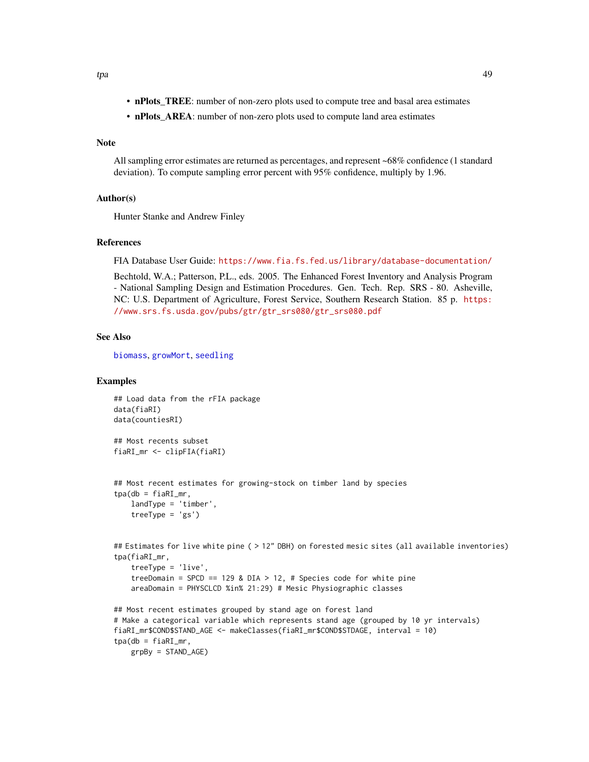- **nPlots_TREE**: number of non-zero plots used to compute tree and basal area estimates
- **nPlots_AREA**: number of non-zero plots used to compute land area estimates

## Note

All sampling error estimates are returned as percentages, and represent ~68% confidence (1 standard deviation). To compute sampling error percent with 95% confidence, multiply by 1.96.

## Author(s)

Hunter Stanke and Andrew Finley

## References

FIA Database User Guide: https://www.fia.fs.fed.us/library/database-documentation/

Bechtold, W.A.; Patterson, P.L., eds. 2005. The Enhanced Forest Inventory and Analysis Program - National Sampling Design and Estimation Procedures. Gen. Tech. Rep. SRS - 80. Asheville, NC: U.S. Department of Agriculture, Forest Service, Southern Research Station. 85 p. https://www.srs.fs.usda.gov/pubs/gtr/gtr_srs080/gtr_srs080.pdf

## See Also

biomass, growMort, seedling

## Examples

```
## Load data from the rFIA package
data(fiaRI)
data(countiesRI)

## Most recents subset
fiaRI_mr <- clipFIA(fiaRI)


## Most recent estimates for growing-stock on timber land by species
tpa(db = fiaRI_mr,
    landType = 'timber',
    treeType = 'gs')


## Estimates for live white pine ( > 12" DBH) on forested mesic sites (all available inventories)
tpa(fiaRI_mr,
    treeType = 'live',
    treeDomain = SPCD == 129 & DIA > 12, # Species code for white pine
    areaDomain = PHYSCLCD %in% 21:29) # Mesic Physiographic classes

## Most recent estimates grouped by stand age on forest land
# Make a categorical variable which represents stand age (grouped by 10 yr intervals)
fiaRI_mr$COND$STAND_AGE <- makeClasses(fiaRI_mr$COND$STDAGE, interval = 10)
tpa(db = fiaRI_mr,
    grpBy = STAND_AGE)
```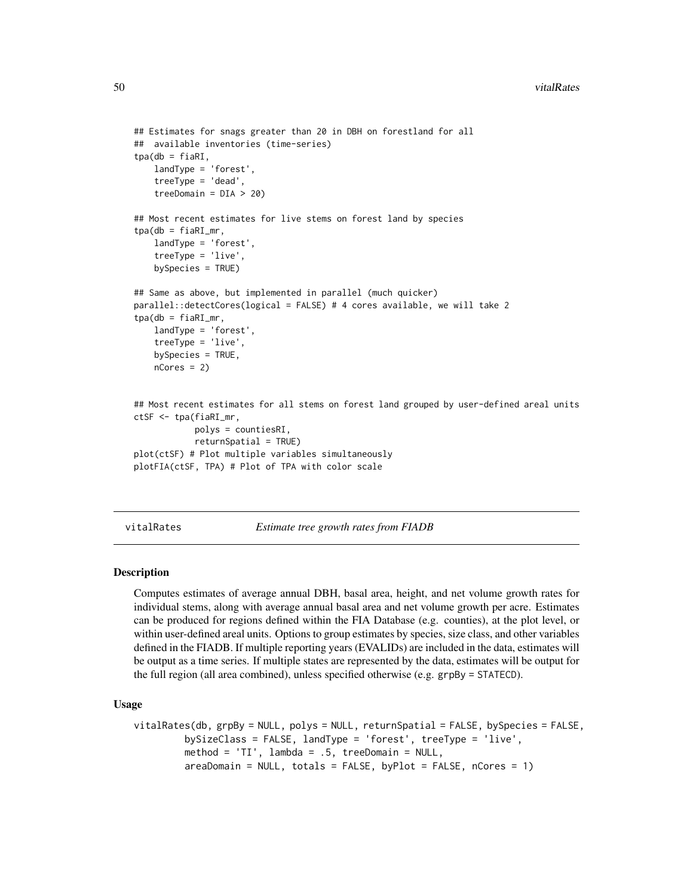```
## Estimates for snags greater than 20 in DBH on forestland for all
##  available inventories (time-series)
tpa(db = fiaRI,
    landType = 'forest',
    treeType = 'dead',
    treeDomain = DIA > 20)

## Most recent estimates for live stems on forest land by species
tpa(db = fiaRI_mr,
    landType = 'forest',
    treeType = 'live',
    bySpecies = TRUE)

## Same as above, but implemented in parallel (much quicker)
parallel::detectCores(logical = FALSE) # 4 cores available, we will take 2
tpa(db = fiaRI_mr,
    landType = 'forest',
    treeType = 'live',
    bySpecies = TRUE,
    nCores = 2)


## Most recent estimates for all stems on forest land grouped by user-defined areal units
ctSF <- tpa(fiaRI_mr,
            polys = countiesRI,
            returnSpatial = TRUE)
plot(ctSF) # Plot multiple variables simultaneously
plotFIA(ctSF, TPA) # Plot of TPA with color scale
```

## vitalRates — *Estimate tree growth rates from FIADB*

### Description

Computes estimates of average annual DBH, basal area, height, and net volume growth rates for individual stems, along with average annual basal area and net volume growth per acre. Estimates can be produced for regions defined within the FIA Database (e.g. counties), at the plot level, or within user-defined areal units. Options to group estimates by species, size class, and other variables defined in the FIADB. If multiple reporting years (EVALIDs) are included in the data, estimates will be output as a time series. If multiple states are represented by the data, estimates will be output for the full region (all area combined), unless specified otherwise (e.g. grpBy = STATECD).

### Usage

```
vitalRates(db, grpBy = NULL, polys = NULL, returnSpatial = FALSE, bySpecies = FALSE,
         bySizeClass = FALSE, landType = 'forest', treeType = 'live',
         method = 'TI', lambda = .5, treeDomain = NULL,
         areaDomain = NULL, totals = FALSE, byPlot = FALSE, nCores = 1)
```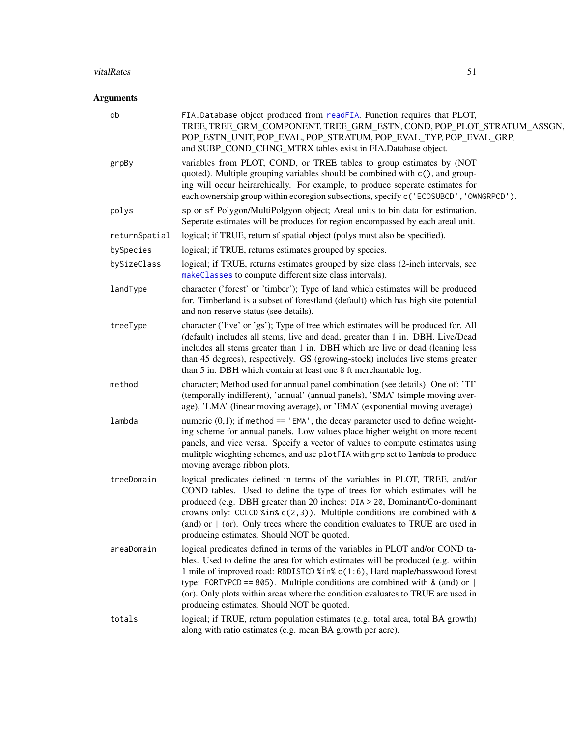## Arguments

| | |
|---|---|
| `db` | `FIA.Database` object produced from `readFIA`. Function requires that PLOT, TREE, TREE_GRM_COMPONENT, TREE_GRM_ESTN, COND, POP_PLOT_STRATUM_ASSGN, POP_ESTN_UNIT, POP_EVAL, POP_STRATUM, POP_EVAL_TYP, POP_EVAL_GRP, and SUBP_COND_CHNG_MTRX tables exist in FIA.Database object. |
| `grpBy` | variables from PLOT, COND, or TREE tables to group estimates by (NOT quoted). Multiple grouping variables should be combined with `c()`, and grouping will occur heirarchically. For example, to produce seperate estimates for each ownership group within ecoregion subsections, specify `c('ECOSUBCD', 'OWNGRPCD')`. |
| `polys` | `sp` or `sf` Polygon/MultiPolgyon object; Areal units to bin data for estimation. Seperate estimates will be produces for region encompassed by each areal unit. |
| `returnSpatial` | logical; if TRUE, return sf spatial object (polys must also be specified). |
| `bySpecies` | logical; if TRUE, returns estimates grouped by species. |
| `bySizeClass` | logical; if TRUE, returns estimates grouped by size class (2-inch intervals, see `makeClasses` to compute different size class intervals). |
| `landType` | character ('forest' or 'timber'); Type of land which estimates will be produced for. Timberland is a subset of forestland (default) which has high site potential and non-reserve status (see details). |
| `treeType` | character ('live' or 'gs'); Type of tree which estimates will be produced for. All (default) includes all stems, live and dead, greater than 1 in. DBH. Live/Dead includes all stems greater than 1 in. DBH which are live or dead (leaning less than 45 degrees), respectively. GS (growing-stock) includes live stems greater than 5 in. DBH which contain at least one 8 ft merchantable log. |
| `method` | character; Method used for annual panel combination (see details). One of: 'TI' (temporally indifferent), 'annual' (annual panels), 'SMA' (simple moving average), 'LMA' (linear moving average), or 'EMA' (exponential moving average) |
| `lambda` | numeric (0,1); if `method == 'EMA'`, the decay parameter used to define weighting scheme for annual panels. Low values place higher weight on more recent panels, and vice versa. Specify a vector of values to compute estimates using mulitple wieghting schemes, and use `plotFIA` with `grp` set to `lambda` to produce moving average ribbon plots. |
| `treeDomain` | logical predicates defined in terms of the variables in PLOT, TREE, and/or COND tables. Used to define the type of trees for which estimates will be produced (e.g. DBH greater than 20 inches: `DIA > 20`, Dominant/Co-dominant crowns only: `CCLCD %in% c(2,3)`). Multiple conditions are combined with `&` (and) or `|` (or). Only trees where the condition evaluates to TRUE are used in producing estimates. Should NOT be quoted. |
| `areaDomain` | logical predicates defined in terms of the variables in PLOT and/or COND tables. Used to define the area for which estimates will be produced (e.g. within 1 mile of improved road: `RDDISTCD %in% c(1:6)`, Hard maple/basswood forest type: `FORTYPCD == 805`). Multiple conditions are combined with `&` (and) or `|` (or). Only plots within areas where the condition evaluates to TRUE are used in producing estimates. Should NOT be quoted. |
| `totals` | logical; if TRUE, return population estimates (e.g. total area, total BA growth) along with ratio estimates (e.g. mean BA growth per acre). |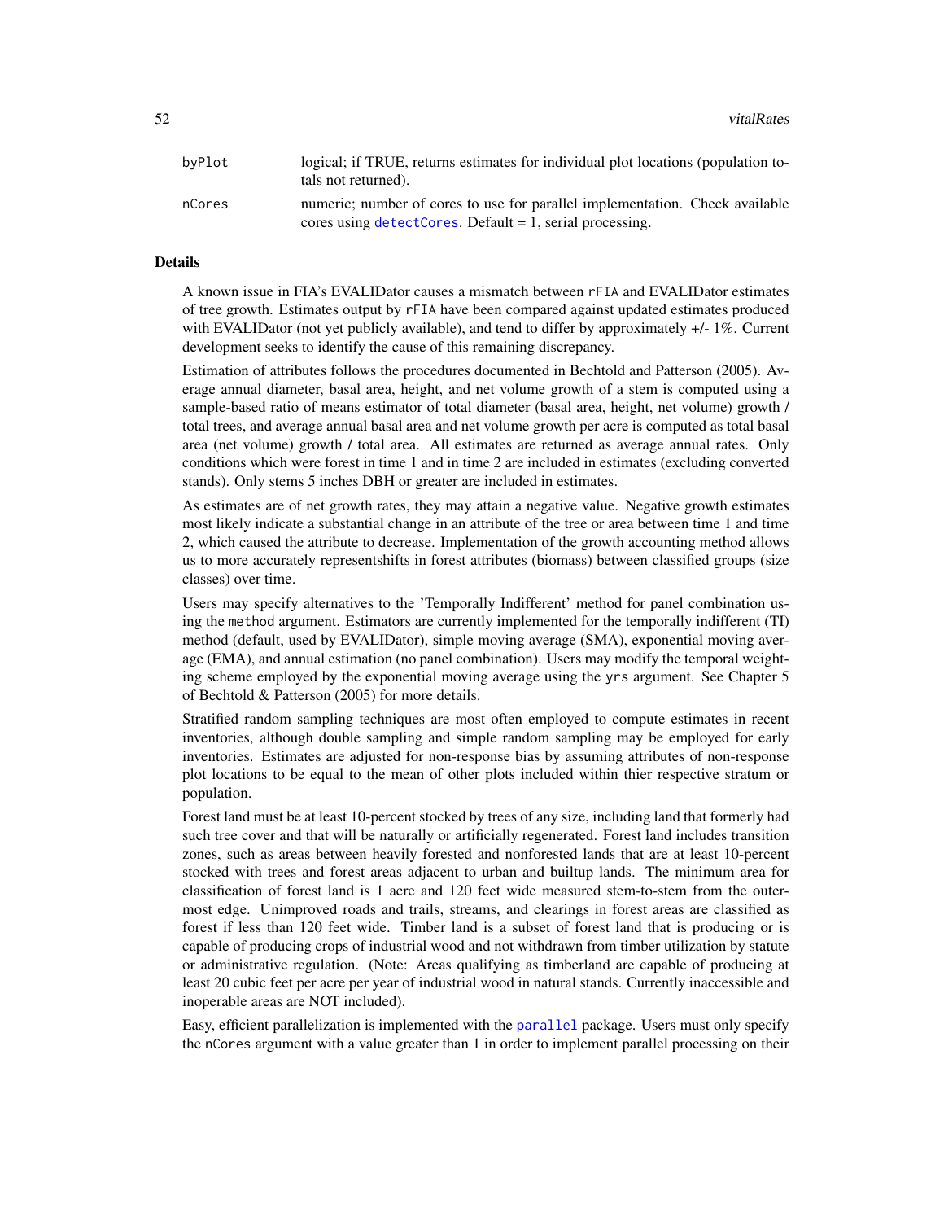| | |
|---|---|
| byPlot | logical; if TRUE, returns estimates for individual plot locations (population totals not returned). |
| nCores | numeric; number of cores to use for parallel implementation. Check available cores using detectCores. Default = 1, serial processing. |

## Details

A known issue in FIA's EVALIDator causes a mismatch between rFIA and EVALIDator estimates of tree growth. Estimates output by rFIA have been compared against updated estimates produced with EVALIDator (not yet publicly available), and tend to differ by approximately +/- 1%. Current development seeks to identify the cause of this remaining discrepancy.

Estimation of attributes follows the procedures documented in Bechtold and Patterson (2005). Average annual diameter, basal area, height, and net volume growth of a stem is computed using a sample-based ratio of means estimator of total diameter (basal area, height, net volume) growth / total trees, and average annual basal area and net volume growth per acre is computed as total basal area (net volume) growth / total area. All estimates are returned as average annual rates. Only conditions which were forest in time 1 and in time 2 are included in estimates (excluding converted stands). Only stems 5 inches DBH or greater are included in estimates.

As estimates are of net growth rates, they may attain a negative value. Negative growth estimates most likely indicate a substantial change in an attribute of the tree or area between time 1 and time 2, which caused the attribute to decrease. Implementation of the growth accounting method allows us to more accurately representshifts in forest attributes (biomass) between classified groups (size classes) over time.

Users may specify alternatives to the 'Temporally Indifferent' method for panel combination using the method argument. Estimators are currently implemented for the temporally indifferent (TI) method (default, used by EVALIDator), simple moving average (SMA), exponential moving average (EMA), and annual estimation (no panel combination). Users may modify the temporal weighting scheme employed by the exponential moving average using the yrs argument. See Chapter 5 of Bechtold & Patterson (2005) for more details.

Stratified random sampling techniques are most often employed to compute estimates in recent inventories, although double sampling and simple random sampling may be employed for early inventories. Estimates are adjusted for non-response bias by assuming attributes of non-response plot locations to be equal to the mean of other plots included within thier respective stratum or population.

Forest land must be at least 10-percent stocked by trees of any size, including land that formerly had such tree cover and that will be naturally or artificially regenerated. Forest land includes transition zones, such as areas between heavily forested and nonforested lands that are at least 10-percent stocked with trees and forest areas adjacent to urban and builtup lands. The minimum area for classification of forest land is 1 acre and 120 feet wide measured stem-to-stem from the outermost edge. Unimproved roads and trails, streams, and clearings in forest areas are classified as forest if less than 120 feet wide. Timber land is a subset of forest land that is producing or is capable of producing crops of industrial wood and not withdrawn from timber utilization by statute or administrative regulation. (Note: Areas qualifying as timberland are capable of producing at least 20 cubic feet per acre per year of industrial wood in natural stands. Currently inaccessible and inoperable areas are NOT included).

Easy, efficient parallelization is implemented with the parallel package. Users must only specify the nCores argument with a value greater than 1 in order to implement parallel processing on their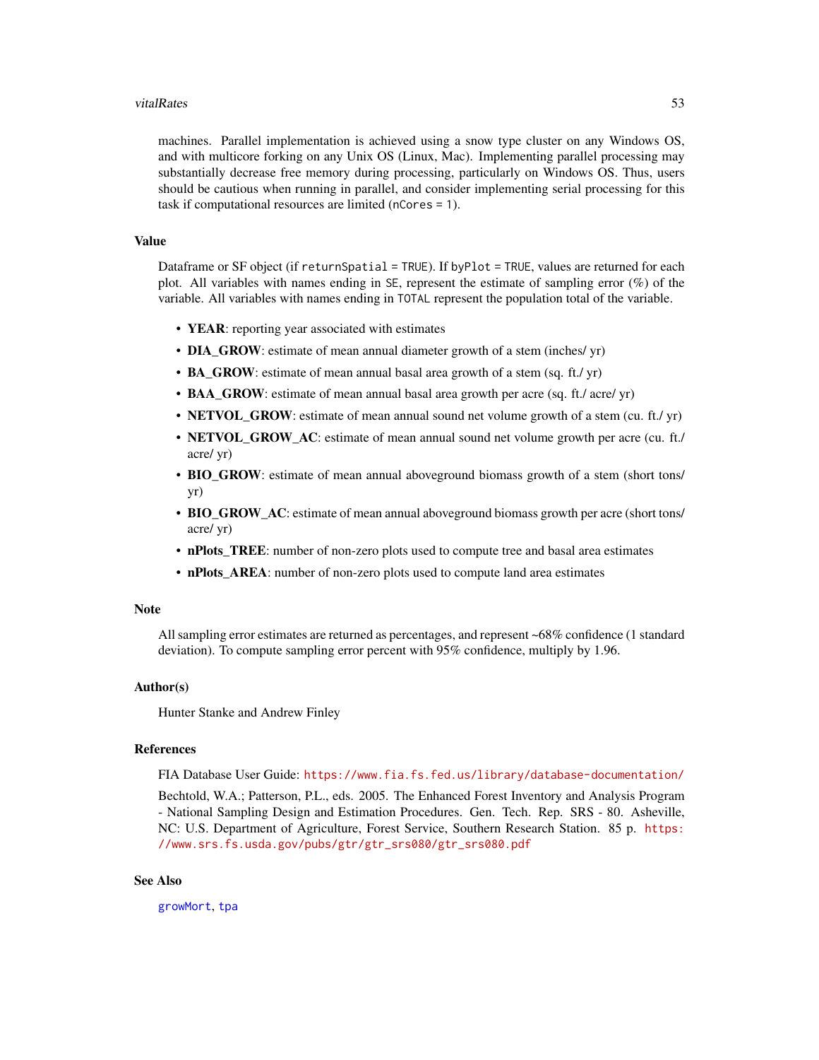machines. Parallel implementation is achieved using a snow type cluster on any Windows OS, and with multicore forking on any Unix OS (Linux, Mac). Implementing parallel processing may substantially decrease free memory during processing, particularly on Windows OS. Thus, users should be cautious when running in parallel, and consider implementing serial processing for this task if computational resources are limited (`nCores = 1`).

## Value

Dataframe or SF object (if `returnSpatial = TRUE`). If `byPlot = TRUE`, values are returned for each plot. All variables with names ending in `SE`, represent the estimate of sampling error (%) of the variable. All variables with names ending in `TOTAL` represent the population total of the variable.

- **YEAR**: reporting year associated with estimates
- **DIA_GROW**: estimate of mean annual diameter growth of a stem (inches/ yr)
- **BA_GROW**: estimate of mean annual basal area growth of a stem (sq. ft./ yr)
- **BAA_GROW**: estimate of mean annual basal area growth per acre (sq. ft./ acre/ yr)
- **NETVOL_GROW**: estimate of mean annual sound net volume growth of a stem (cu. ft./ yr)
- **NETVOL_GROW_AC**: estimate of mean annual sound net volume growth per acre (cu. ft./ acre/ yr)
- **BIO_GROW**: estimate of mean annual aboveground biomass growth of a stem (short tons/ yr)
- **BIO_GROW_AC**: estimate of mean annual aboveground biomass growth per acre (short tons/ acre/ yr)
- **nPlots_TREE**: number of non-zero plots used to compute tree and basal area estimates
- **nPlots_AREA**: number of non-zero plots used to compute land area estimates

## Note

All sampling error estimates are returned as percentages, and represent ~68% confidence (1 standard deviation). To compute sampling error percent with 95% confidence, multiply by 1.96.

## Author(s)

Hunter Stanke and Andrew Finley

## References

FIA Database User Guide: https://www.fia.fs.fed.us/library/database-documentation/

Bechtold, W.A.; Patterson, P.L., eds. 2005. The Enhanced Forest Inventory and Analysis Program - National Sampling Design and Estimation Procedures. Gen. Tech. Rep. SRS - 80. Asheville, NC: U.S. Department of Agriculture, Forest Service, Southern Research Station. 85 p. https://www.srs.fs.usda.gov/pubs/gtr/gtr_srs080/gtr_srs080.pdf

## See Also

`growMort`, `tpa`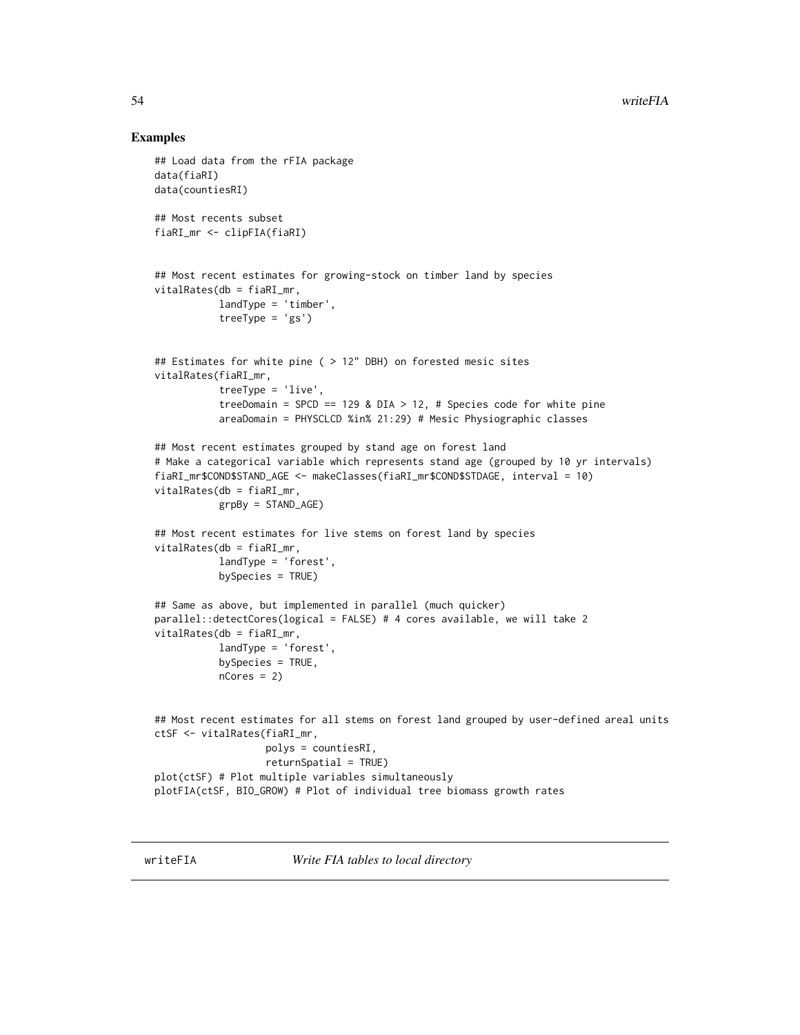## Examples

```
## Load data from the rFIA package
data(fiaRI)
data(countiesRI)

## Most recents subset
fiaRI_mr <- clipFIA(fiaRI)


## Most recent estimates for growing-stock on timber land by species
vitalRates(db = fiaRI_mr,
           landType = 'timber',
           treeType = 'gs')


## Estimates for white pine ( > 12" DBH) on forested mesic sites
vitalRates(fiaRI_mr,
           treeType = 'live',
           treeDomain = SPCD == 129 & DIA > 12, # Species code for white pine
           areaDomain = PHYSCLCD %in% 21:29) # Mesic Physiographic classes

## Most recent estimates grouped by stand age on forest land
# Make a categorical variable which represents stand age (grouped by 10 yr intervals)
fiaRI_mr$COND$STAND_AGE <- makeClasses(fiaRI_mr$COND$STDAGE, interval = 10)
vitalRates(db = fiaRI_mr,
           grpBy = STAND_AGE)

## Most recent estimates for live stems on forest land by species
vitalRates(db = fiaRI_mr,
           landType = 'forest',
           bySpecies = TRUE)

## Same as above, but implemented in parallel (much quicker)
parallel::detectCores(logical = FALSE) # 4 cores available, we will take 2
vitalRates(db = fiaRI_mr,
           landType = 'forest',
           bySpecies = TRUE,
           nCores = 2)


## Most recent estimates for all stems on forest land grouped by user-defined areal units
ctSF <- vitalRates(fiaRI_mr,
                  polys = countiesRI,
                  returnSpatial = TRUE)
plot(ctSF) # Plot multiple variables simultaneously
plotFIA(ctSF, BIO_GROW) # Plot of individual tree biomass growth rates
```

---

writeFIA *Write FIA tables to local directory*

---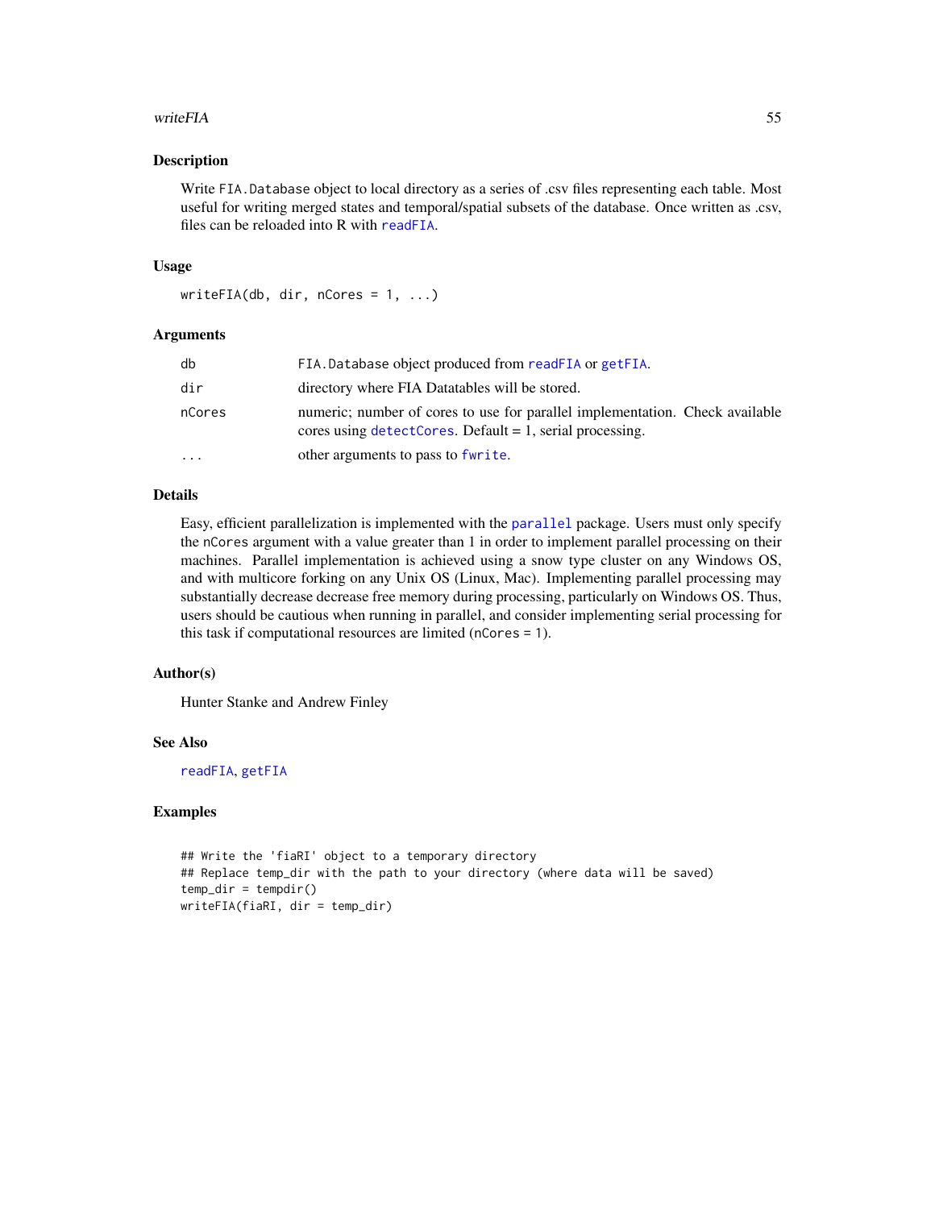## Description

Write FIA.Database object to local directory as a series of .csv files representing each table. Most useful for writing merged states and temporal/spatial subsets of the database. Once written as .csv, files can be reloaded into R with readFIA.

## Usage

```
writeFIA(db, dir, nCores = 1, ...)
```

## Arguments

| | |
|---|---|
| db | FIA.Database object produced from readFIA or getFIA. |
| dir | directory where FIA Datatables will be stored. |
| nCores | numeric; number of cores to use for parallel implementation. Check available cores using detectCores. Default = 1, serial processing. |
| ... | other arguments to pass to fwrite. |

## Details

Easy, efficient parallelization is implemented with the parallel package. Users must only specify the nCores argument with a value greater than 1 in order to implement parallel processing on their machines. Parallel implementation is achieved using a snow type cluster on any Windows OS, and with multicore forking on any Unix OS (Linux, Mac). Implementing parallel processing may substantially decrease decrease free memory during processing, particularly on Windows OS. Thus, users should be cautious when running in parallel, and consider implementing serial processing for this task if computational resources are limited (nCores = 1).

## Author(s)

Hunter Stanke and Andrew Finley

## See Also

readFIA, getFIA

## Examples

```
## Write the 'fiaRI' object to a temporary directory
## Replace temp_dir with the path to your directory (where data will be saved)
temp_dir = tempdir()
writeFIA(fiaRI, dir = temp_dir)
```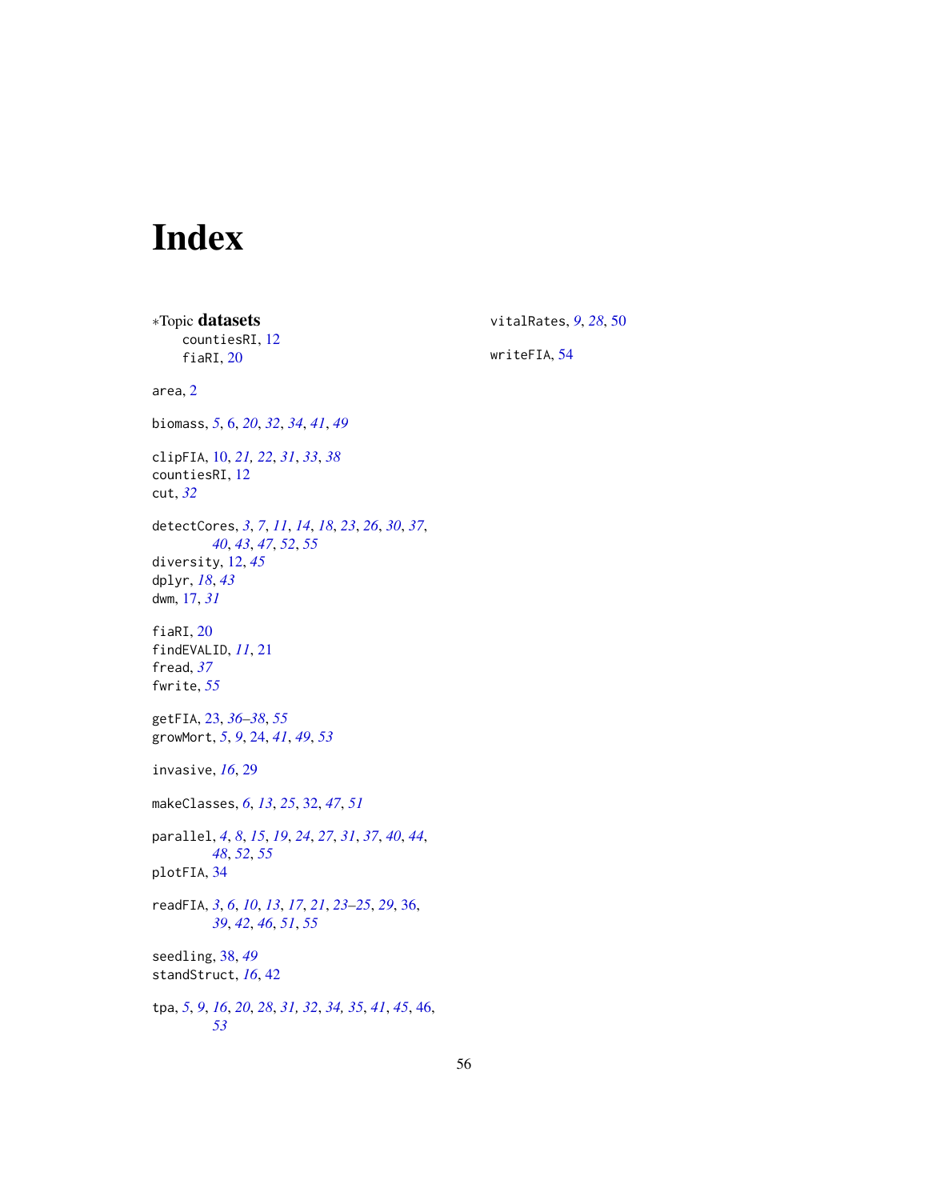# Index

∗Topic **datasets**

countiesRI, 12
fiaRI, 20

area, 2

biomass, *5*, 6, *20*, *32*, *34*, *41*, *49*

clipFIA, 10, *21, 22*, *31*, *33*, *38*
countiesRI, 12
cut, *32*

detectCores, *3*, *7*, *11*, *14*, *18*, *23*, *26*, *30*, *37*, *40*, *43*, *47*, *52*, *55*
diversity, 12, *45*
dplyr, *18*, *43*
dwm, 17, *31*

fiaRI, 20
findEVALID, *11*, 21
fread, *37*
fwrite, *55*

getFIA, 23, *36–38*, *55*
growMort, *5*, *9*, 24, *41*, *49*, *53*

invasive, *16*, 29

makeClasses, *6*, *13*, *25*, 32, *47*, *51*

parallel, *4*, *8*, *15*, *19*, *24*, *27*, *31*, *37*, *40*, *44*, *48*, *52*, *55*
plotFIA, 34

readFIA, *3*, *6*, *10*, *13*, *17*, *21*, *23–25*, *29*, 36, *39*, *42*, *46*, *51*, *55*

seedling, 38, *49*
standStruct, *16*, 42

tpa, *5*, *9*, *16*, *20*, *28*, *31, 32*, *34, 35*, *41*, *45*, 46, *53*

vitalRates, *9*, *28*, 50

writeFIA, 54